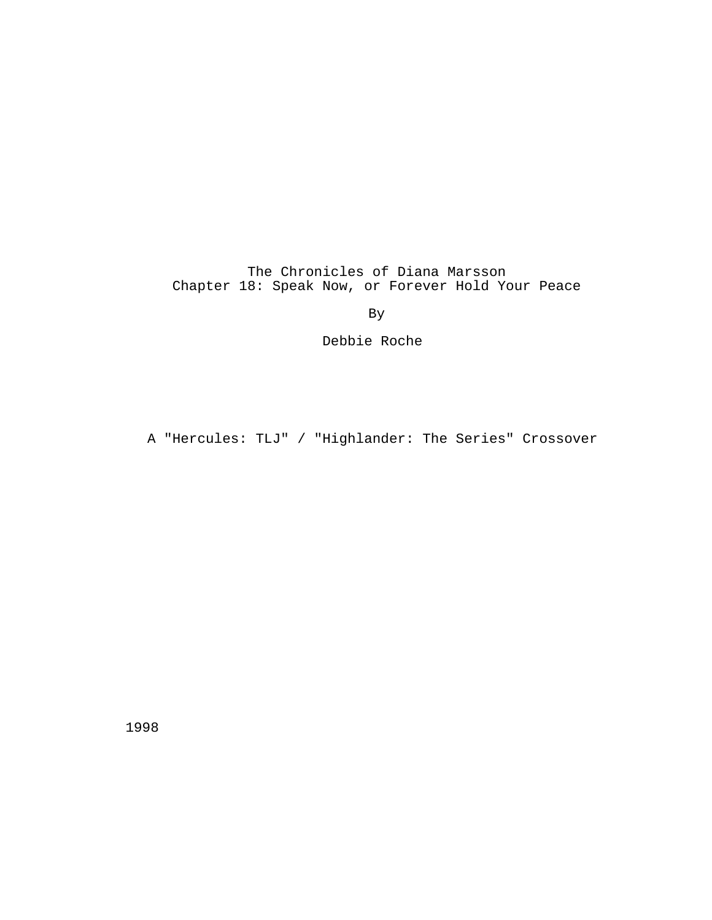# The Chronicles of Diana Marsson
## Chapter 18: Speak Now, or Forever Hold Your Peace

By

Debbie Roche

A "Hercules: TLJ" / "Highlander: The Series" Crossover

1998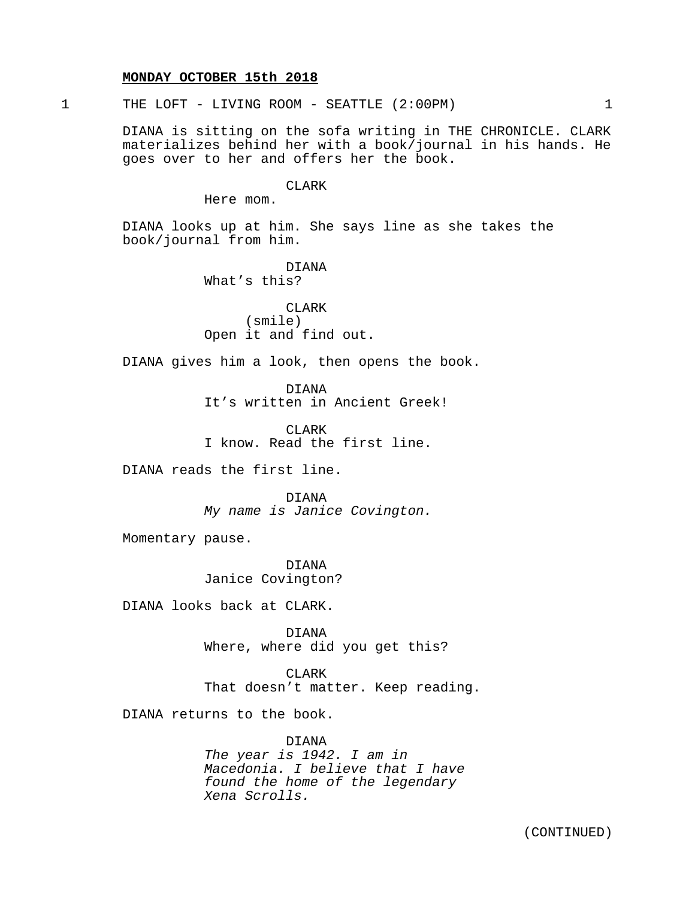**MONDAY OCTOBER 15th 2018**

1 THE LOFT - LIVING ROOM - SEATTLE (2:00PM) 1

DIANA is sitting on the sofa writing in THE CHRONICLE. CLARK materializes behind her with a book/journal in his hands. He goes over to her and offers her the book.

CLARK
Here mom.

DIANA looks up at him. She says line as she takes the book/journal from him.

DIANA
What's this?

CLARK
(smile)
Open it and find out.

DIANA gives him a look, then opens the book.

DIANA
It's written in Ancient Greek!

CLARK
I know. Read the first line.

DIANA reads the first line.

DIANA
*My name is Janice Covington.*

Momentary pause.

DIANA
Janice Covington?

DIANA looks back at CLARK.

DIANA
Where, where did you get this?

CLARK
That doesn't matter. Keep reading.

DIANA returns to the book.

DIANA
*The year is 1942. I am in Macedonia. I believe that I have found the home of the legendary Xena Scrolls.*

(CONTINUED)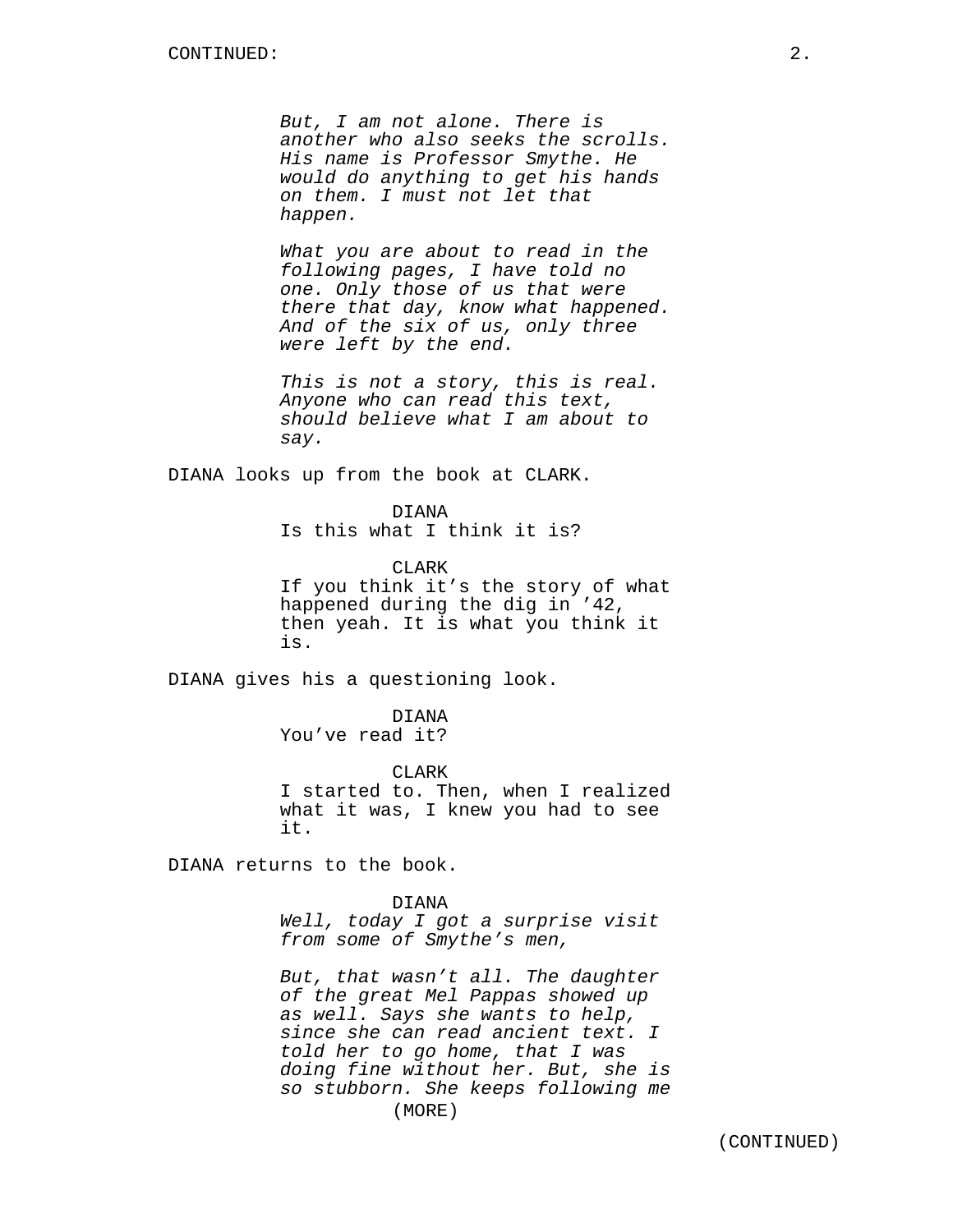*But, I am not alone. There is another who also seeks the scrolls. His name is Professor Smythe. He would do anything to get his hands on them. I must not let that happen.*

*What you are about to read in the following pages, I have told no one. Only those of us that were there that day, know what happened. And of the six of us, only three were left by the end.*

*This is not a story, this is real. Anyone who can read this text, should believe what I am about to say.*

DIANA looks up from the book at CLARK.

DIANA
Is this what I think it is?

CLARK
If you think it's the story of what happened during the dig in '42, then yeah. It is what you think it is.

DIANA gives his a questioning look.

DIANA
You've read it?

CLARK
I started to. Then, when I realized what it was, I knew you had to see it.

DIANA returns to the book.

DIANA
*Well, today I got a surprise visit from some of Smythe's men,*

*But, that wasn't all. The daughter of the great Mel Pappas showed up as well. Says she wants to help, since she can read ancient text. I told her to go home, that I was doing fine without her. But, she is so stubborn. She keeps following me*
(MORE)

(CONTINUED)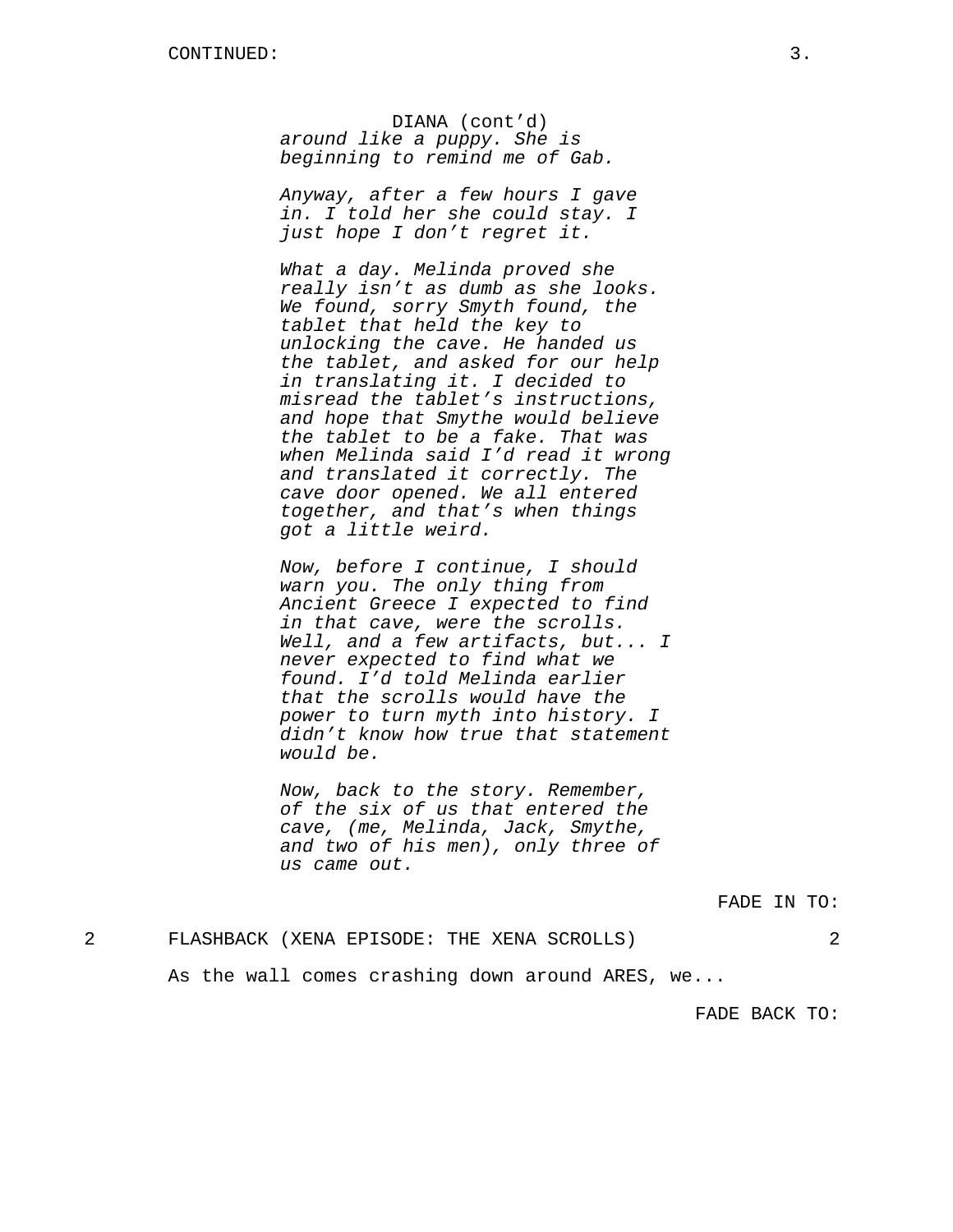DIANA (cont'd)

*around like a puppy. She is beginning to remind me of Gab.*

*Anyway, after a few hours I gave in. I told her she could stay. I just hope I don't regret it.*

*What a day. Melinda proved she really isn't as dumb as she looks. We found, sorry Smyth found, the tablet that held the key to unlocking the cave. He handed us the tablet, and asked for our help in translating it. I decided to misread the tablet's instructions, and hope that Smythe would believe the tablet to be a fake. That was when Melinda said I'd read it wrong and translated it correctly. The cave door opened. We all entered together, and that's when things got a little weird.*

*Now, before I continue, I should warn you. The only thing from Ancient Greece I expected to find in that cave, were the scrolls. Well, and a few artifacts, but... I never expected to find what we found. I'd told Melinda earlier that the scrolls would have the power to turn myth into history. I didn't know how true that statement would be.*

*Now, back to the story. Remember, of the six of us that entered the cave, (me, Melinda, Jack, Smythe, and two of his men), only three of us came out.*

FADE IN TO:

2 FLASHBACK (XENA EPISODE: THE XENA SCROLLS) 2

As the wall comes crashing down around ARES, we...

FADE BACK TO: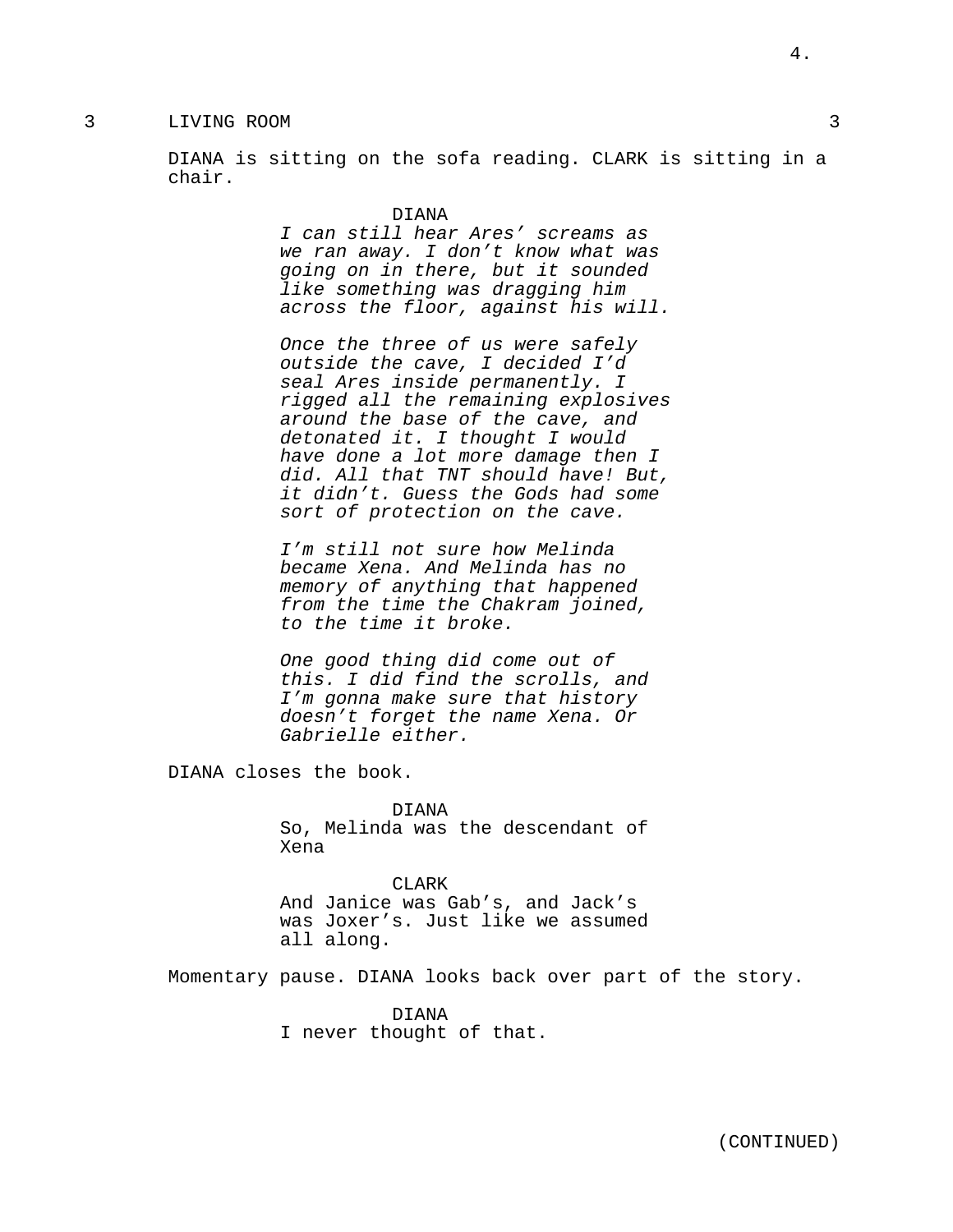3 LIVING ROOM 3

DIANA is sitting on the sofa reading. CLARK is sitting in a chair.

DIANA

*I can still hear Ares' screams as we ran away. I don't know what was going on in there, but it sounded like something was dragging him across the floor, against his will.*

*Once the three of us were safely outside the cave, I decided I'd seal Ares inside permanently. I rigged all the remaining explosives around the base of the cave, and detonated it. I thought I would have done a lot more damage then I did. All that TNT should have! But, it didn't. Guess the Gods had some sort of protection on the cave.*

*I'm still not sure how Melinda became Xena. And Melinda has no memory of anything that happened from the time the Chakram joined, to the time it broke.*

*One good thing did come out of this. I did find the scrolls, and I'm gonna make sure that history doesn't forget the name Xena. Or Gabrielle either.*

DIANA closes the book.

DIANA

So, Melinda was the descendant of Xena

CLARK

And Janice was Gab's, and Jack's was Joxer's. Just like we assumed all along.

Momentary pause. DIANA looks back over part of the story.

DIANA

I never thought of that.

(CONTINUED)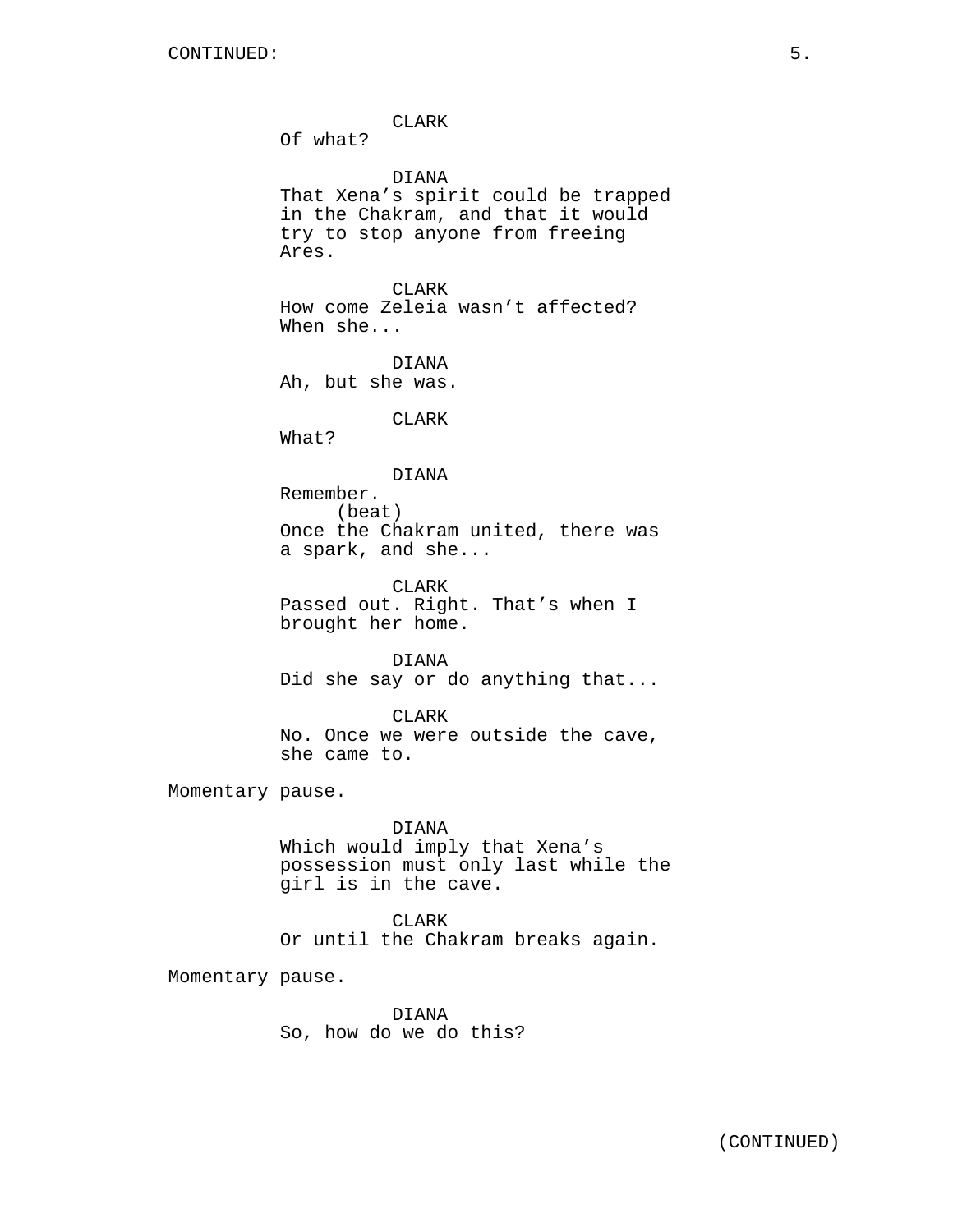CONTINUED:

CLARK
Of what?

DIANA
That Xena's spirit could be trapped in the Chakram, and that it would try to stop anyone from freeing Ares.

CLARK
How come Zeleia wasn't affected? When she...

DIANA
Ah, but she was.

CLARK
What?

DIANA
Remember.
(beat)
Once the Chakram united, there was a spark, and she...

CLARK
Passed out. Right. That's when I brought her home.

DIANA
Did she say or do anything that...

CLARK
No. Once we were outside the cave, she came to.

Momentary pause.

DIANA
Which would imply that Xena's possession must only last while the girl is in the cave.

CLARK
Or until the Chakram breaks again.

Momentary pause.

DIANA
So, how do we do this?

(CONTINUED)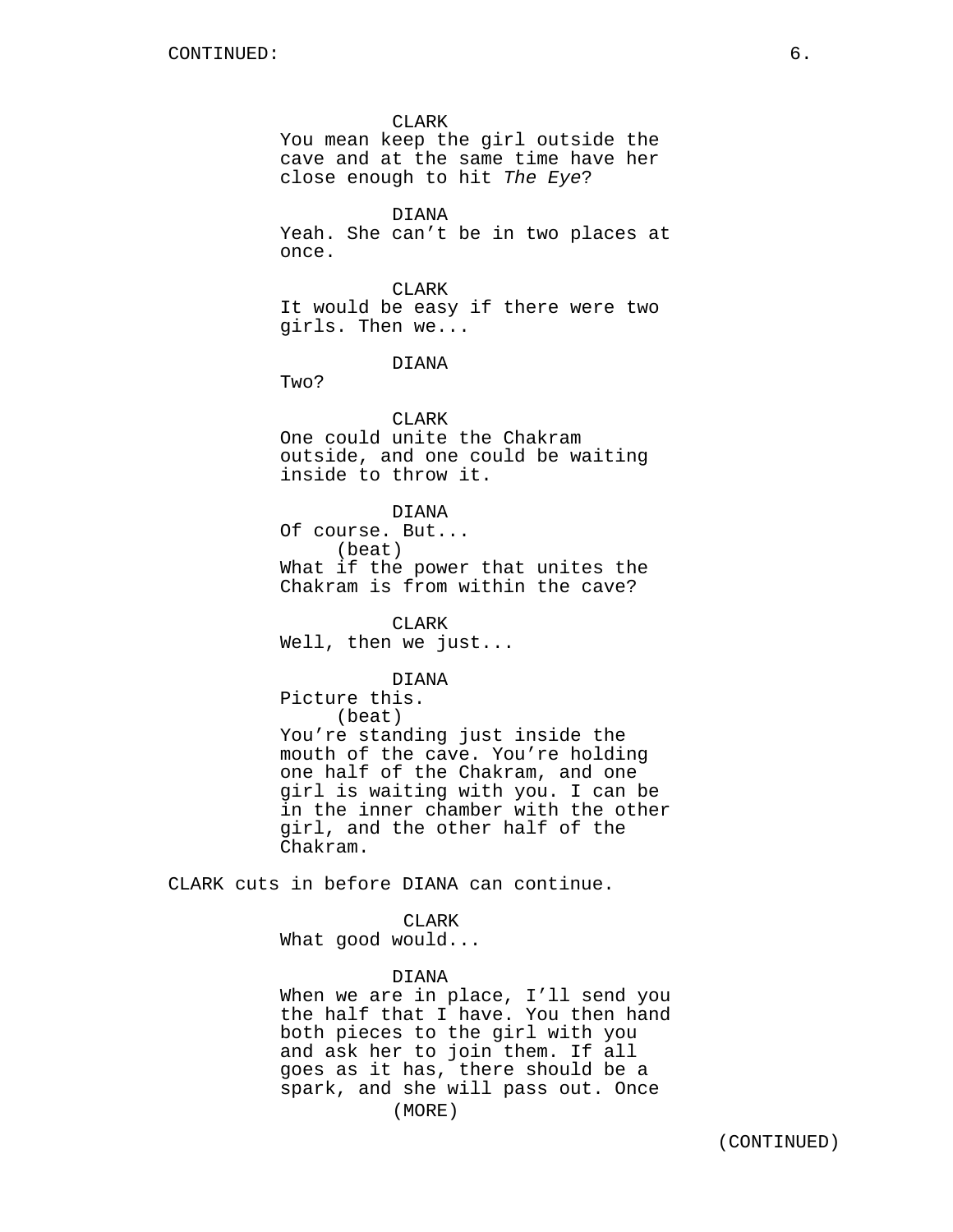CLARK
You mean keep the girl outside the cave and at the same time have her close enough to hit *The Eye*?

DIANA
Yeah. She can't be in two places at once.

CLARK
It would be easy if there were two girls. Then we...

DIANA
Two?

CLARK
One could unite the Chakram outside, and one could be waiting inside to throw it.

DIANA
Of course. But...
(beat)
What if the power that unites the Chakram is from within the cave?

CLARK
Well, then we just...

DIANA
Picture this.
(beat)
You're standing just inside the mouth of the cave. You're holding one half of the Chakram, and one girl is waiting with you. I can be in the inner chamber with the other girl, and the other half of the Chakram.

CLARK cuts in before DIANA can continue.

CLARK
What good would...

DIANA
When we are in place, I'll send you the half that I have. You then hand both pieces to the girl with you and ask her to join them. If all goes as it has, there should be a spark, and she will pass out. Once
(MORE)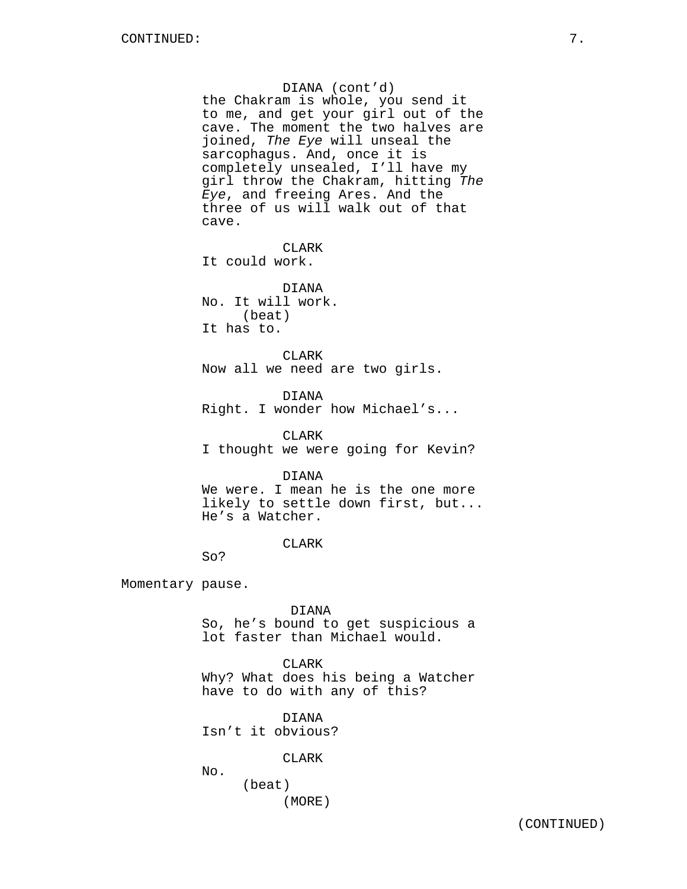DIANA (cont'd)
the Chakram is whole, you send it to me, and get your girl out of the cave. The moment the two halves are joined, *The Eye* will unseal the sarcophagus. And, once it is completely unsealed, I'll have my girl throw the Chakram, hitting *The Eye*, and freeing Ares. And the three of us will walk out of that cave.

CLARK
It could work.

DIANA
No. It will work.
(beat)
It has to.

CLARK
Now all we need are two girls.

DIANA
Right. I wonder how Michael's...

CLARK
I thought we were going for Kevin?

DIANA
We were. I mean he is the one more likely to settle down first, but... He's a Watcher.

CLARK
So?

Momentary pause.

DIANA
So, he's bound to get suspicious a lot faster than Michael would.

CLARK
Why? What does his being a Watcher have to do with any of this?

DIANA
Isn't it obvious?

CLARK
No.
(beat)
(MORE)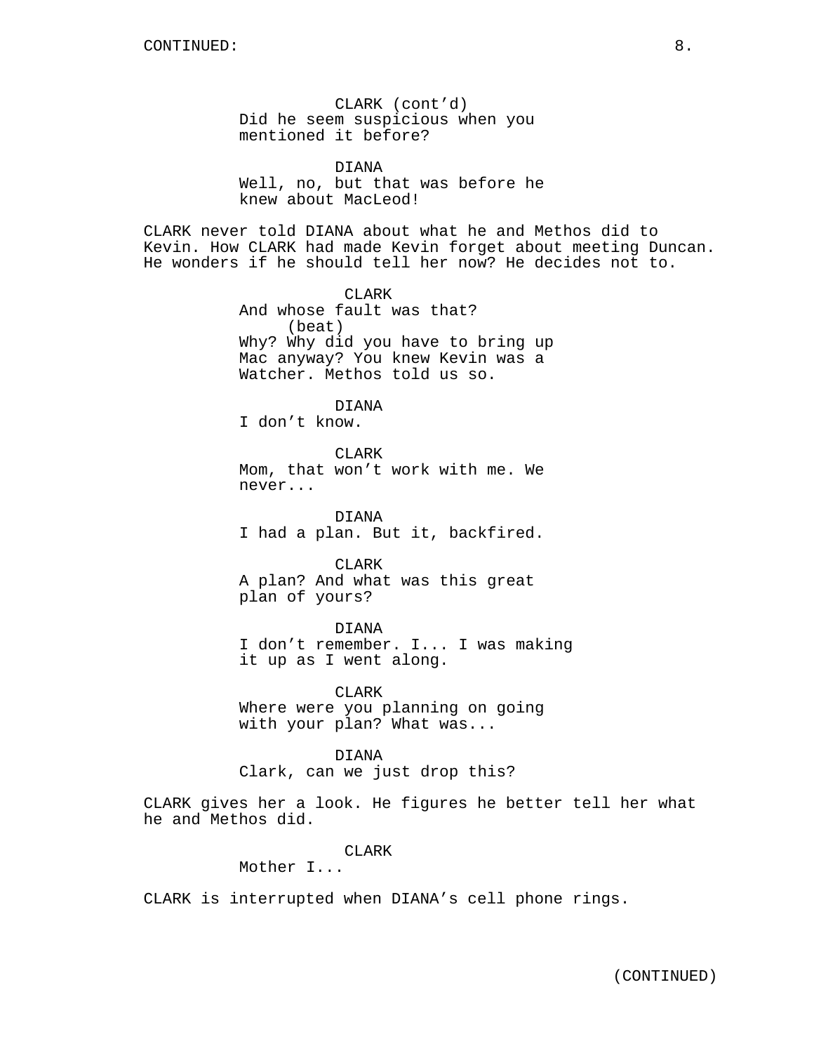CONTINUED:

CLARK (cont'd)
Did he seem suspicious when you mentioned it before?

DIANA
Well, no, but that was before he knew about MacLeod!

CLARK never told DIANA about what he and Methos did to Kevin. How CLARK had made Kevin forget about meeting Duncan. He wonders if he should tell her now? He decides not to.

CLARK
And whose fault was that?
(beat)
Why? Why did you have to bring up Mac anyway? You knew Kevin was a Watcher. Methos told us so.

DIANA
I don't know.

CLARK
Mom, that won't work with me. We never...

DIANA
I had a plan. But it, backfired.

CLARK
A plan? And what was this great plan of yours?

DIANA
I don't remember. I... I was making it up as I went along.

CLARK
Where were you planning on going with your plan? What was...

DIANA
Clark, can we just drop this?

CLARK gives her a look. He figures he better tell her what he and Methos did.

CLARK
Mother I...

CLARK is interrupted when DIANA's cell phone rings.

(CONTINUED)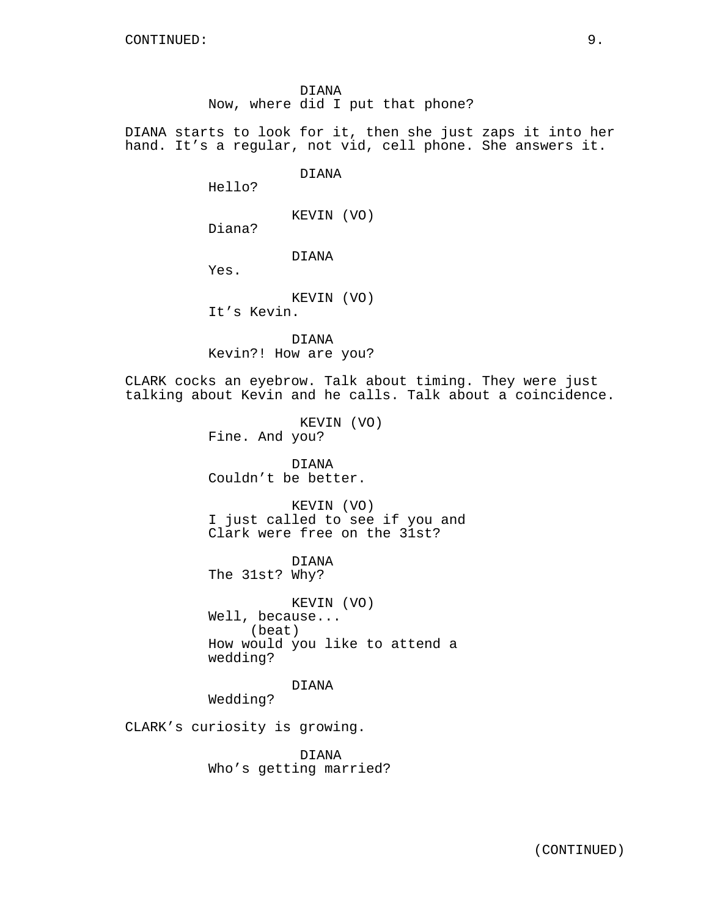DIANA
Now, where did I put that phone?

DIANA starts to look for it, then she just zaps it into her hand. It's a regular, not vid, cell phone. She answers it.

DIANA
Hello?

KEVIN (VO)
Diana?

DIANA
Yes.

KEVIN (VO)
It's Kevin.

DIANA
Kevin?! How are you?

CLARK cocks an eyebrow. Talk about timing. They were just talking about Kevin and he calls. Talk about a coincidence.

KEVIN (VO)
Fine. And you?

DIANA
Couldn't be better.

KEVIN (VO)
I just called to see if you and Clark were free on the 31st?

DIANA
The 31st? Why?

KEVIN (VO)
Well, because...
(beat)
How would you like to attend a wedding?

DIANA
Wedding?

CLARK's curiosity is growing.

DIANA
Who's getting married?

(CONTINUED)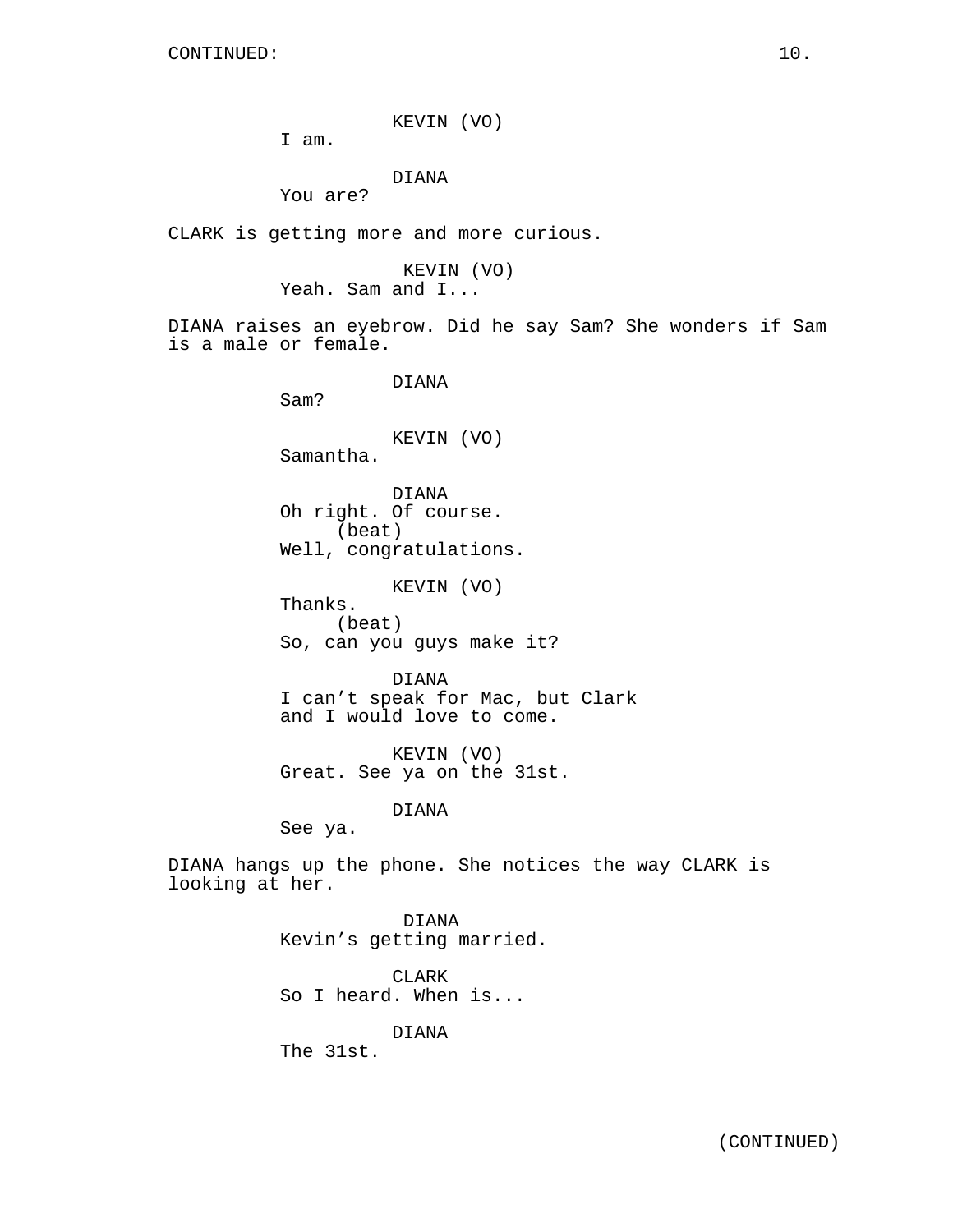KEVIN (VO)
I am.

DIANA
You are?

CLARK is getting more and more curious.

KEVIN (VO)
Yeah. Sam and I...

DIANA raises an eyebrow. Did he say Sam? She wonders if Sam is a male or female.

DIANA
Sam?

KEVIN (VO)
Samantha.

DIANA
Oh right. Of course.
(beat)
Well, congratulations.

KEVIN (VO)
Thanks.
(beat)
So, can you guys make it?

DIANA
I can't speak for Mac, but Clark and I would love to come.

KEVIN (VO)
Great. See ya on the 31st.

DIANA
See ya.

DIANA hangs up the phone. She notices the way CLARK is looking at her.

DIANA
Kevin's getting married.

CLARK
So I heard. When is...

DIANA
The 31st.

(CONTINUED)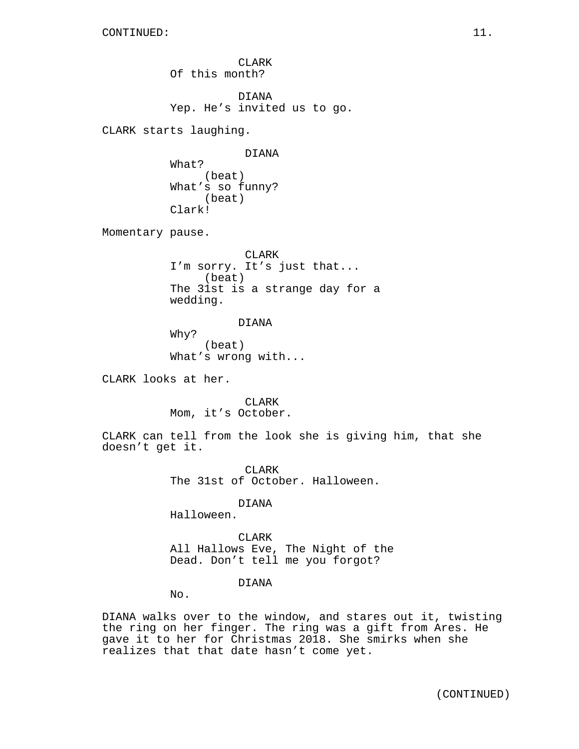CONTINUED:

CLARK
Of this month?

DIANA
Yep. He's invited us to go.

CLARK starts laughing.

DIANA
What?
(beat)
What's so funny?
(beat)
Clark!

Momentary pause.

CLARK
I'm sorry. It's just that...
(beat)
The 31st is a strange day for a wedding.

DIANA
Why?
(beat)
What's wrong with...

CLARK looks at her.

CLARK
Mom, it's October.

CLARK can tell from the look she is giving him, that she doesn't get it.

CLARK
The 31st of October. Halloween.

DIANA
Halloween.

CLARK
All Hallows Eve, The Night of the Dead. Don't tell me you forgot?

DIANA
No.

DIANA walks over to the window, and stares out it, twisting the ring on her finger. The ring was a gift from Ares. He gave it to her for Christmas 2018. She smirks when she realizes that that date hasn't come yet.

(CONTINUED)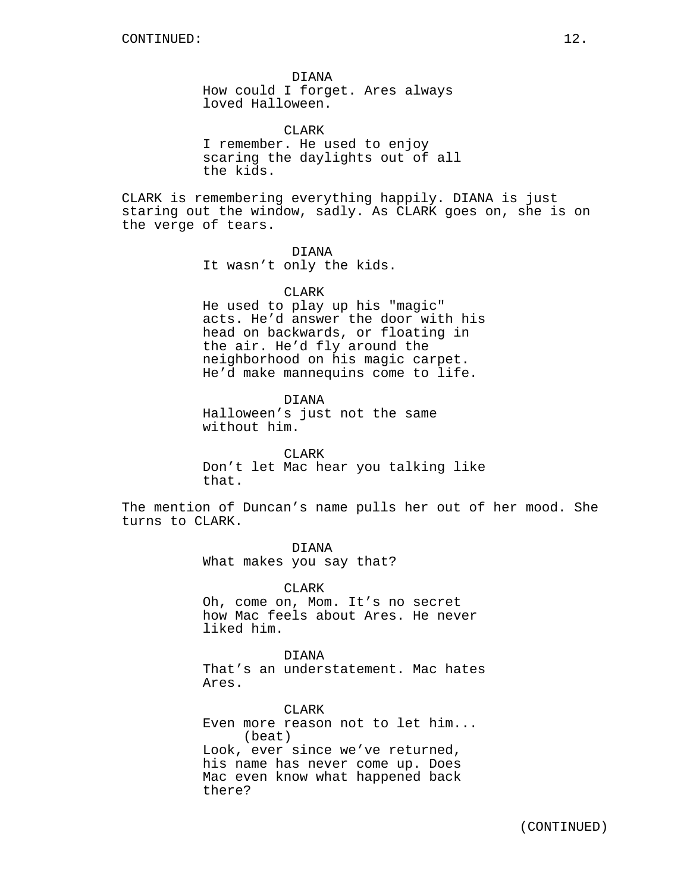CONTINUED:

DIANA
How could I forget. Ares always loved Halloween.

CLARK
I remember. He used to enjoy scaring the daylights out of all the kids.

CLARK is remembering everything happily. DIANA is just staring out the window, sadly. As CLARK goes on, she is on the verge of tears.

DIANA
It wasn't only the kids.

CLARK
He used to play up his "magic" acts. He'd answer the door with his head on backwards, or floating in the air. He'd fly around the neighborhood on his magic carpet. He'd make mannequins come to life.

DIANA
Halloween's just not the same without him.

CLARK
Don't let Mac hear you talking like that.

The mention of Duncan's name pulls her out of her mood. She turns to CLARK.

DIANA
What makes you say that?

CLARK
Oh, come on, Mom. It's no secret how Mac feels about Ares. He never liked him.

DIANA
That's an understatement. Mac hates Ares.

CLARK
Even more reason not to let him...
(beat)
Look, ever since we've returned, his name has never come up. Does Mac even know what happened back there?

(CONTINUED)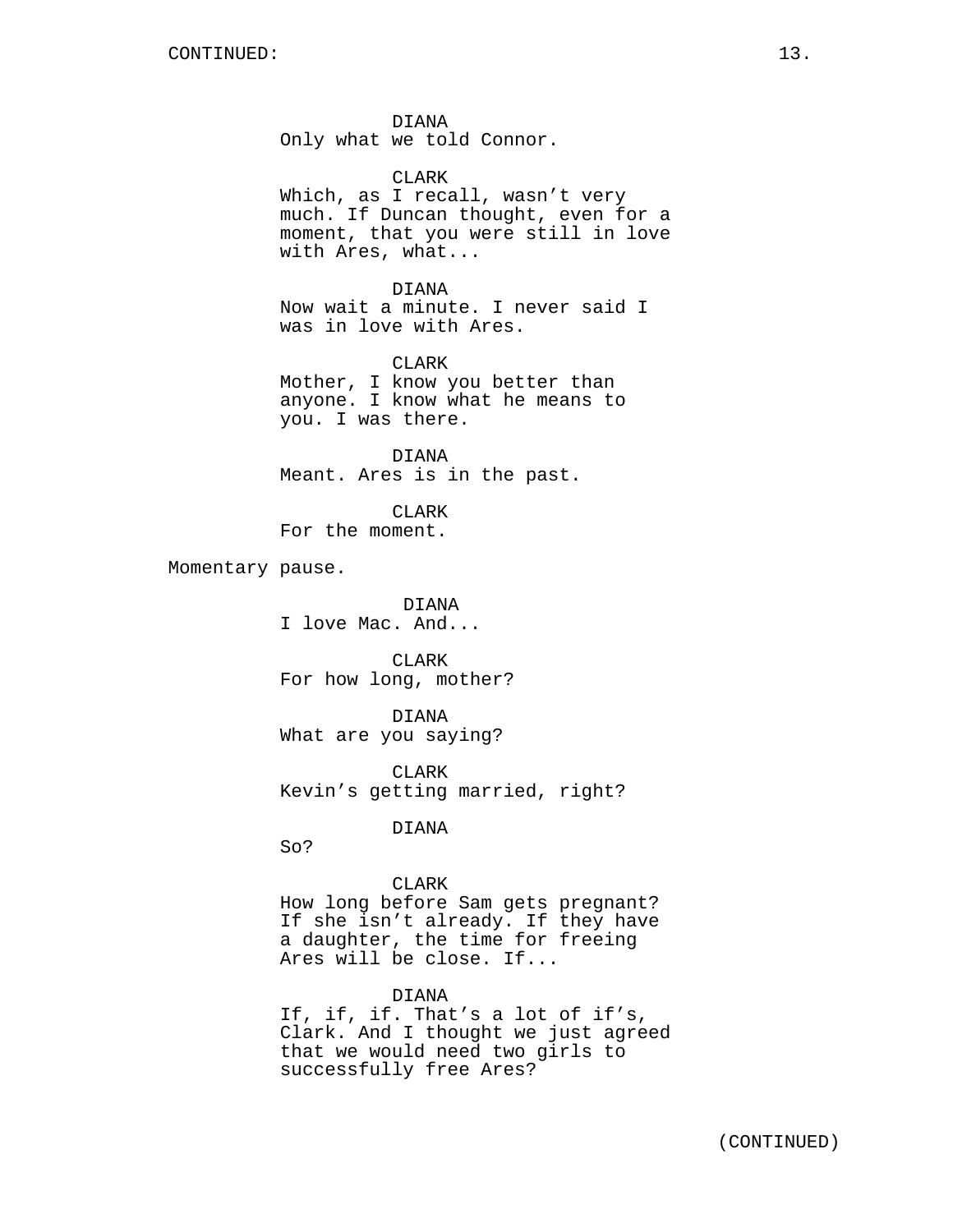DIANA
Only what we told Connor.

CLARK
Which, as I recall, wasn't very much. If Duncan thought, even for a moment, that you were still in love with Ares, what...

DIANA
Now wait a minute. I never said I was in love with Ares.

CLARK
Mother, I know you better than anyone. I know what he means to you. I was there.

DIANA
Meant. Ares is in the past.

CLARK
For the moment.

Momentary pause.

DIANA
I love Mac. And...

CLARK
For how long, mother?

DIANA
What are you saying?

CLARK
Kevin's getting married, right?

DIANA
So?

CLARK
How long before Sam gets pregnant? If she isn't already. If they have a daughter, the time for freeing Ares will be close. If...

DIANA
If, if, if. That's a lot of if's, Clark. And I thought we just agreed that we would need two girls to successfully free Ares?

(CONTINUED)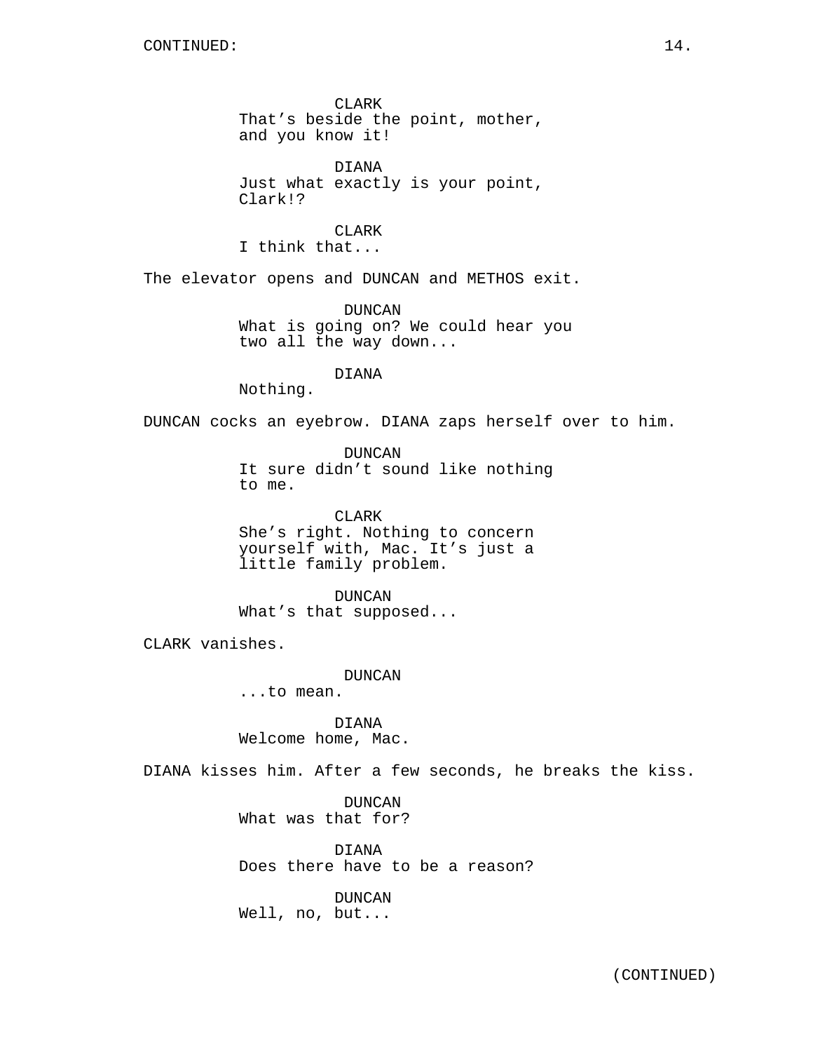CLARK
That's beside the point, mother, and you know it!

DIANA
Just what exactly is your point, Clark!?

CLARK
I think that...

The elevator opens and DUNCAN and METHOS exit.

DUNCAN
What is going on? We could hear you two all the way down...

DIANA
Nothing.

DUNCAN cocks an eyebrow. DIANA zaps herself over to him.

DUNCAN
It sure didn't sound like nothing to me.

CLARK
She's right. Nothing to concern yourself with, Mac. It's just a little family problem.

DUNCAN
What's that supposed...

CLARK vanishes.

DUNCAN
...to mean.

DIANA
Welcome home, Mac.

DIANA kisses him. After a few seconds, he breaks the kiss.

DUNCAN
What was that for?

DIANA
Does there have to be a reason?

DUNCAN
Well, no, but...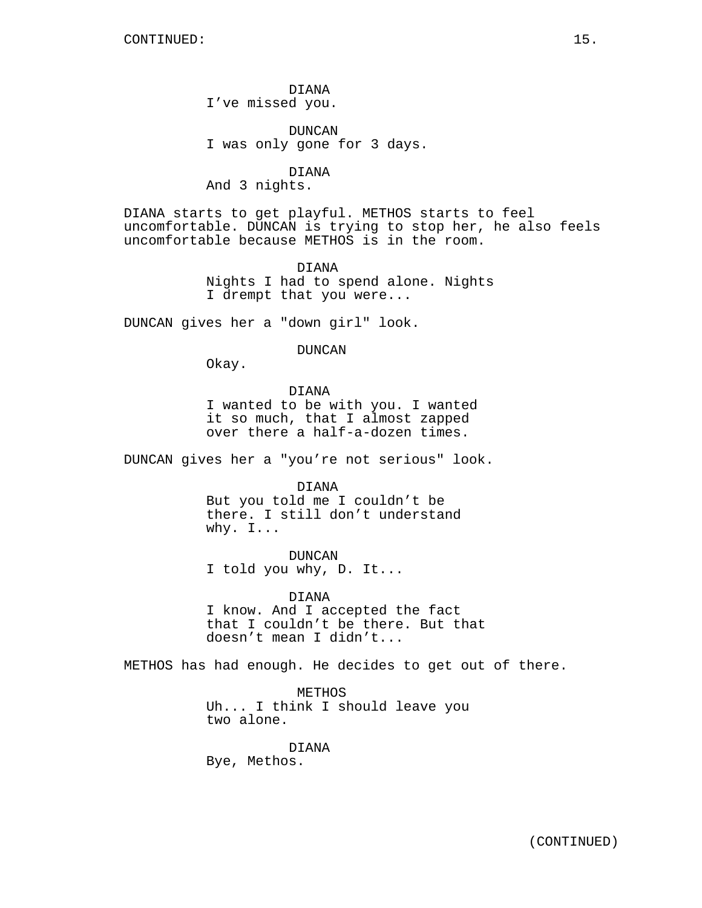CONTINUED:

DIANA
I've missed you.

DUNCAN
I was only gone for 3 days.

DIANA
And 3 nights.

DIANA starts to get playful. METHOS starts to feel uncomfortable. DUNCAN is trying to stop her, he also feels uncomfortable because METHOS is in the room.

DIANA
Nights I had to spend alone. Nights I drempt that you were...

DUNCAN gives her a "down girl" look.

DUNCAN
Okay.

DIANA
I wanted to be with you. I wanted it so much, that I almost zapped over there a half-a-dozen times.

DUNCAN gives her a "you're not serious" look.

DIANA
But you told me I couldn't be there. I still don't understand why. I...

DUNCAN
I told you why, D. It...

DIANA
I know. And I accepted the fact that I couldn't be there. But that doesn't mean I didn't...

METHOS has had enough. He decides to get out of there.

METHOS
Uh... I think I should leave you two alone.

DIANA
Bye, Methos.

(CONTINUED)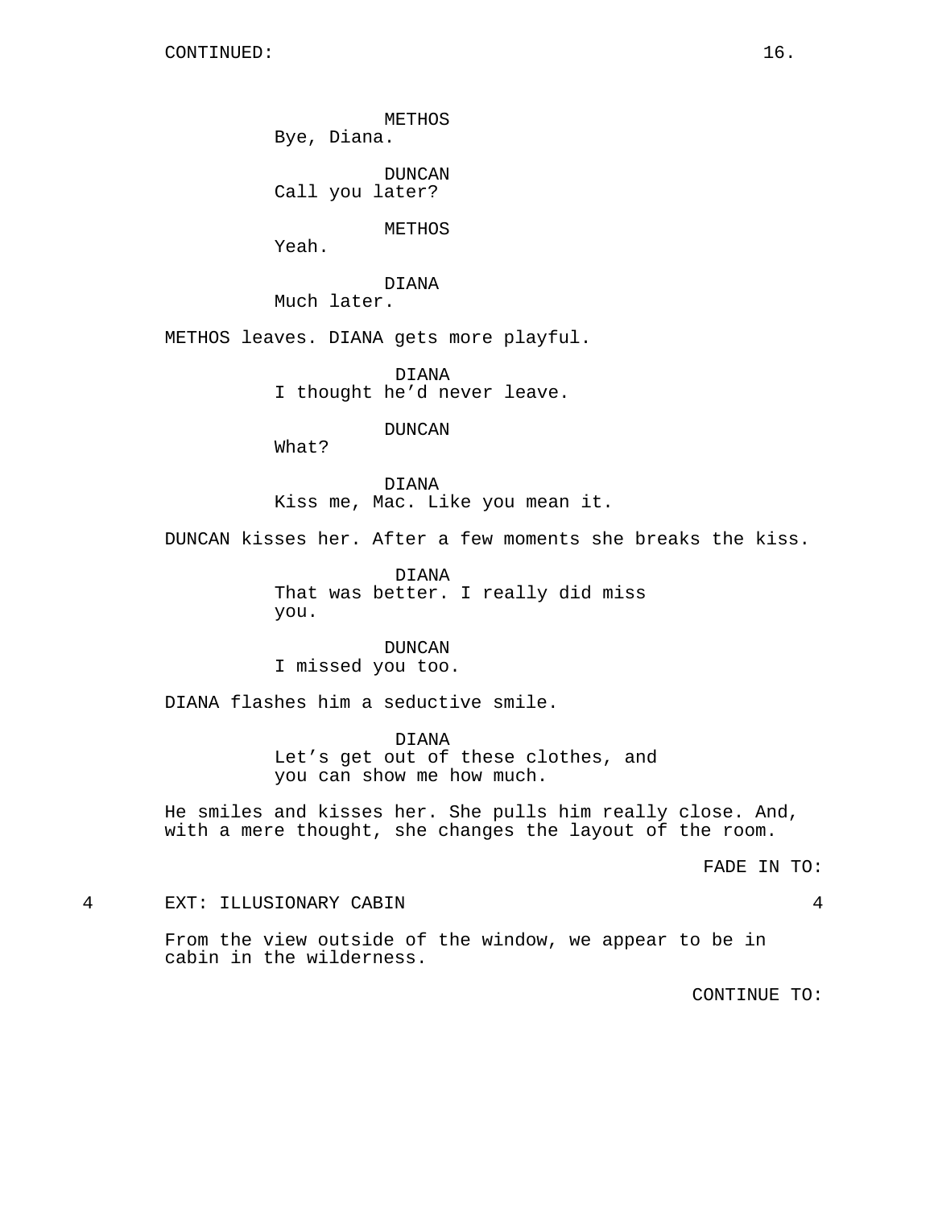CONTINUED:

METHOS
Bye, Diana.

DUNCAN
Call you later?

METHOS
Yeah.

DIANA
Much later.

METHOS leaves. DIANA gets more playful.

DIANA
I thought he'd never leave.

DUNCAN
What?

DIANA
Kiss me, Mac. Like you mean it.

DUNCAN kisses her. After a few moments she breaks the kiss.

DIANA
That was better. I really did miss you.

DUNCAN
I missed you too.

DIANA flashes him a seductive smile.

DIANA
Let's get out of these clothes, and you can show me how much.

He smiles and kisses her. She pulls him really close. And, with a mere thought, she changes the layout of the room.

FADE IN TO:

4 EXT: ILLUSIONARY CABIN 4

From the view outside of the window, we appear to be in cabin in the wilderness.

CONTINUE TO: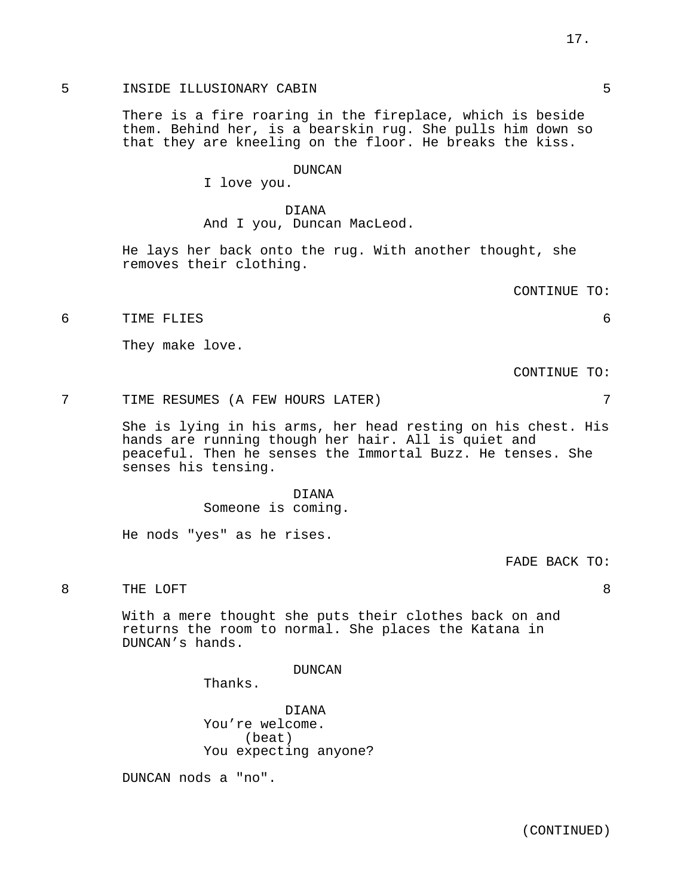5 INSIDE ILLUSIONARY CABIN 5

There is a fire roaring in the fireplace, which is beside them. Behind her, is a bearskin rug. She pulls him down so that they are kneeling on the floor. He breaks the kiss.

DUNCAN
I love you.

DIANA
And I you, Duncan MacLeod.

He lays her back onto the rug. With another thought, she removes their clothing.

CONTINUE TO:

6 TIME FLIES 6

They make love.

CONTINUE TO:

7 TIME RESUMES (A FEW HOURS LATER) 7

She is lying in his arms, her head resting on his chest. His hands are running though her hair. All is quiet and peaceful. Then he senses the Immortal Buzz. He tenses. She senses his tensing.

DIANA
Someone is coming.

He nods "yes" as he rises.

FADE BACK TO:

8 THE LOFT 8

With a mere thought she puts their clothes back on and returns the room to normal. She places the Katana in DUNCAN's hands.

DUNCAN
Thanks.

DIANA
You're welcome.
(beat)
You expecting anyone?

DUNCAN nods a "no".

(CONTINUED)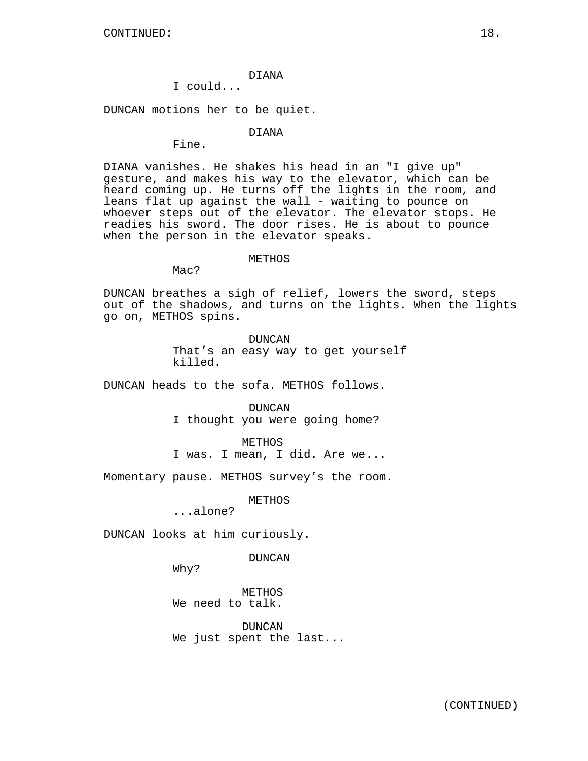DIANA
I could...

DUNCAN motions her to be quiet.

DIANA
Fine.

DIANA vanishes. He shakes his head in an "I give up" gesture, and makes his way to the elevator, which can be heard coming up. He turns off the lights in the room, and leans flat up against the wall - waiting to pounce on whoever steps out of the elevator. The elevator stops. He readies his sword. The door rises. He is about to pounce when the person in the elevator speaks.

METHOS
Mac?

DUNCAN breathes a sigh of relief, lowers the sword, steps out of the shadows, and turns on the lights. When the lights go on, METHOS spins.

DUNCAN
That’s an easy way to get yourself killed.

DUNCAN heads to the sofa. METHOS follows.

DUNCAN
I thought you were going home?

METHOS
I was. I mean, I did. Are we...

Momentary pause. METHOS survey’s the room.

METHOS
...alone?

DUNCAN looks at him curiously.

DUNCAN
Why?

METHOS
We need to talk.

DUNCAN
We just spent the last...

(CONTINUED)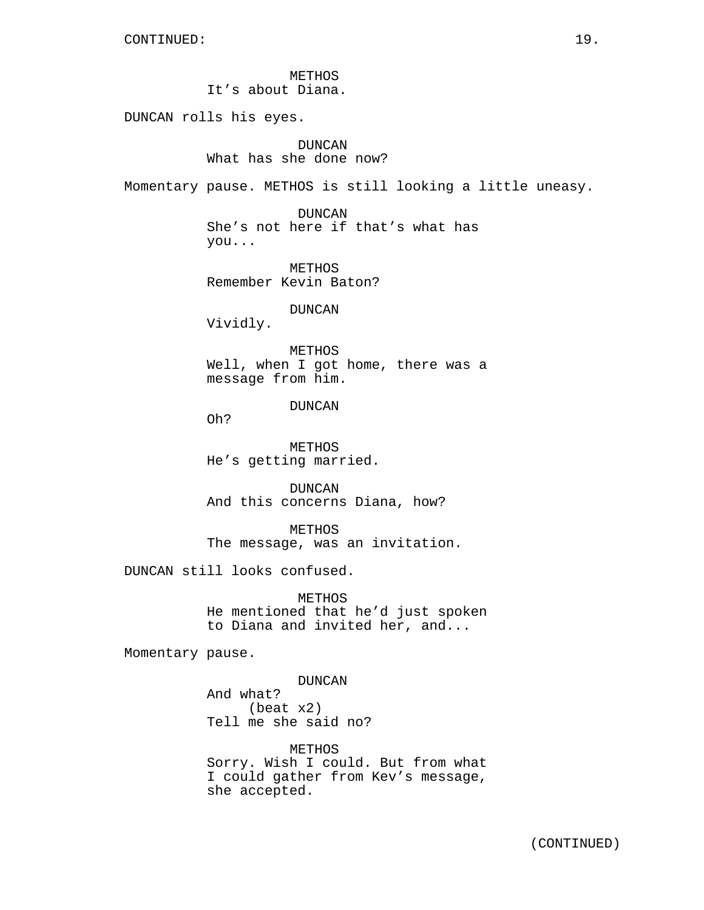CONTINUED:

METHOS
It's about Diana.

DUNCAN rolls his eyes.

DUNCAN
What has she done now?

Momentary pause. METHOS is still looking a little uneasy.

DUNCAN
She's not here if that's what has you...

METHOS
Remember Kevin Baton?

DUNCAN
Vividly.

METHOS
Well, when I got home, there was a message from him.

DUNCAN
Oh?

METHOS
He's getting married.

DUNCAN
And this concerns Diana, how?

METHOS
The message, was an invitation.

DUNCAN still looks confused.

METHOS
He mentioned that he'd just spoken to Diana and invited her, and...

Momentary pause.

DUNCAN
And what?
(beat x2)
Tell me she said no?

METHOS
Sorry. Wish I could. But from what I could gather from Kev's message, she accepted.

(CONTINUED)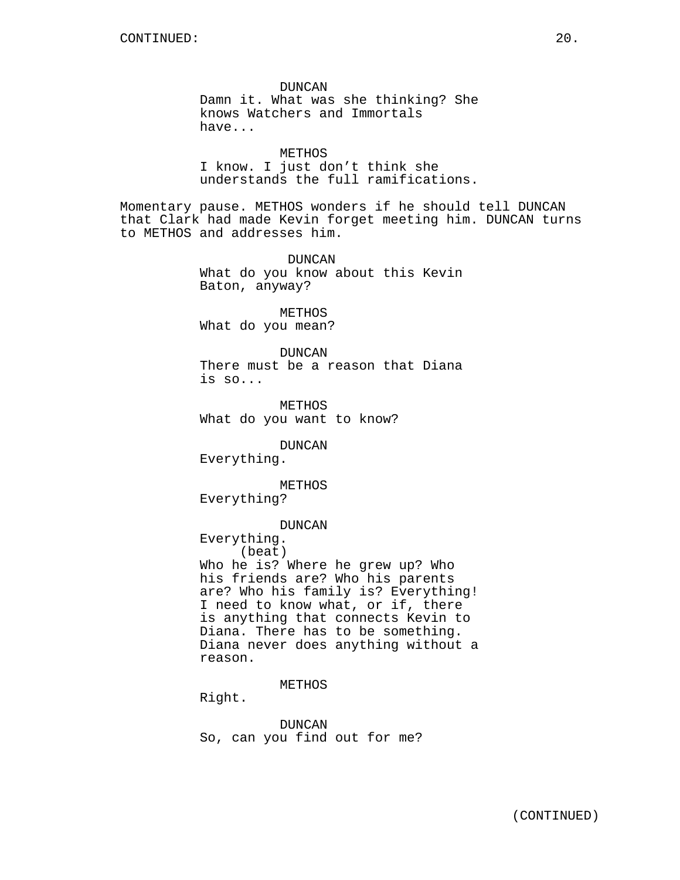CONTINUED:

DUNCAN
Damn it. What was she thinking? She knows Watchers and Immortals have...

METHOS
I know. I just don't think she understands the full ramifications.

Momentary pause. METHOS wonders if he should tell DUNCAN that Clark had made Kevin forget meeting him. DUNCAN turns to METHOS and addresses him.

DUNCAN
What do you know about this Kevin Baton, anyway?

METHOS
What do you mean?

DUNCAN
There must be a reason that Diana is so...

METHOS
What do you want to know?

DUNCAN
Everything.

METHOS
Everything?

DUNCAN
Everything.
(beat)
Who he is? Where he grew up? Who his friends are? Who his parents are? Who his family is? Everything! I need to know what, or if, there is anything that connects Kevin to Diana. There has to be something. Diana never does anything without a reason.

METHOS
Right.

DUNCAN
So, can you find out for me?

(CONTINUED)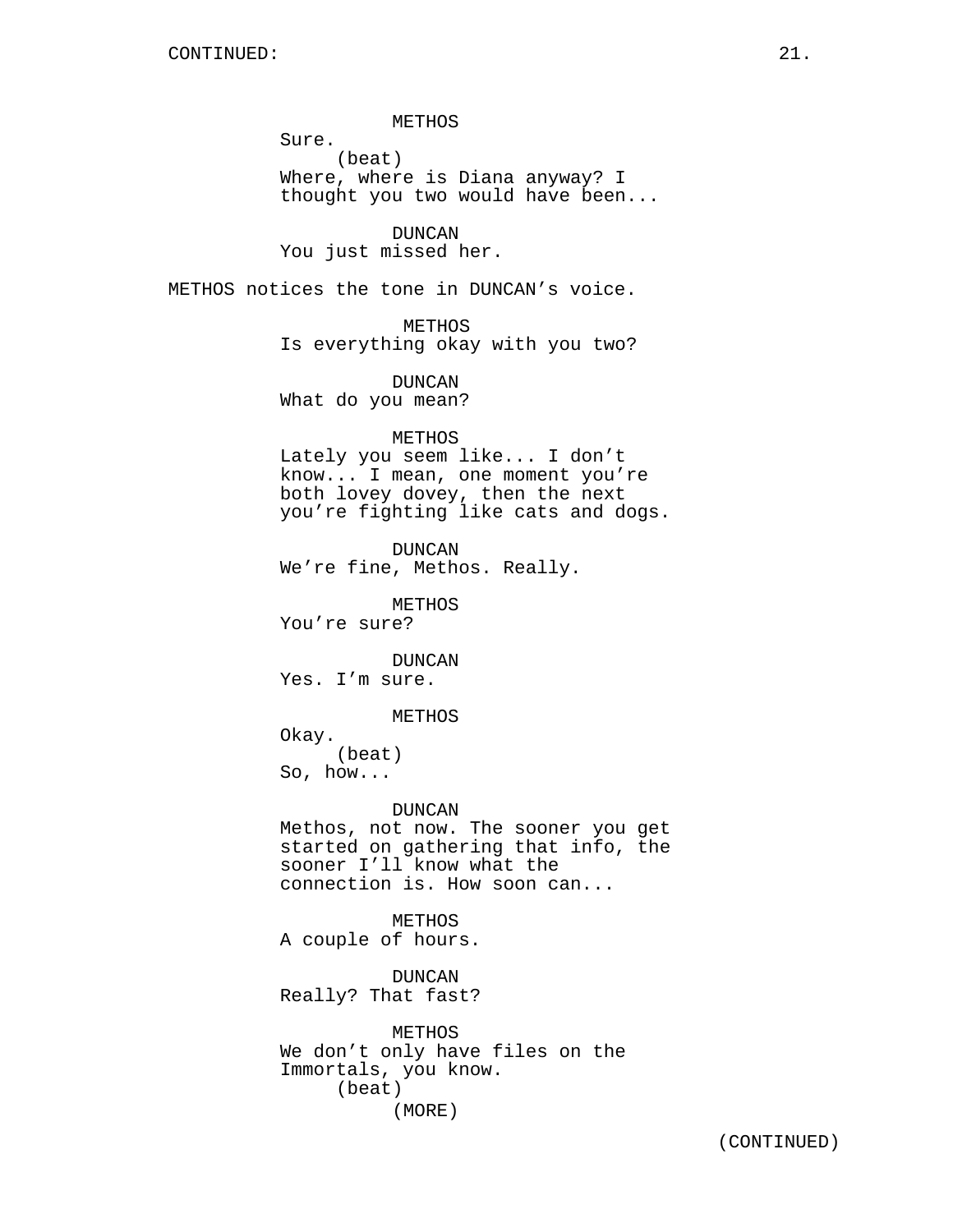METHOS
Sure.
(beat)
Where, where is Diana anyway? I thought you two would have been...

DUNCAN
You just missed her.

METHOS notices the tone in DUNCAN's voice.

METHOS
Is everything okay with you two?

DUNCAN
What do you mean?

METHOS
Lately you seem like... I don't know... I mean, one moment you're both lovey dovey, then the next you're fighting like cats and dogs.

DUNCAN
We're fine, Methos. Really.

METHOS
You're sure?

DUNCAN
Yes. I'm sure.

METHOS
Okay.
(beat)
So, how...

DUNCAN
Methos, not now. The sooner you get started on gathering that info, the sooner I'll know what the connection is. How soon can...

METHOS
A couple of hours.

DUNCAN
Really? That fast?

METHOS
We don't only have files on the Immortals, you know.
(beat)
(MORE)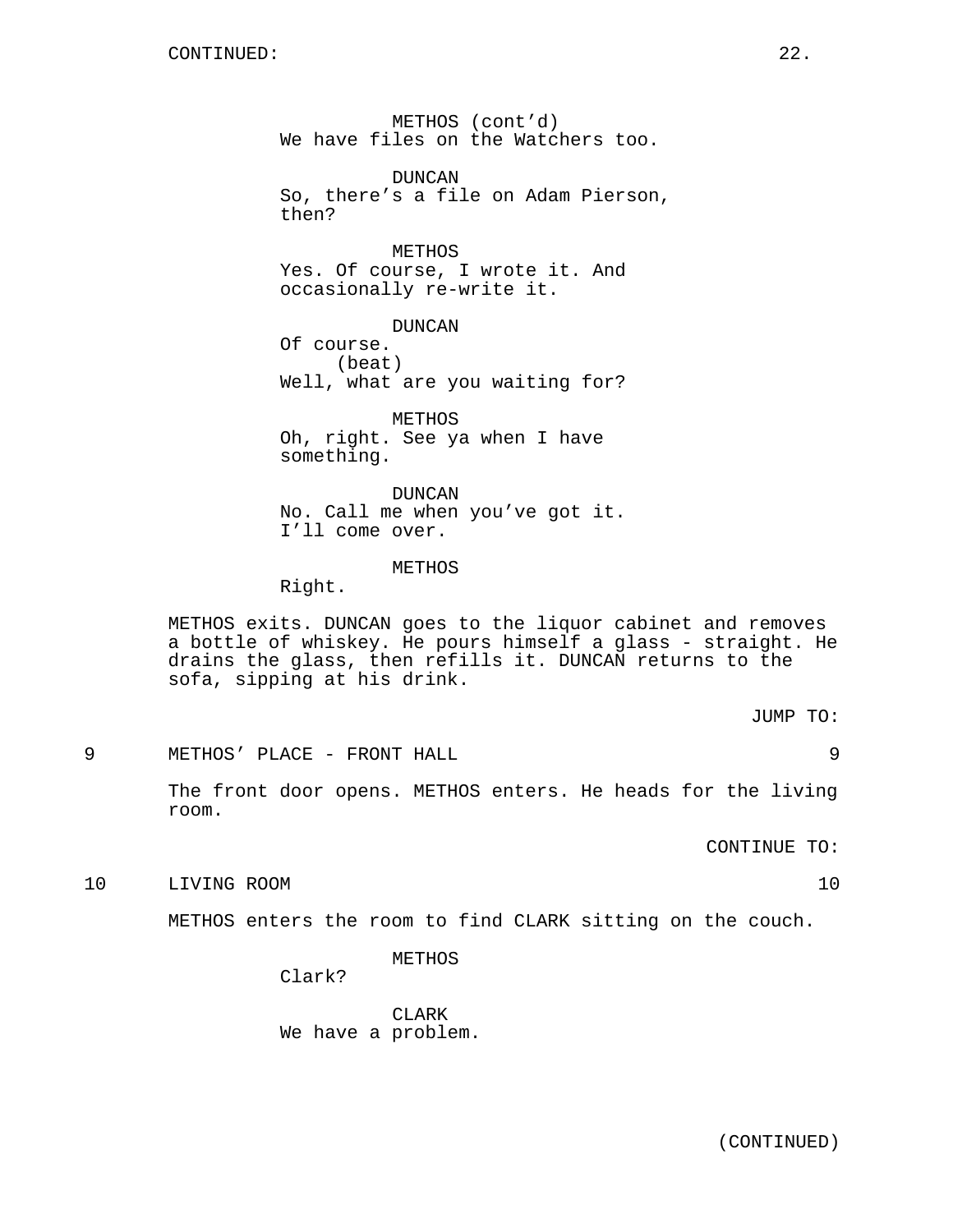METHOS (cont'd)
We have files on the Watchers too.

DUNCAN
So, there's a file on Adam Pierson, then?

METHOS
Yes. Of course, I wrote it. And occasionally re-write it.

DUNCAN
Of course.
(beat)
Well, what are you waiting for?

METHOS
Oh, right. See ya when I have something.

DUNCAN
No. Call me when you've got it. I'll come over.

METHOS
Right.

METHOS exits. DUNCAN goes to the liquor cabinet and removes a bottle of whiskey. He pours himself a glass - straight. He drains the glass, then refills it. DUNCAN returns to the sofa, sipping at his drink.

JUMP TO:

9 METHOS' PLACE - FRONT HALL 9

The front door opens. METHOS enters. He heads for the living room.

CONTINUE TO:

10 LIVING ROOM 10

METHOS enters the room to find CLARK sitting on the couch.

METHOS
Clark?

CLARK
We have a problem.

(CONTINUED)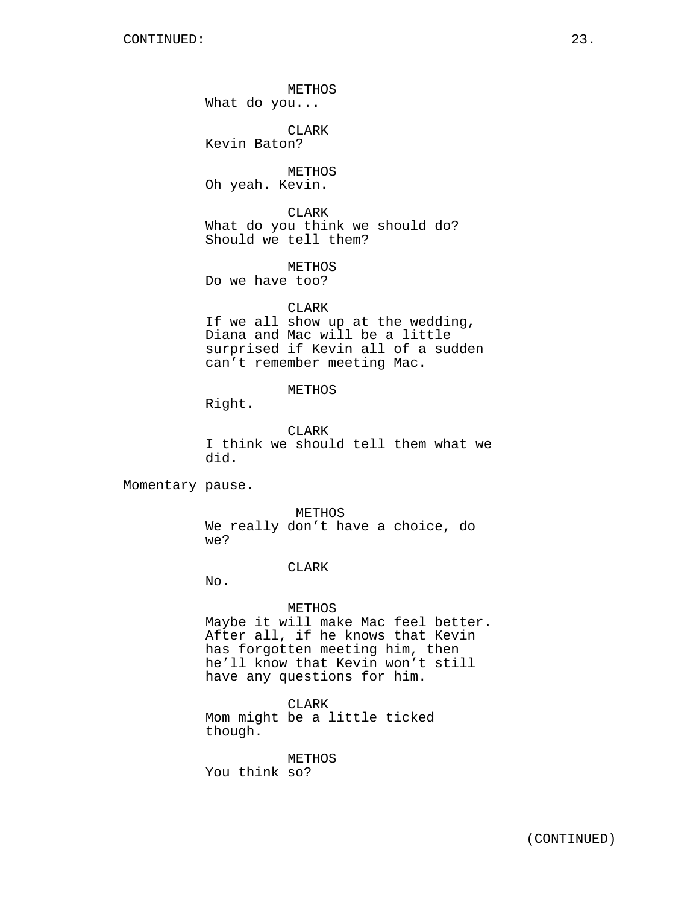CONTINUED:

METHOS
What do you...

CLARK
Kevin Baton?

METHOS
Oh yeah. Kevin.

CLARK
What do you think we should do? Should we tell them?

METHOS
Do we have too?

CLARK
If we all show up at the wedding, Diana and Mac will be a little surprised if Kevin all of a sudden can't remember meeting Mac.

METHOS
Right.

CLARK
I think we should tell them what we did.

Momentary pause.

METHOS
We really don't have a choice, do we?

CLARK
No.

METHOS
Maybe it will make Mac feel better. After all, if he knows that Kevin has forgotten meeting him, then he'll know that Kevin won't still have any questions for him.

CLARK
Mom might be a little ticked though.

METHOS
You think so?

(CONTINUED)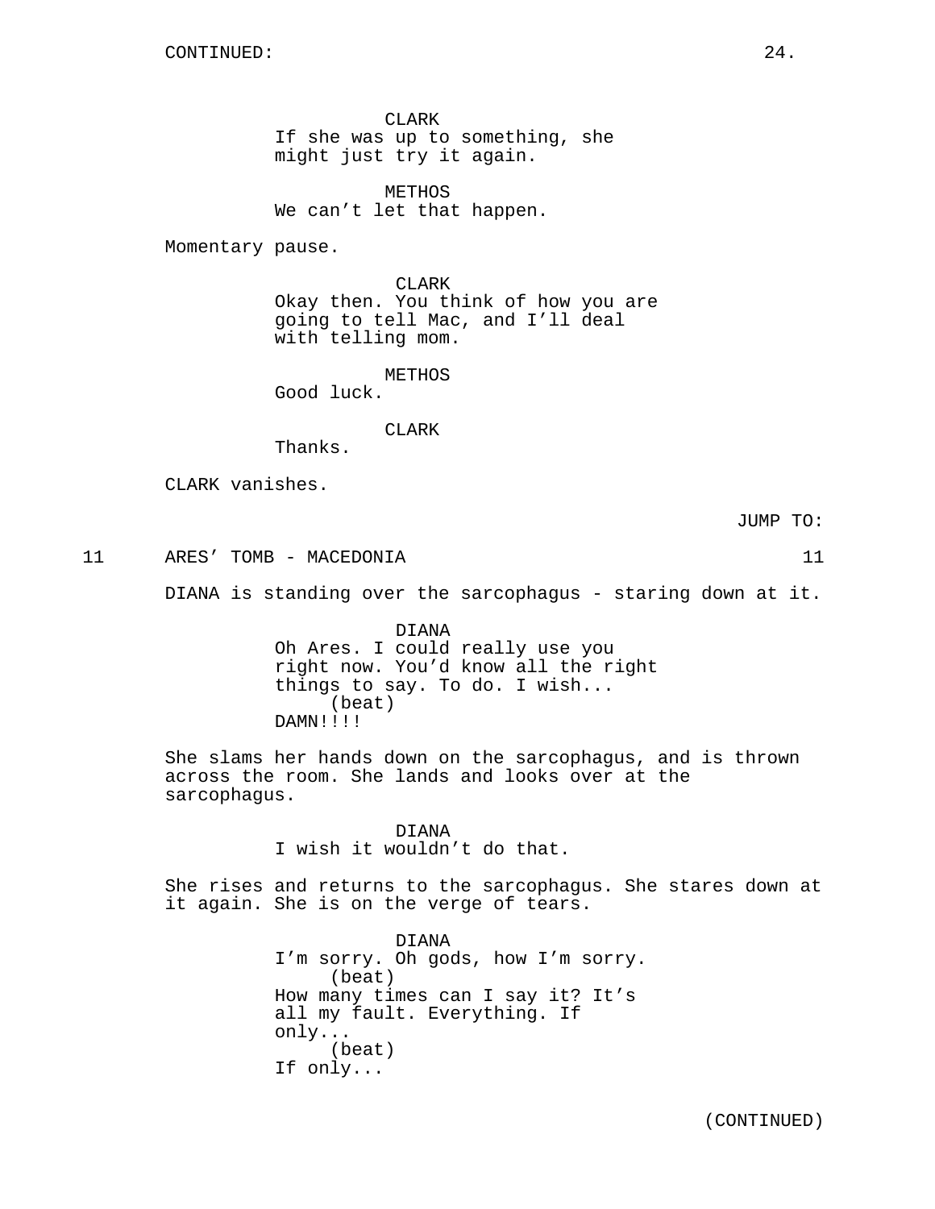CLARK
If she was up to something, she might just try it again.

METHOS
We can't let that happen.

Momentary pause.

CLARK
Okay then. You think of how you are going to tell Mac, and I'll deal with telling mom.

METHOS
Good luck.

CLARK
Thanks.

CLARK vanishes.

JUMP TO:

11 ARES' TOMB - MACEDONIA 11

DIANA is standing over the sarcophagus - staring down at it.

DIANA
Oh Ares. I could really use you right now. You'd know all the right things to say. To do. I wish...
(beat)
DAMN!!!!

She slams her hands down on the sarcophagus, and is thrown across the room. She lands and looks over at the sarcophagus.

DIANA
I wish it wouldn't do that.

She rises and returns to the sarcophagus. She stares down at it again. She is on the verge of tears.

DIANA
I'm sorry. Oh gods, how I'm sorry.
(beat)
How many times can I say it? It's all my fault. Everything. If only...
(beat)
If only...

(CONTINUED)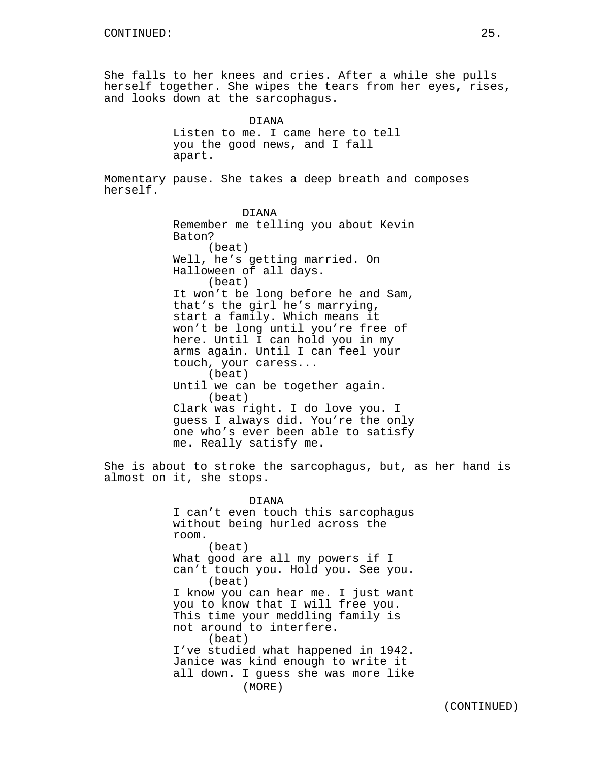CONTINUED:

She falls to her knees and cries. After a while she pulls herself together. She wipes the tears from her eyes, rises, and looks down at the sarcophagus.

DIANA
Listen to me. I came here to tell you the good news, and I fall apart.

Momentary pause. She takes a deep breath and composes herself.

DIANA
Remember me telling you about Kevin Baton?
(beat)
Well, he's getting married. On Halloween of all days.
(beat)
It won't be long before he and Sam, that's the girl he's marrying, start a family. Which means it won't be long until you're free of here. Until I can hold you in my arms again. Until I can feel your touch, your caress...
(beat)
Until we can be together again.
(beat)
Clark was right. I do love you. I guess I always did. You're the only one who's ever been able to satisfy me. Really satisfy me.

She is about to stroke the sarcophagus, but, as her hand is almost on it, she stops.

DIANA
I can't even touch this sarcophagus without being hurled across the room.
(beat)
What good are all my powers if I can't touch you. Hold you. See you.
(beat)
I know you can hear me. I just want you to know that I will free you. This time your meddling family is not around to interfere.
(beat)
I've studied what happened in 1942. Janice was kind enough to write it all down. I guess she was more like
(MORE)

(CONTINUED)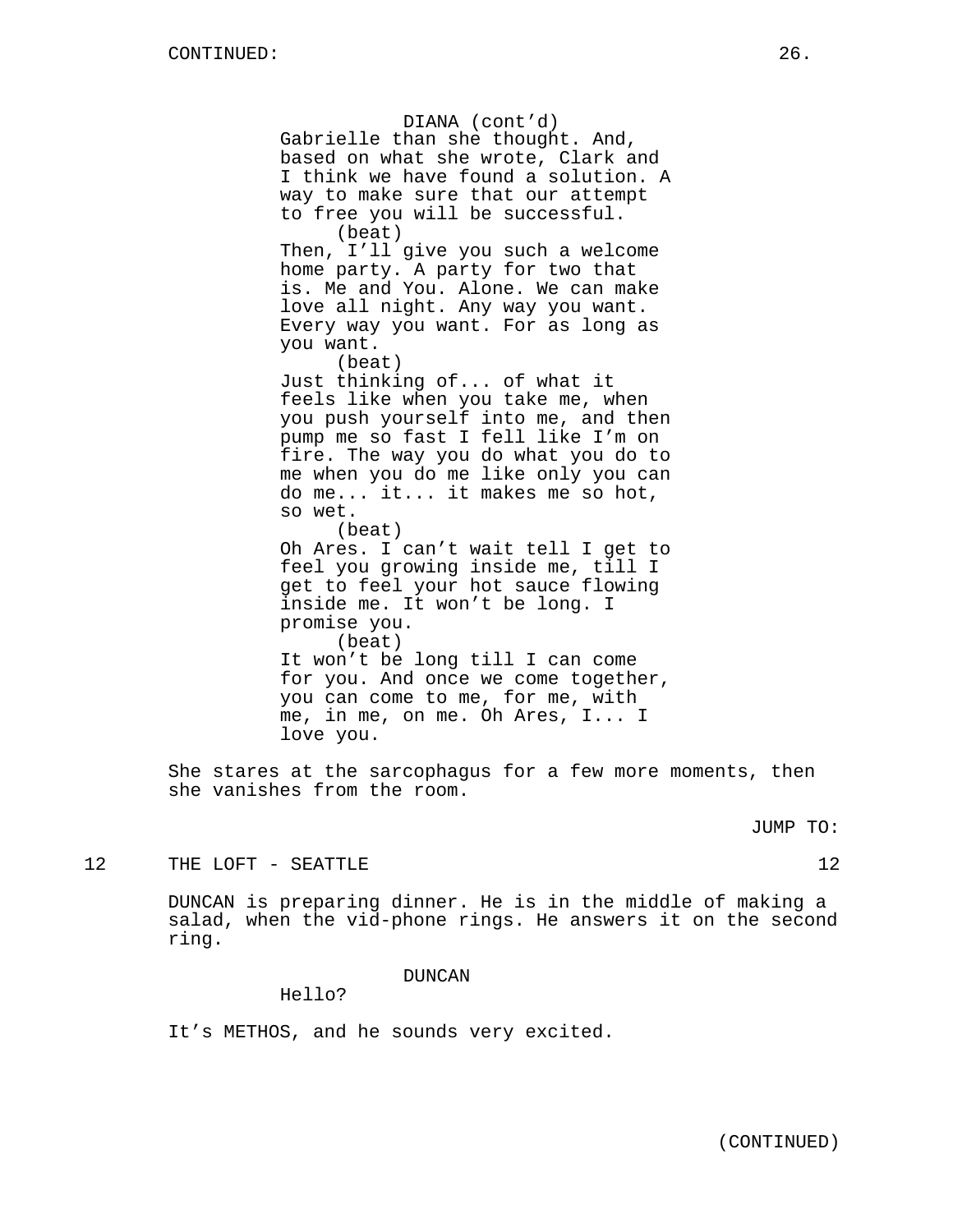DIANA (cont'd)
Gabrielle than she thought. And, based on what she wrote, Clark and I think we have found a solution. A way to make sure that our attempt to free you will be successful.
(beat)
Then, I'll give you such a welcome home party. A party for two that is. Me and You. Alone. We can make love all night. Any way you want. Every way you want. For as long as you want.
(beat)
Just thinking of... of what it feels like when you take me, when you push yourself into me, and then pump me so fast I fell like I'm on fire. The way you do what you do to me when you do me like only you can do me... it... it makes me so hot, so wet.
(beat)
Oh Ares. I can't wait tell I get to feel you growing inside me, till I get to feel your hot sauce flowing inside me. It won't be long. I promise you.
(beat)
It won't be long till I can come for you. And once we come together, you can come to me, for me, with me, in me, on me. Oh Ares, I... I love you.

She stares at the sarcophagus for a few more moments, then she vanishes from the room.

JUMP TO:

12 THE LOFT - SEATTLE 12

DUNCAN is preparing dinner. He is in the middle of making a salad, when the vid-phone rings. He answers it on the second ring.

DUNCAN
Hello?

It's METHOS, and he sounds very excited.

(CONTINUED)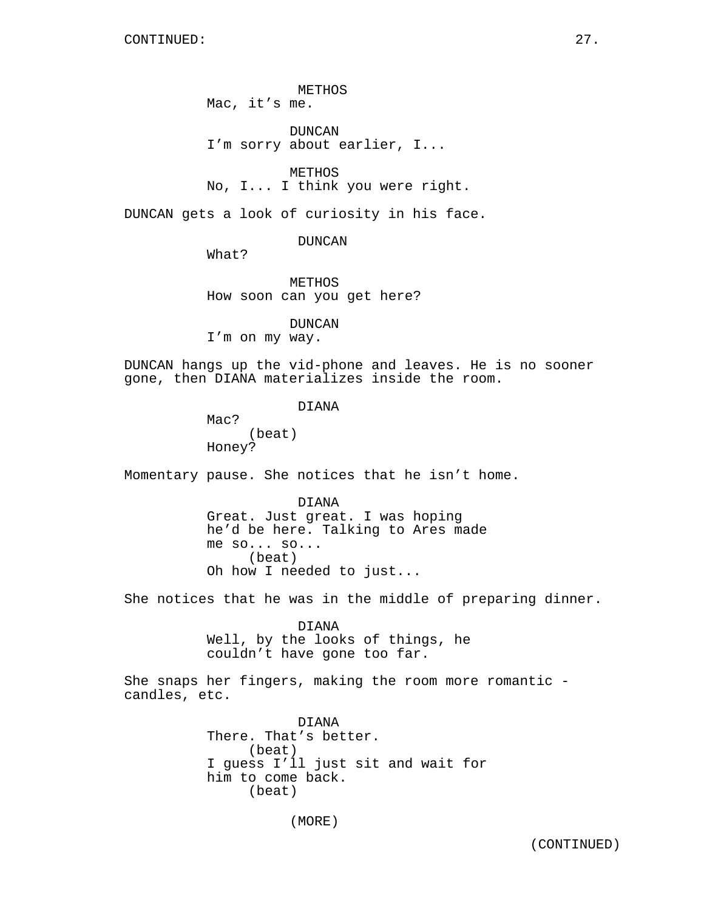METHOS
Mac, it's me.

DUNCAN
I'm sorry about earlier, I...

METHOS
No, I... I think you were right.

DUNCAN gets a look of curiosity in his face.

DUNCAN
What?

METHOS
How soon can you get here?

DUNCAN
I'm on my way.

DUNCAN hangs up the vid-phone and leaves. He is no sooner gone, then DIANA materializes inside the room.

DIANA
Mac?
(beat)
Honey?

Momentary pause. She notices that he isn't home.

DIANA
Great. Just great. I was hoping he'd be here. Talking to Ares made me so... so...
(beat)
Oh how I needed to just...

She notices that he was in the middle of preparing dinner.

DIANA
Well, by the looks of things, he couldn't have gone too far.

She snaps her fingers, making the room more romantic - candles, etc.

DIANA
There. That's better.
(beat)
I guess I'll just sit and wait for him to come back.
(beat)

(MORE)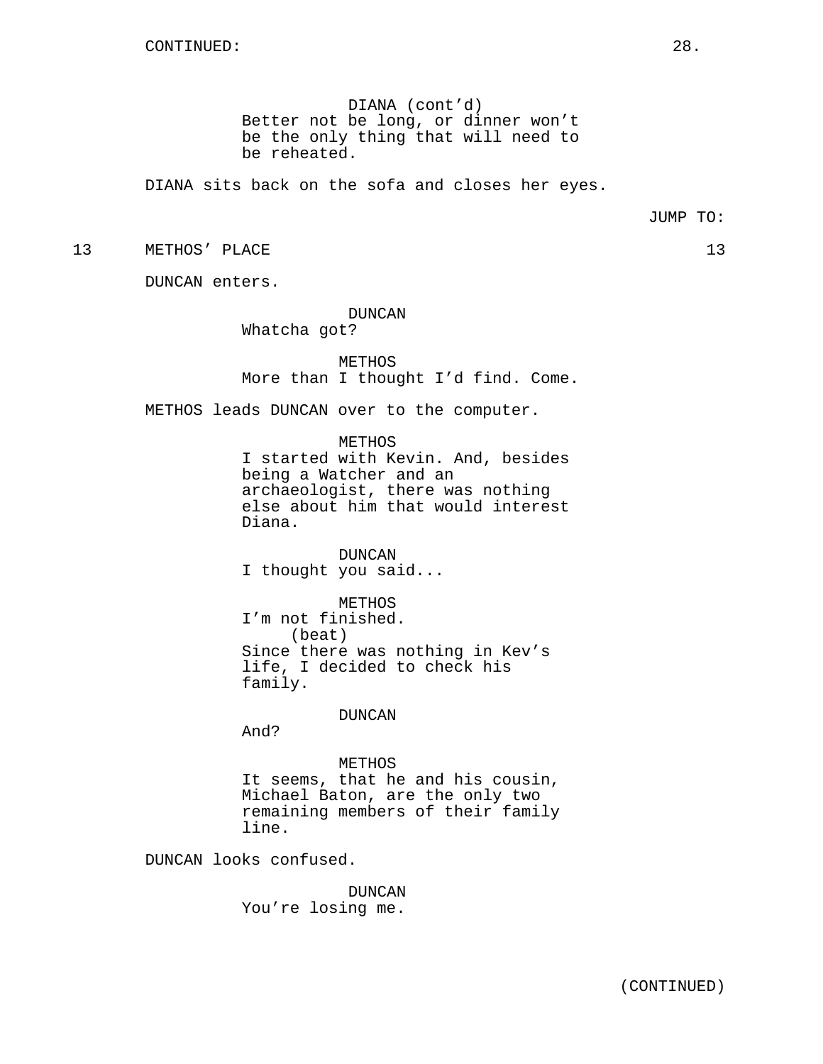DIANA (cont'd)
Better not be long, or dinner won't be the only thing that will need to be reheated.

DIANA sits back on the sofa and closes her eyes.

JUMP TO:

13 METHOS' PLACE 13

DUNCAN enters.

DUNCAN
Whatcha got?

METHOS
More than I thought I'd find. Come.

METHOS leads DUNCAN over to the computer.

METHOS
I started with Kevin. And, besides being a Watcher and an archaeologist, there was nothing else about him that would interest Diana.

DUNCAN
I thought you said...

METHOS
I'm not finished.
(beat)
Since there was nothing in Kev's life, I decided to check his family.

DUNCAN
And?

METHOS
It seems, that he and his cousin, Michael Baton, are the only two remaining members of their family line.

DUNCAN looks confused.

DUNCAN
You're losing me.

(CONTINUED)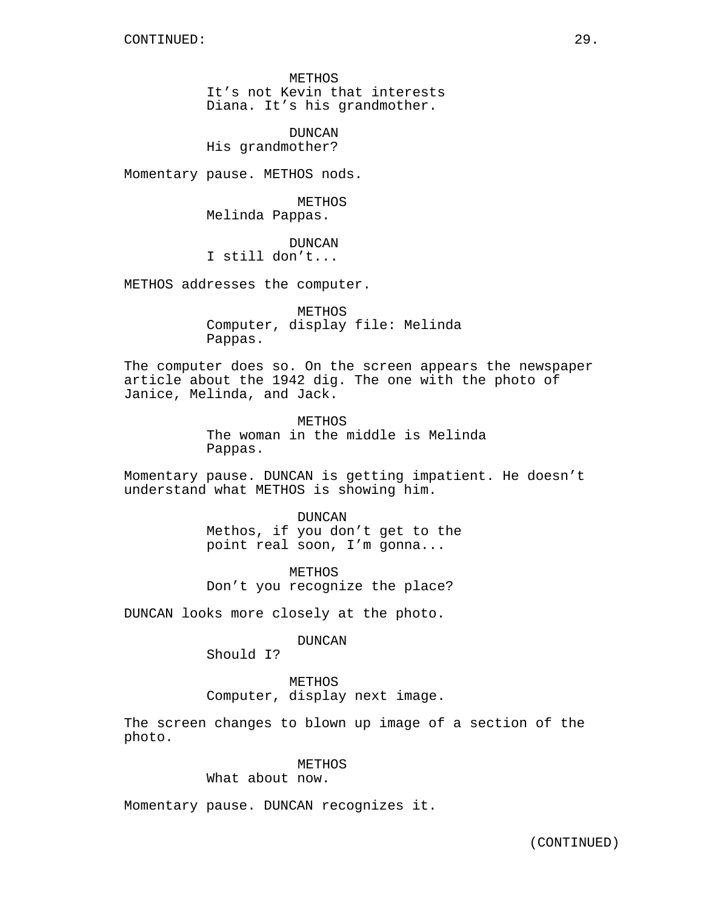CONTINUED:

METHOS
It’s not Kevin that interests Diana. It’s his grandmother.

DUNCAN
His grandmother?

Momentary pause. METHOS nods.

METHOS
Melinda Pappas.

DUNCAN
I still don’t...

METHOS addresses the computer.

METHOS
Computer, display file: Melinda Pappas.

The computer does so. On the screen appears the newspaper article about the 1942 dig. The one with the photo of Janice, Melinda, and Jack.

METHOS
The woman in the middle is Melinda Pappas.

Momentary pause. DUNCAN is getting impatient. He doesn’t understand what METHOS is showing him.

DUNCAN
Methos, if you don’t get to the point real soon, I’m gonna...

METHOS
Don’t you recognize the place?

DUNCAN looks more closely at the photo.

DUNCAN
Should I?

METHOS
Computer, display next image.

The screen changes to blown up image of a section of the photo.

METHOS
What about now.

Momentary pause. DUNCAN recognizes it.

(CONTINUED)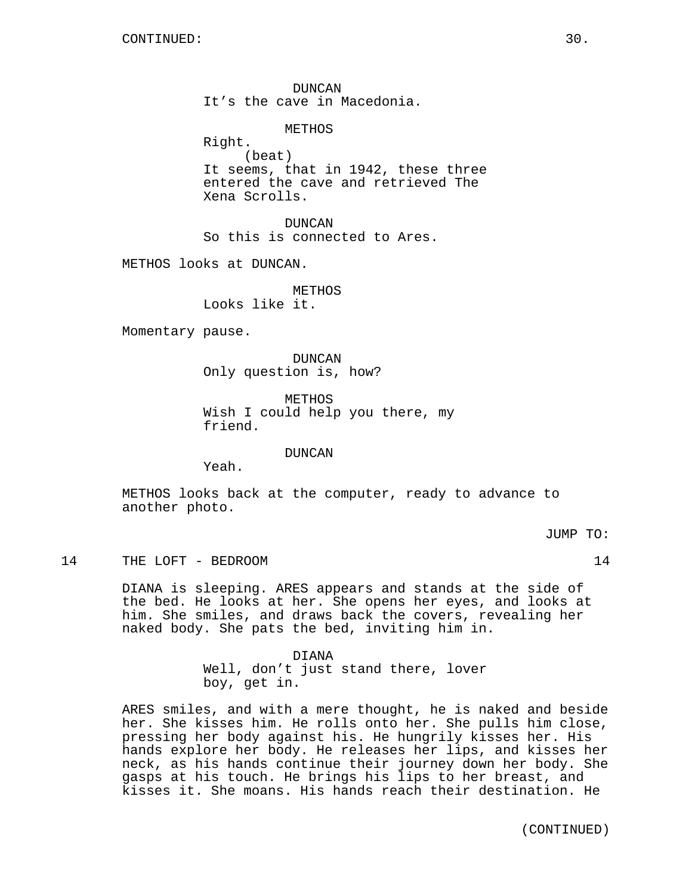CONTINUED:

DUNCAN
It's the cave in Macedonia.

METHOS
Right.
(beat)
It seems, that in 1942, these three entered the cave and retrieved The Xena Scrolls.

DUNCAN
So this is connected to Ares.

METHOS looks at DUNCAN.

METHOS
Looks like it.

Momentary pause.

DUNCAN
Only question is, how?

METHOS
Wish I could help you there, my friend.

DUNCAN
Yeah.

METHOS looks back at the computer, ready to advance to another photo.

JUMP TO:

14 THE LOFT - BEDROOM 14

DIANA is sleeping. ARES appears and stands at the side of the bed. He looks at her. She opens her eyes, and looks at him. She smiles, and draws back the covers, revealing her naked body. She pats the bed, inviting him in.

DIANA
Well, don't just stand there, lover boy, get in.

ARES smiles, and with a mere thought, he is naked and beside her. She kisses him. He rolls onto her. She pulls him close, pressing her body against his. He hungrily kisses her. His hands explore her body. He releases her lips, and kisses her neck, as his hands continue their journey down her body. She gasps at his touch. He brings his lips to her breast, and kisses it. She moans. His hands reach their destination. He

(CONTINUED)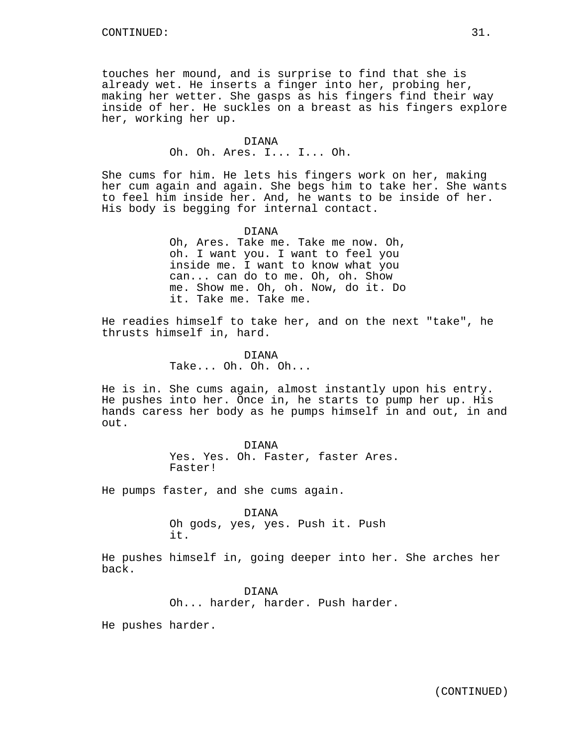touches her mound, and is surprise to find that she is already wet. He inserts a finger into her, probing her, making her wetter. She gasps as his fingers find their way inside of her. He suckles on a breast as his fingers explore her, working her up.

DIANA
Oh. Oh. Ares. I... I... Oh.

She cums for him. He lets his fingers work on her, making her cum again and again. She begs him to take her. She wants to feel him inside her. And, he wants to be inside of her. His body is begging for internal contact.

DIANA
Oh, Ares. Take me. Take me now. Oh, oh. I want you. I want to feel you inside me. I want to know what you can... can do to me. Oh, oh. Show me. Show me. Oh, oh. Now, do it. Do it. Take me. Take me.

He readies himself to take her, and on the next "take", he thrusts himself in, hard.

DIANA
Take... Oh. Oh. Oh...

He is in. She cums again, almost instantly upon his entry. He pushes into her. Once in, he starts to pump her up. His hands caress her body as he pumps himself in and out, in and out.

DIANA
Yes. Yes. Oh. Faster, faster Ares. Faster!

He pumps faster, and she cums again.

DIANA
Oh gods, yes, yes. Push it. Push it.

He pushes himself in, going deeper into her. She arches her back.

DIANA
Oh... harder, harder. Push harder.

He pushes harder.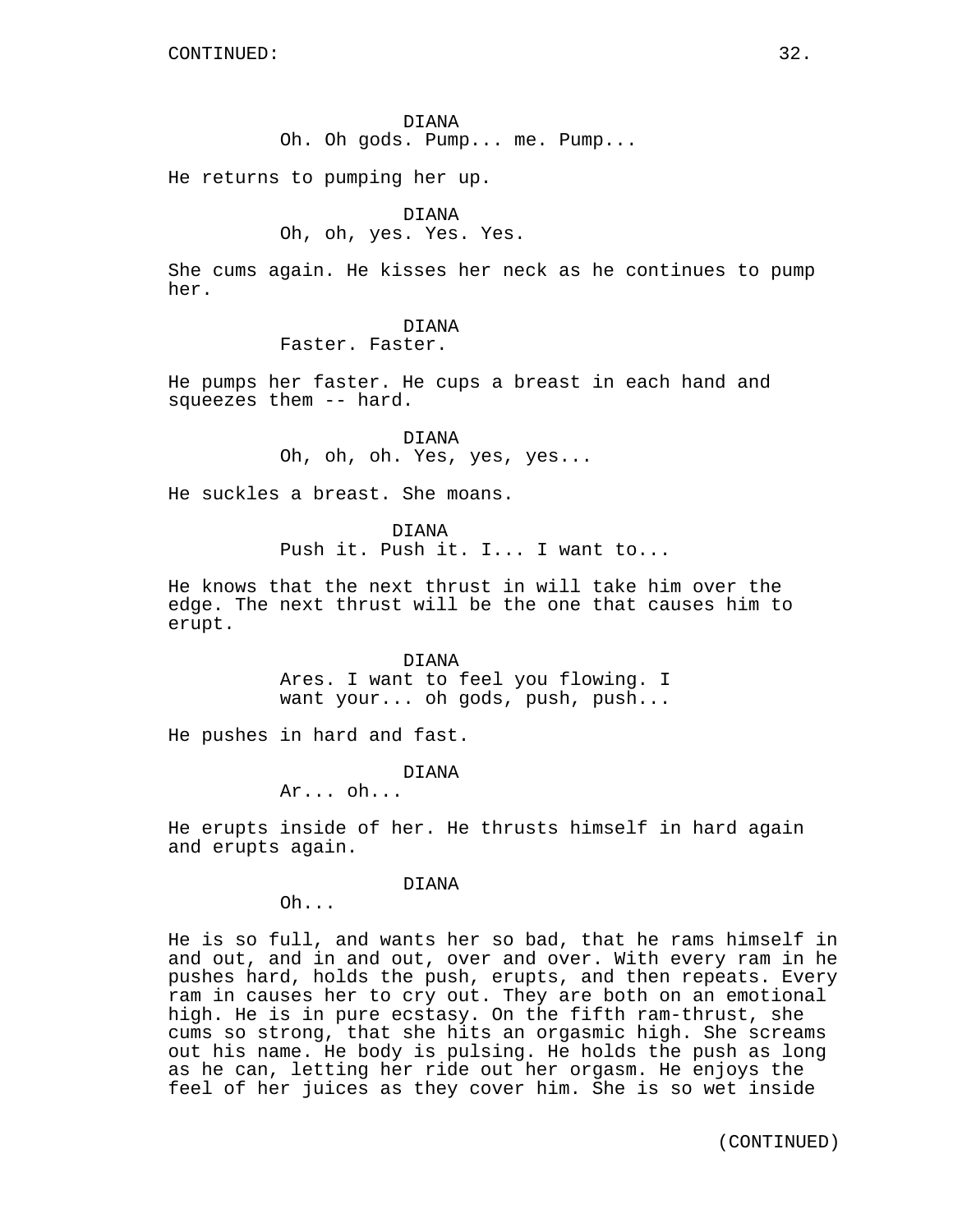DIANA
Oh. Oh gods. Pump... me. Pump...

He returns to pumping her up.

DIANA
Oh, oh, yes. Yes. Yes.

She cums again. He kisses her neck as he continues to pump her.

DIANA
Faster. Faster.

He pumps her faster. He cups a breast in each hand and squeezes them -- hard.

DIANA
Oh, oh, oh. Yes, yes, yes...

He suckles a breast. She moans.

DIANA
Push it. Push it. I... I want to...

He knows that the next thrust in will take him over the edge. The next thrust will be the one that causes him to erupt.

DIANA
Ares. I want to feel you flowing. I want your... oh gods, push, push...

He pushes in hard and fast.

DIANA
Ar... oh...

He erupts inside of her. He thrusts himself in hard again and erupts again.

DIANA
Oh...

He is so full, and wants her so bad, that he rams himself in and out, and in and out, over and over. With every ram in he pushes hard, holds the push, erupts, and then repeats. Every ram in causes her to cry out. They are both on an emotional high. He is in pure ecstasy. On the fifth ram-thrust, she cums so strong, that she hits an orgasmic high. She screams out his name. He body is pulsing. He holds the push as long as he can, letting her ride out her orgasm. He enjoys the feel of her juices as they cover him. She is so wet inside

(CONTINUED)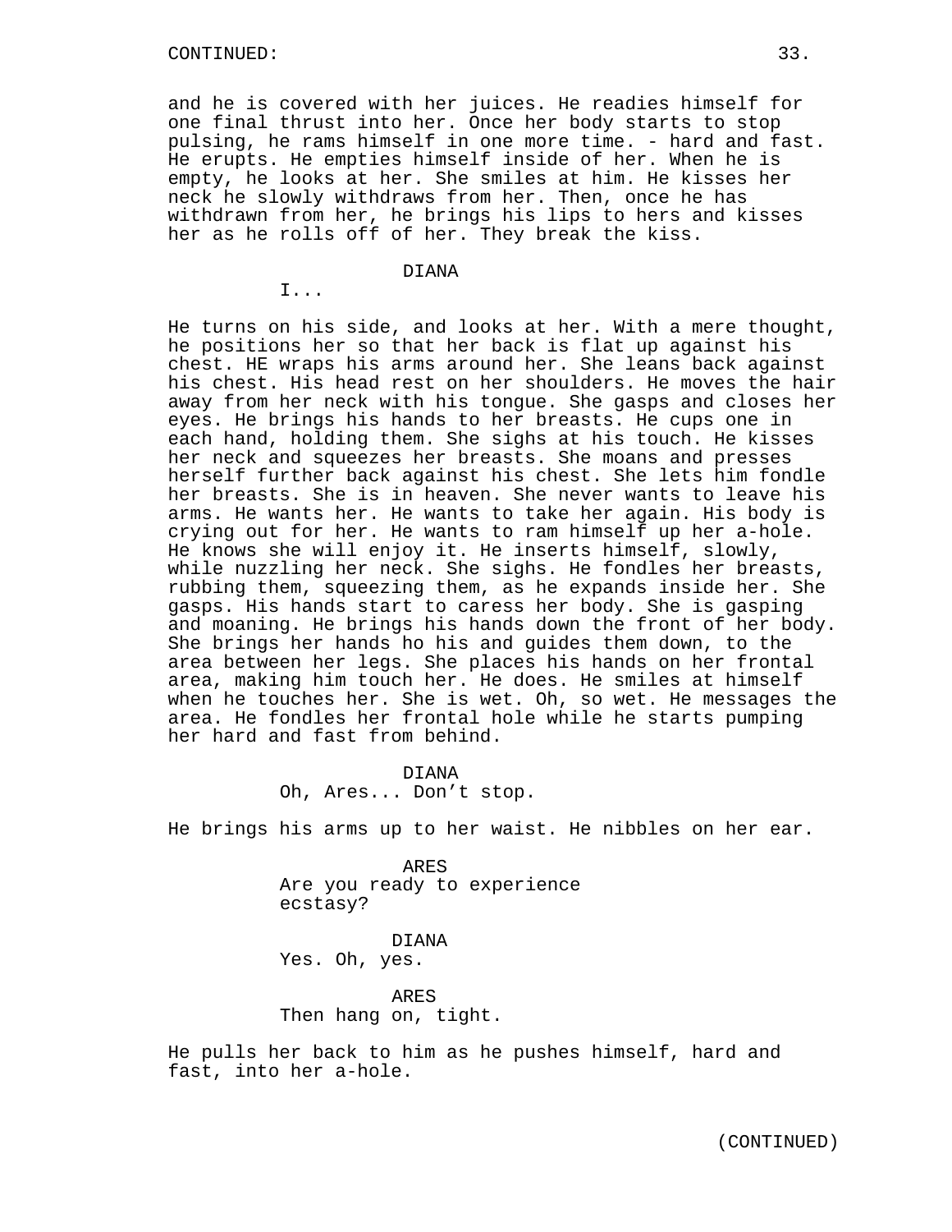and he is covered with her juices. He readies himself for one final thrust into her. Once her body starts to stop pulsing, he rams himself in one more time. - hard and fast. He erupts. He empties himself inside of her. When he is empty, he looks at her. She smiles at him. He kisses her neck he slowly withdraws from her. Then, once he has withdrawn from her, he brings his lips to hers and kisses her as he rolls off of her. They break the kiss.

DIANA
I...

He turns on his side, and looks at her. With a mere thought, he positions her so that her back is flat up against his chest. HE wraps his arms around her. She leans back against his chest. His head rest on her shoulders. He moves the hair away from her neck with his tongue. She gasps and closes her eyes. He brings his hands to her breasts. He cups one in each hand, holding them. She sighs at his touch. He kisses her neck and squeezes her breasts. She moans and presses herself further back against his chest. She lets him fondle her breasts. She is in heaven. She never wants to leave his arms. He wants her. He wants to take her again. His body is crying out for her. He wants to ram himself up her a-hole. He knows she will enjoy it. He inserts himself, slowly, while nuzzling her neck. She sighs. He fondles her breasts, rubbing them, squeezing them, as he expands inside her. She gasps. His hands start to caress her body. She is gasping and moaning. He brings his hands down the front of her body. She brings her hands ho his and guides them down, to the area between her legs. She places his hands on her frontal area, making him touch her. He does. He smiles at himself when he touches her. She is wet. Oh, so wet. He messages the area. He fondles her frontal hole while he starts pumping her hard and fast from behind.

DIANA
Oh, Ares... Don’t stop.

He brings his arms up to her waist. He nibbles on her ear.

ARES
Are you ready to experience ecstasy?

DIANA
Yes. Oh, yes.

ARES
Then hang on, tight.

He pulls her back to him as he pushes himself, hard and fast, into her a-hole.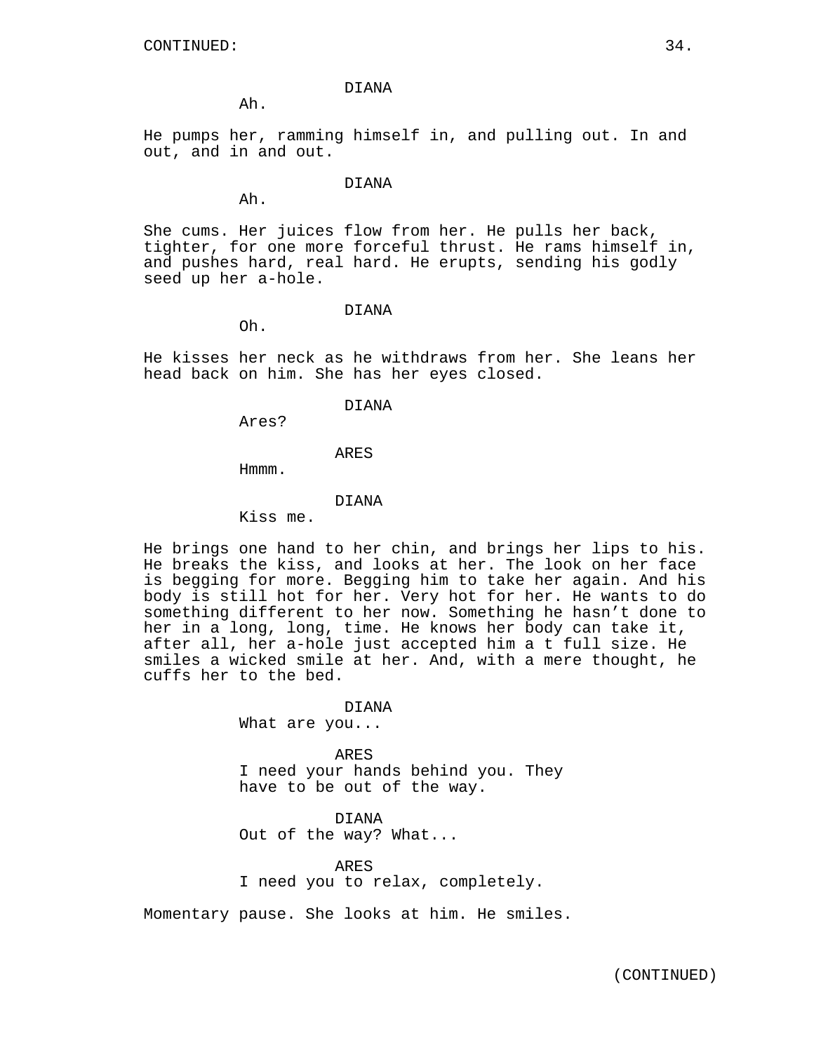CONTINUED:

DIANA
Ah.

He pumps her, ramming himself in, and pulling out. In and out, and in and out.

DIANA
Ah.

She cums. Her juices flow from her. He pulls her back, tighter, for one more forceful thrust. He rams himself in, and pushes hard, real hard. He erupts, sending his godly seed up her a-hole.

DIANA
Oh.

He kisses her neck as he withdraws from her. She leans her head back on him. She has her eyes closed.

DIANA
Ares?

ARES
Hmmm.

DIANA
Kiss me.

He brings one hand to her chin, and brings her lips to his. He breaks the kiss, and looks at her. The look on her face is begging for more. Begging him to take her again. And his body is still hot for her. Very hot for her. He wants to do something different to her now. Something he hasn't done to her in a long, long, time. He knows her body can take it, after all, her a-hole just accepted him a t full size. He smiles a wicked smile at her. And, with a mere thought, he cuffs her to the bed.

DIANA
What are you...

ARES
I need your hands behind you. They have to be out of the way.

DIANA
Out of the way? What...

ARES
I need you to relax, completely.

Momentary pause. She looks at him. He smiles.

(CONTINUED)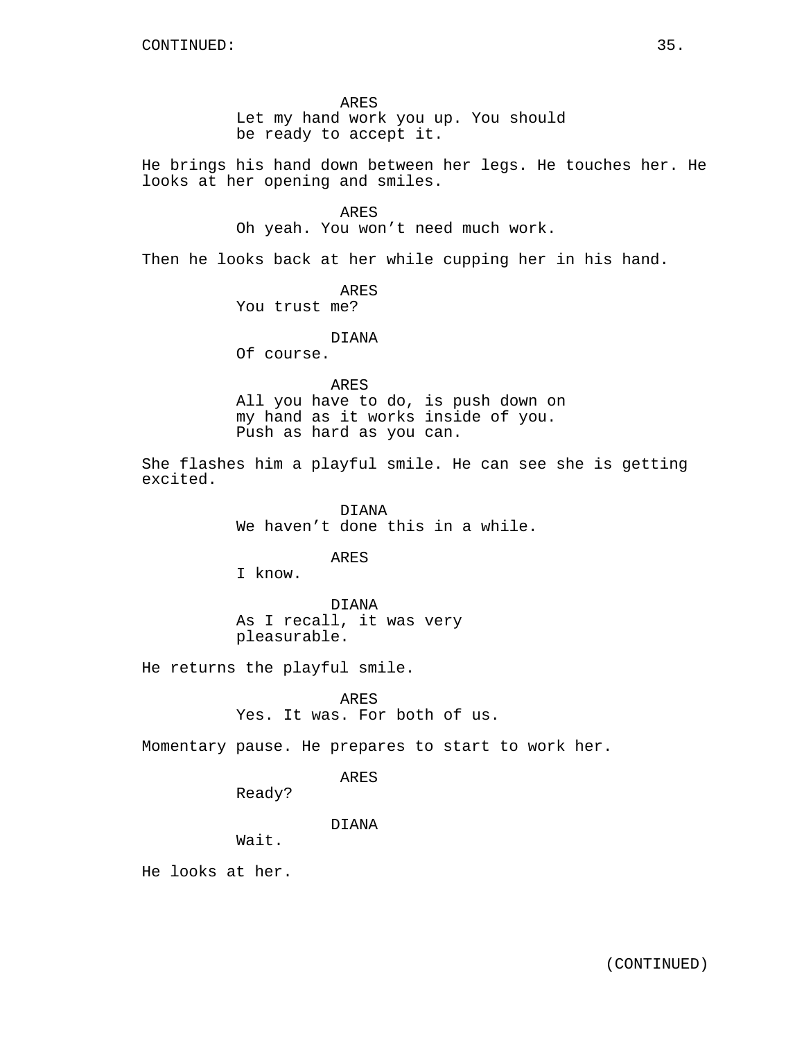ARES
Let my hand work you up. You should be ready to accept it.

He brings his hand down between her legs. He touches her. He looks at her opening and smiles.

ARES
Oh yeah. You won't need much work.

Then he looks back at her while cupping her in his hand.

ARES
You trust me?

DIANA
Of course.

ARES
All you have to do, is push down on my hand as it works inside of you. Push as hard as you can.

She flashes him a playful smile. He can see she is getting excited.

DIANA
We haven't done this in a while.

ARES
I know.

DIANA
As I recall, it was very pleasurable.

He returns the playful smile.

ARES
Yes. It was. For both of us.

Momentary pause. He prepares to start to work her.

ARES
Ready?

DIANA
Wait.

He looks at her.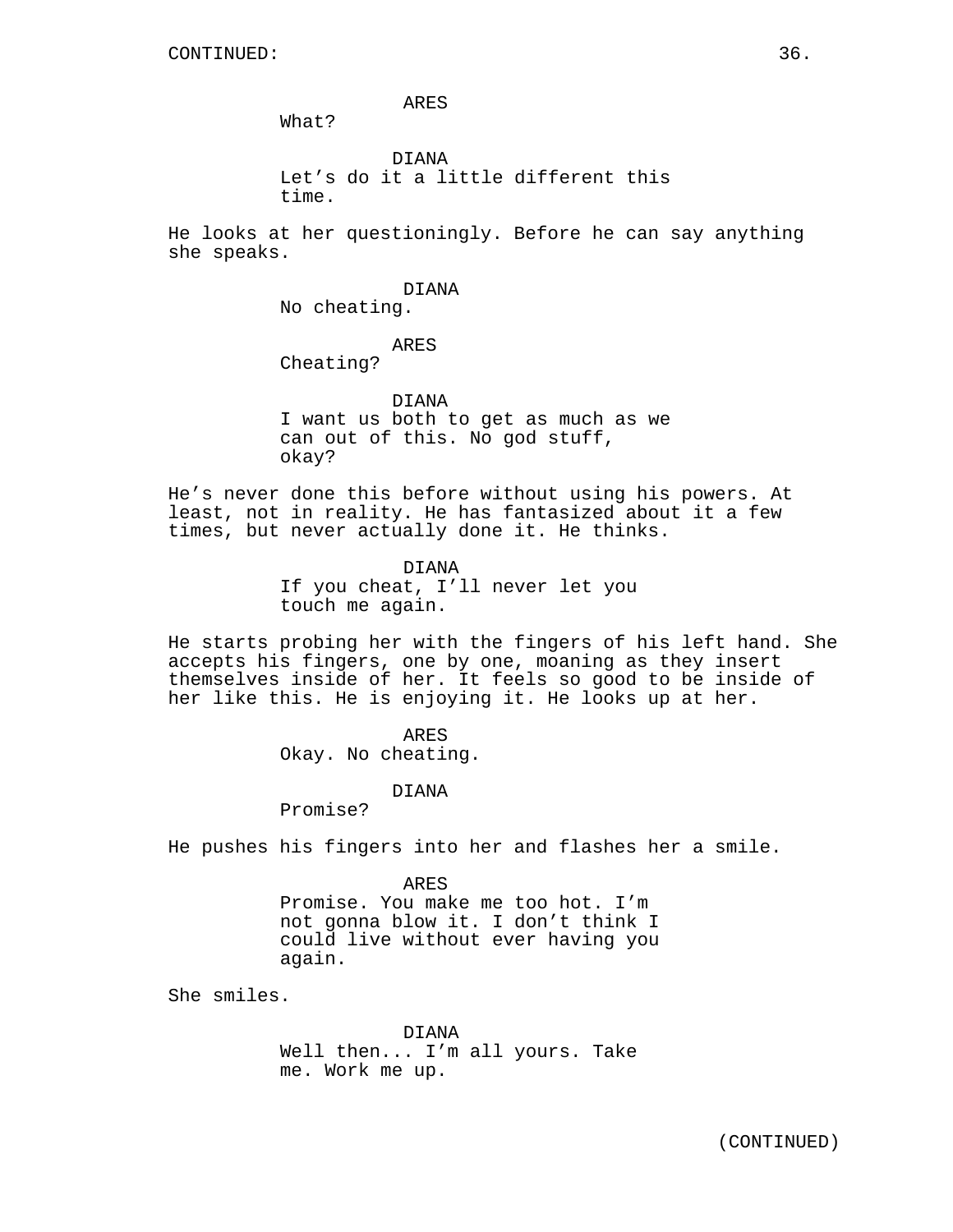CONTINUED:

ARES
What?

DIANA
Let's do it a little different this time.

He looks at her questioningly. Before he can say anything she speaks.

DIANA
No cheating.

ARES
Cheating?

DIANA
I want us both to get as much as we can out of this. No god stuff, okay?

He's never done this before without using his powers. At least, not in reality. He has fantasized about it a few times, but never actually done it. He thinks.

DIANA
If you cheat, I'll never let you touch me again.

He starts probing her with the fingers of his left hand. She accepts his fingers, one by one, moaning as they insert themselves inside of her. It feels so good to be inside of her like this. He is enjoying it. He looks up at her.

ARES
Okay. No cheating.

DIANA
Promise?

He pushes his fingers into her and flashes her a smile.

ARES
Promise. You make me too hot. I'm not gonna blow it. I don't think I could live without ever having you again.

She smiles.

DIANA
Well then... I'm all yours. Take me. Work me up.

(CONTINUED)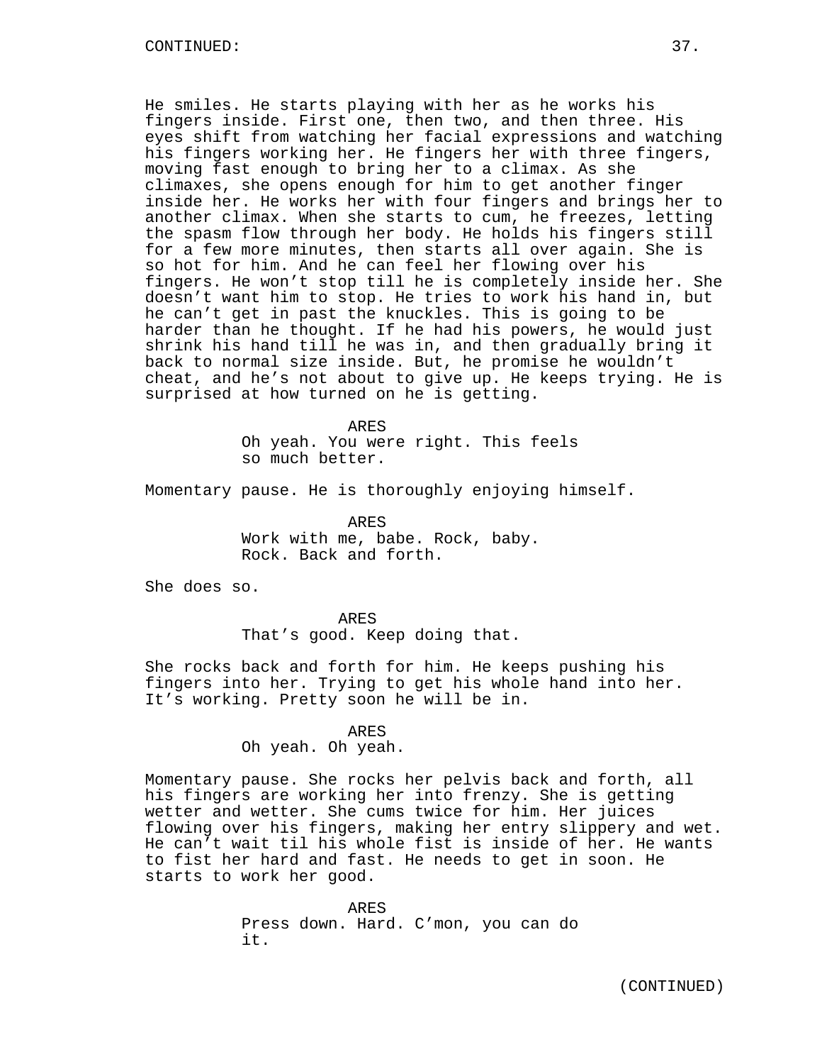He smiles. He starts playing with her as he works his fingers inside. First one, then two, and then three. His eyes shift from watching her facial expressions and watching his fingers working her. He fingers her with three fingers, moving fast enough to bring her to a climax. As she climaxes, she opens enough for him to get another finger inside her. He works her with four fingers and brings her to another climax. When she starts to cum, he freezes, letting the spasm flow through her body. He holds his fingers still for a few more minutes, then starts all over again. She is so hot for him. And he can feel her flowing over his fingers. He won't stop till he is completely inside her. She doesn't want him to stop. He tries to work his hand in, but he can't get in past the knuckles. This is going to be harder than he thought. If he had his powers, he would just shrink his hand till he was in, and then gradually bring it back to normal size inside. But, he promise he wouldn't cheat, and he's not about to give up. He keeps trying. He is surprised at how turned on he is getting.

ARES
Oh yeah. You were right. This feels so much better.

Momentary pause. He is thoroughly enjoying himself.

ARES
Work with me, babe. Rock, baby. Rock. Back and forth.

She does so.

ARES
That's good. Keep doing that.

She rocks back and forth for him. He keeps pushing his fingers into her. Trying to get his whole hand into her. It's working. Pretty soon he will be in.

ARES
Oh yeah. Oh yeah.

Momentary pause. She rocks her pelvis back and forth, all his fingers are working her into frenzy. She is getting wetter and wetter. She cums twice for him. Her juices flowing over his fingers, making her entry slippery and wet. He can't wait til his whole fist is inside of her. He wants to fist her hard and fast. He needs to get in soon. He starts to work her good.

ARES
Press down. Hard. C'mon, you can do it.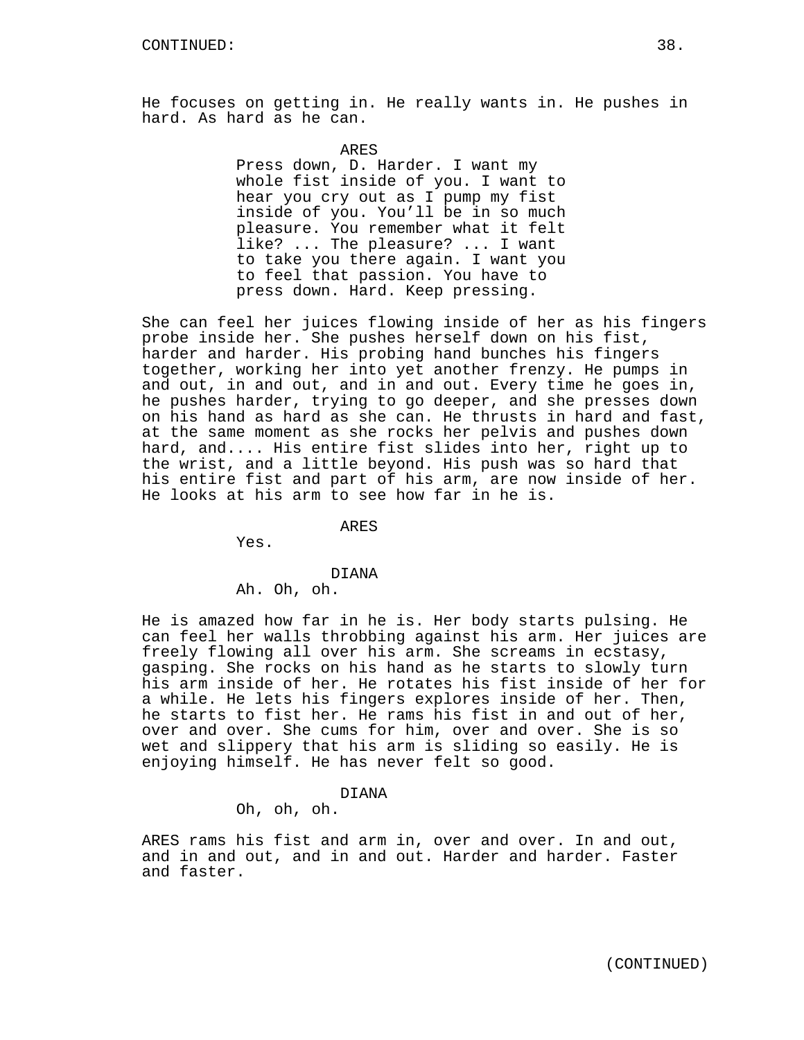He focuses on getting in. He really wants in. He pushes in hard. As hard as he can.

ARES
Press down, D. Harder. I want my whole fist inside of you. I want to hear you cry out as I pump my fist inside of you. You'll be in so much pleasure. You remember what it felt like? ... The pleasure? ... I want to take you there again. I want you to feel that passion. You have to press down. Hard. Keep pressing.

She can feel her juices flowing inside of her as his fingers probe inside her. She pushes herself down on his fist, harder and harder. His probing hand bunches his fingers together, working her into yet another frenzy. He pumps in and out, in and out, and in and out. Every time he goes in, he pushes harder, trying to go deeper, and she presses down on his hand as hard as she can. He thrusts in hard and fast, at the same moment as she rocks her pelvis and pushes down hard, and.... His entire fist slides into her, right up to the wrist, and a little beyond. His push was so hard that his entire fist and part of his arm, are now inside of her. He looks at his arm to see how far in he is.

ARES
Yes.

DIANA
Ah. Oh, oh.

He is amazed how far in he is. Her body starts pulsing. He can feel her walls throbbing against his arm. Her juices are freely flowing all over his arm. She screams in ecstasy, gasping. She rocks on his hand as he starts to slowly turn his arm inside of her. He rotates his fist inside of her for a while. He lets his fingers explores inside of her. Then, he starts to fist her. He rams his fist in and out of her, over and over. She cums for him, over and over. She is so wet and slippery that his arm is sliding so easily. He is enjoying himself. He has never felt so good.

DIANA
Oh, oh, oh.

ARES rams his fist and arm in, over and over. In and out, and in and out, and in and out. Harder and harder. Faster and faster.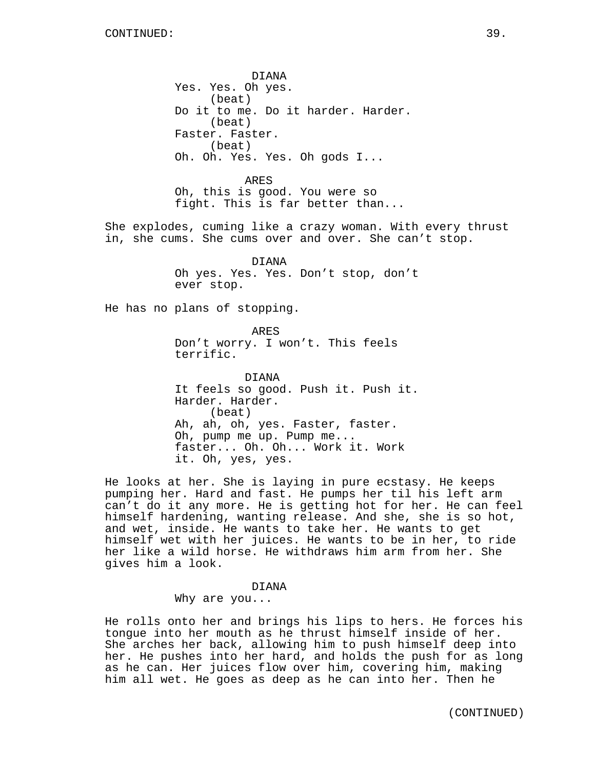DIANA
Yes. Yes. Oh yes.
(beat)
Do it to me. Do it harder. Harder.
(beat)
Faster. Faster.
(beat)
Oh. Oh. Yes. Yes. Oh gods I...

ARES
Oh, this is good. You were so fight. This is far better than...

She explodes, cuming like a crazy woman. With every thrust in, she cums. She cums over and over. She can't stop.

DIANA
Oh yes. Yes. Yes. Don't stop, don't ever stop.

He has no plans of stopping.

ARES
Don't worry. I won't. This feels terrific.

DIANA
It feels so good. Push it. Push it. Harder. Harder.
(beat)
Ah, ah, oh, yes. Faster, faster. Oh, pump me up. Pump me... faster... Oh. Oh... Work it. Work it. Oh, yes, yes.

He looks at her. She is laying in pure ecstasy. He keeps pumping her. Hard and fast. He pumps her til his left arm can't do it any more. He is getting hot for her. He can feel himself hardening, wanting release. And she, she is so hot, and wet, inside. He wants to take her. He wants to get himself wet with her juices. He wants to be in her, to ride her like a wild horse. He withdraws him arm from her. She gives him a look.

DIANA
Why are you...

He rolls onto her and brings his lips to hers. He forces his tongue into her mouth as he thrust himself inside of her. She arches her back, allowing him to push himself deep into her. He pushes into her hard, and holds the push for as long as he can. Her juices flow over him, covering him, making him all wet. He goes as deep as he can into her. Then he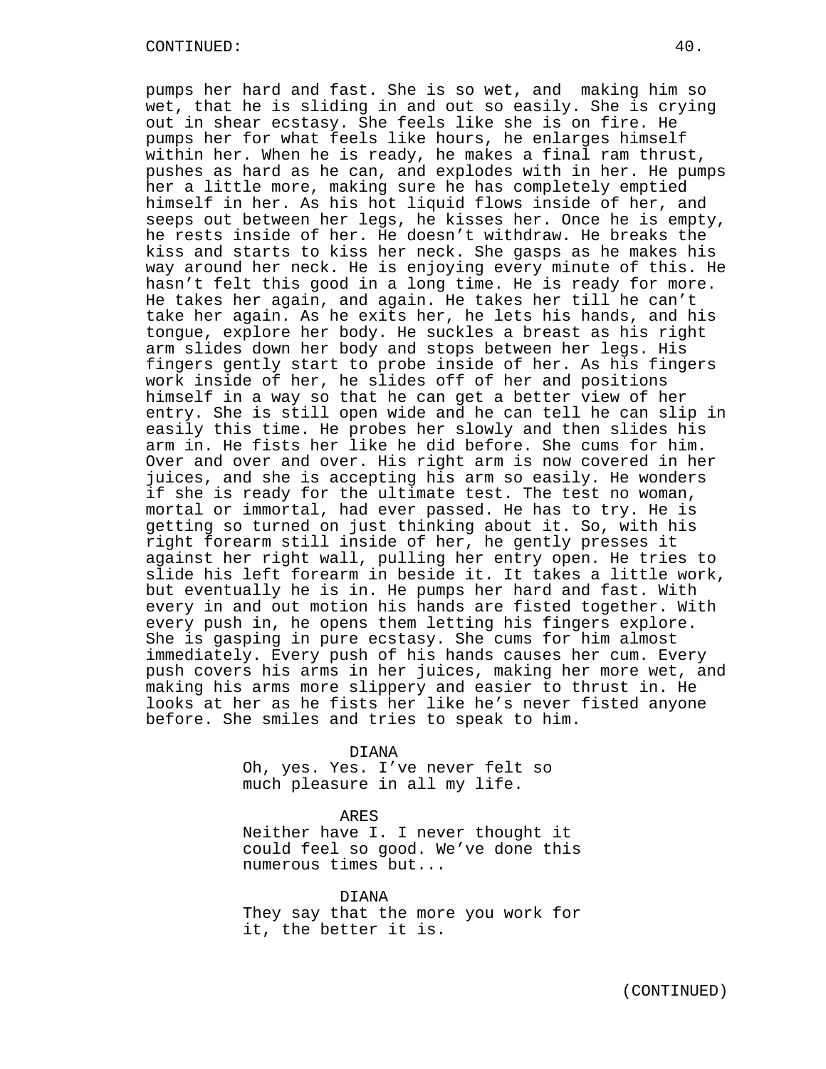pumps her hard and fast. She is so wet, and making him so wet, that he is sliding in and out so easily. She is crying out in shear ecstasy. She feels like she is on fire. He pumps her for what feels like hours, he enlarges himself within her. When he is ready, he makes a final ram thrust, pushes as hard as he can, and explodes with in her. He pumps her a little more, making sure he has completely emptied himself in her. As his hot liquid flows inside of her, and seeps out between her legs, he kisses her. Once he is empty, he rests inside of her. He doesn't withdraw. He breaks the kiss and starts to kiss her neck. She gasps as he makes his way around her neck. He is enjoying every minute of this. He hasn't felt this good in a long time. He is ready for more. He takes her again, and again. He takes her till he can't take her again. As he exits her, he lets his hands, and his tongue, explore her body. He suckles a breast as his right arm slides down her body and stops between her legs. His fingers gently start to probe inside of her. As his fingers work inside of her, he slides off of her and positions himself in a way so that he can get a better view of her entry. She is still open wide and he can tell he can slip in easily this time. He probes her slowly and then slides his arm in. He fists her like he did before. She cums for him. Over and over and over. His right arm is now covered in her juices, and she is accepting his arm so easily. He wonders if she is ready for the ultimate test. The test no woman, mortal or immortal, had ever passed. He has to try. He is getting so turned on just thinking about it. So, with his right forearm still inside of her, he gently presses it against her right wall, pulling her entry open. He tries to slide his left forearm in beside it. It takes a little work, but eventually he is in. He pumps her hard and fast. With every in and out motion his hands are fisted together. With every push in, he opens them letting his fingers explore. She is gasping in pure ecstasy. She cums for him almost immediately. Every push of his hands causes her cum. Every push covers his arms in her juices, making her more wet, and making his arms more slippery and easier to thrust in. He looks at her as he fists her like he's never fisted anyone before. She smiles and tries to speak to him.

DIANA
Oh, yes. Yes. I've never felt so much pleasure in all my life.

ARES
Neither have I. I never thought it could feel so good. We've done this numerous times but...

DIANA
They say that the more you work for it, the better it is.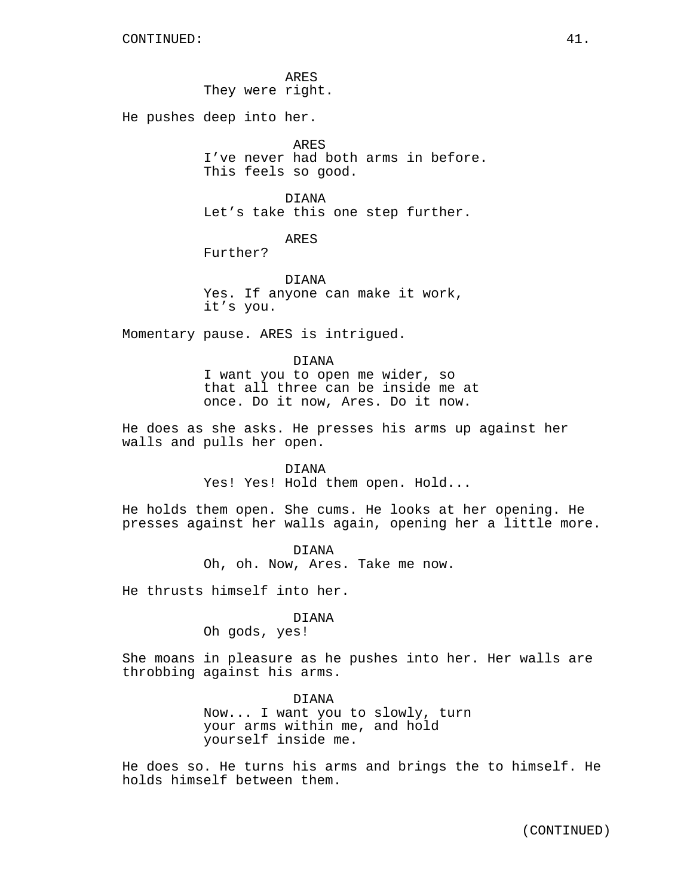ARES
They were right.

He pushes deep into her.

ARES
I've never had both arms in before. This feels so good.

DIANA
Let's take this one step further.

ARES
Further?

DIANA
Yes. If anyone can make it work, it's you.

Momentary pause. ARES is intrigued.

DIANA
I want you to open me wider, so that all three can be inside me at once. Do it now, Ares. Do it now.

He does as she asks. He presses his arms up against her walls and pulls her open.

DIANA
Yes! Yes! Hold them open. Hold...

He holds them open. She cums. He looks at her opening. He presses against her walls again, opening her a little more.

DIANA
Oh, oh. Now, Ares. Take me now.

He thrusts himself into her.

DIANA
Oh gods, yes!

She moans in pleasure as he pushes into her. Her walls are throbbing against his arms.

DIANA
Now... I want you to slowly, turn your arms within me, and hold yourself inside me.

He does so. He turns his arms and brings the to himself. He holds himself between them.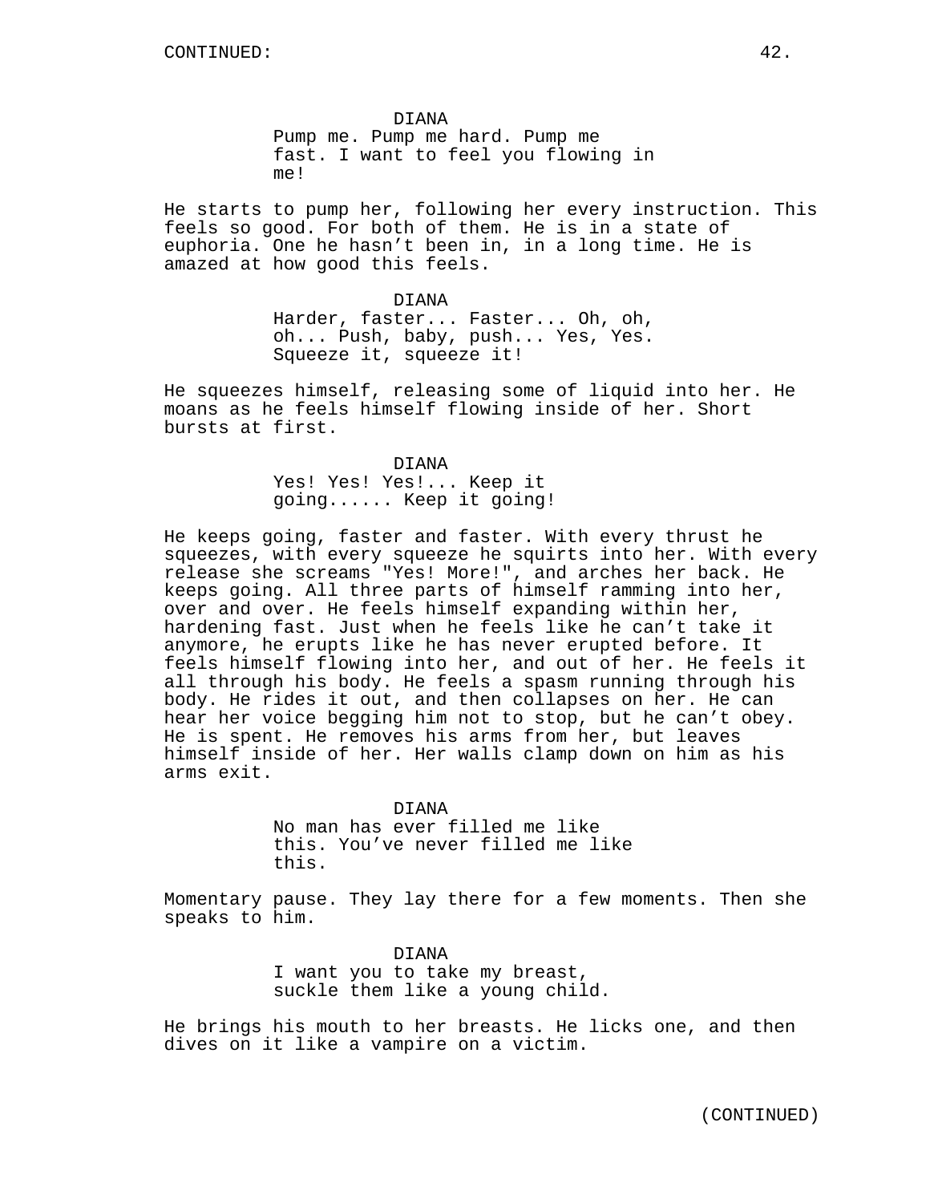DIANA
Pump me. Pump me hard. Pump me fast. I want to feel you flowing in me!

He starts to pump her, following her every instruction. This feels so good. For both of them. He is in a state of euphoria. One he hasn't been in, in a long time. He is amazed at how good this feels.

DIANA
Harder, faster... Faster... Oh, oh, oh... Push, baby, push... Yes, Yes. Squeeze it, squeeze it!

He squeezes himself, releasing some of liquid into her. He moans as he feels himself flowing inside of her. Short bursts at first.

DIANA
Yes! Yes! Yes!... Keep it going...... Keep it going!

He keeps going, faster and faster. With every thrust he squeezes, with every squeeze he squirts into her. With every release she screams "Yes! More!", and arches her back. He keeps going. All three parts of himself ramming into her, over and over. He feels himself expanding within her, hardening fast. Just when he feels like he can't take it anymore, he erupts like he has never erupted before. It feels himself flowing into her, and out of her. He feels it all through his body. He feels a spasm running through his body. He rides it out, and then collapses on her. He can hear her voice begging him not to stop, but he can't obey. He is spent. He removes his arms from her, but leaves himself inside of her. Her walls clamp down on him as his arms exit.

DIANA
No man has ever filled me like this. You've never filled me like this.

Momentary pause. They lay there for a few moments. Then she speaks to him.

DIANA
I want you to take my breast, suckle them like a young child.

He brings his mouth to her breasts. He licks one, and then dives on it like a vampire on a victim.

(CONTINUED)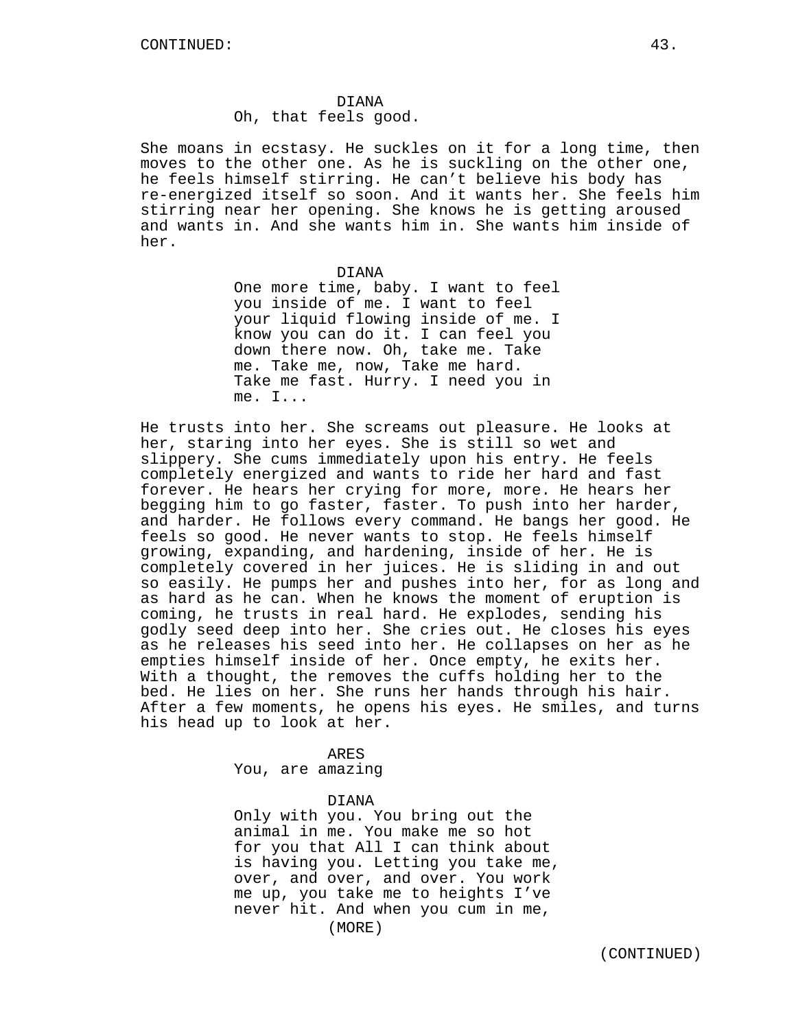DIANA
Oh, that feels good.

She moans in ecstasy. He suckles on it for a long time, then moves to the other one. As he is suckling on the other one, he feels himself stirring. He can't believe his body has re-energized itself so soon. And it wants her. She feels him stirring near her opening. She knows he is getting aroused and wants in. And she wants him in. She wants him inside of her.

DIANA
One more time, baby. I want to feel you inside of me. I want to feel your liquid flowing inside of me. I know you can do it. I can feel you down there now. Oh, take me. Take me. Take me, now, Take me hard. Take me fast. Hurry. I need you in me. I...

He trusts into her. She screams out pleasure. He looks at her, staring into her eyes. She is still so wet and slippery. She cums immediately upon his entry. He feels completely energized and wants to ride her hard and fast forever. He hears her crying for more, more. He hears her begging him to go faster, faster. To push into her harder, and harder. He follows every command. He bangs her good. He feels so good. He never wants to stop. He feels himself growing, expanding, and hardening, inside of her. He is completely covered in her juices. He is sliding in and out so easily. He pumps her and pushes into her, for as long and as hard as he can. When he knows the moment of eruption is coming, he trusts in real hard. He explodes, sending his godly seed deep into her. She cries out. He closes his eyes as he releases his seed into her. He collapses on her as he empties himself inside of her. Once empty, he exits her. With a thought, the removes the cuffs holding her to the bed. He lies on her. She runs her hands through his hair. After a few moments, he opens his eyes. He smiles, and turns his head up to look at her.

ARES
You, are amazing

DIANA
Only with you. You bring out the animal in me. You make me so hot for you that All I can think about is having you. Letting you take me, over, and over, and over. You work me up, you take me to heights I've never hit. And when you cum in me,
(MORE)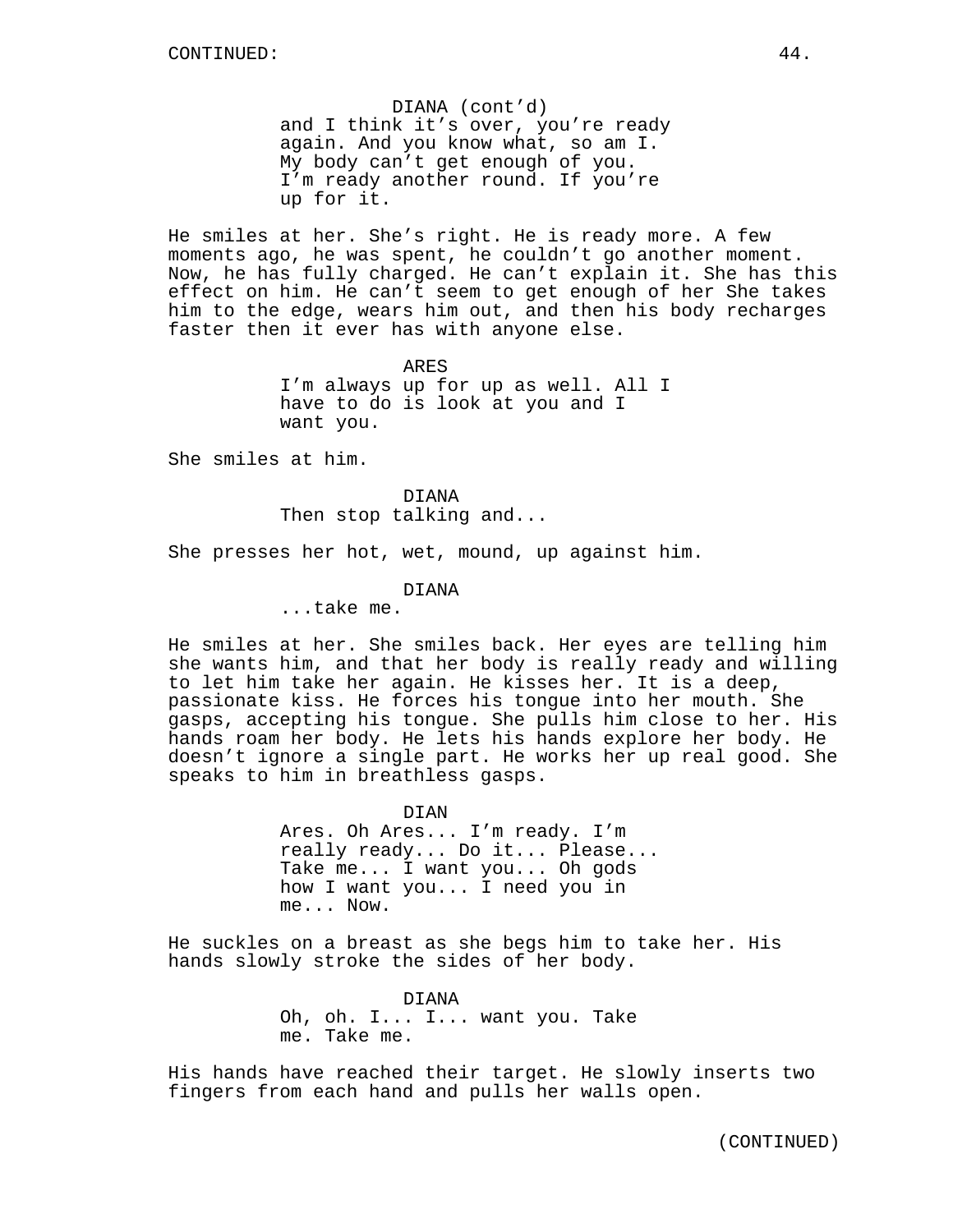DIANA (cont'd)
and I think it's over, you're ready again. And you know what, so am I. My body can't get enough of you. I'm ready another round. If you're up for it.

He smiles at her. She's right. He is ready more. A few moments ago, he was spent, he couldn't go another moment. Now, he has fully charged. He can't explain it. She has this effect on him. He can't seem to get enough of her She takes him to the edge, wears him out, and then his body recharges faster then it ever has with anyone else.

ARES
I'm always up for up as well. All I have to do is look at you and I want you.

She smiles at him.

DIANA
Then stop talking and...

She presses her hot, wet, mound, up against him.

DIANA
...take me.

He smiles at her. She smiles back. Her eyes are telling him she wants him, and that her body is really ready and willing to let him take her again. He kisses her. It is a deep, passionate kiss. He forces his tongue into her mouth. She gasps, accepting his tongue. She pulls him close to her. His hands roam her body. He lets his hands explore her body. He doesn't ignore a single part. He works her up real good. She speaks to him in breathless gasps.

DIAN
Ares. Oh Ares... I'm ready. I'm really ready... Do it... Please... Take me... I want you... Oh gods how I want you... I need you in me... Now.

He suckles on a breast as she begs him to take her. His hands slowly stroke the sides of her body.

DIANA
Oh, oh. I... I... want you. Take me. Take me.

His hands have reached their target. He slowly inserts two fingers from each hand and pulls her walls open.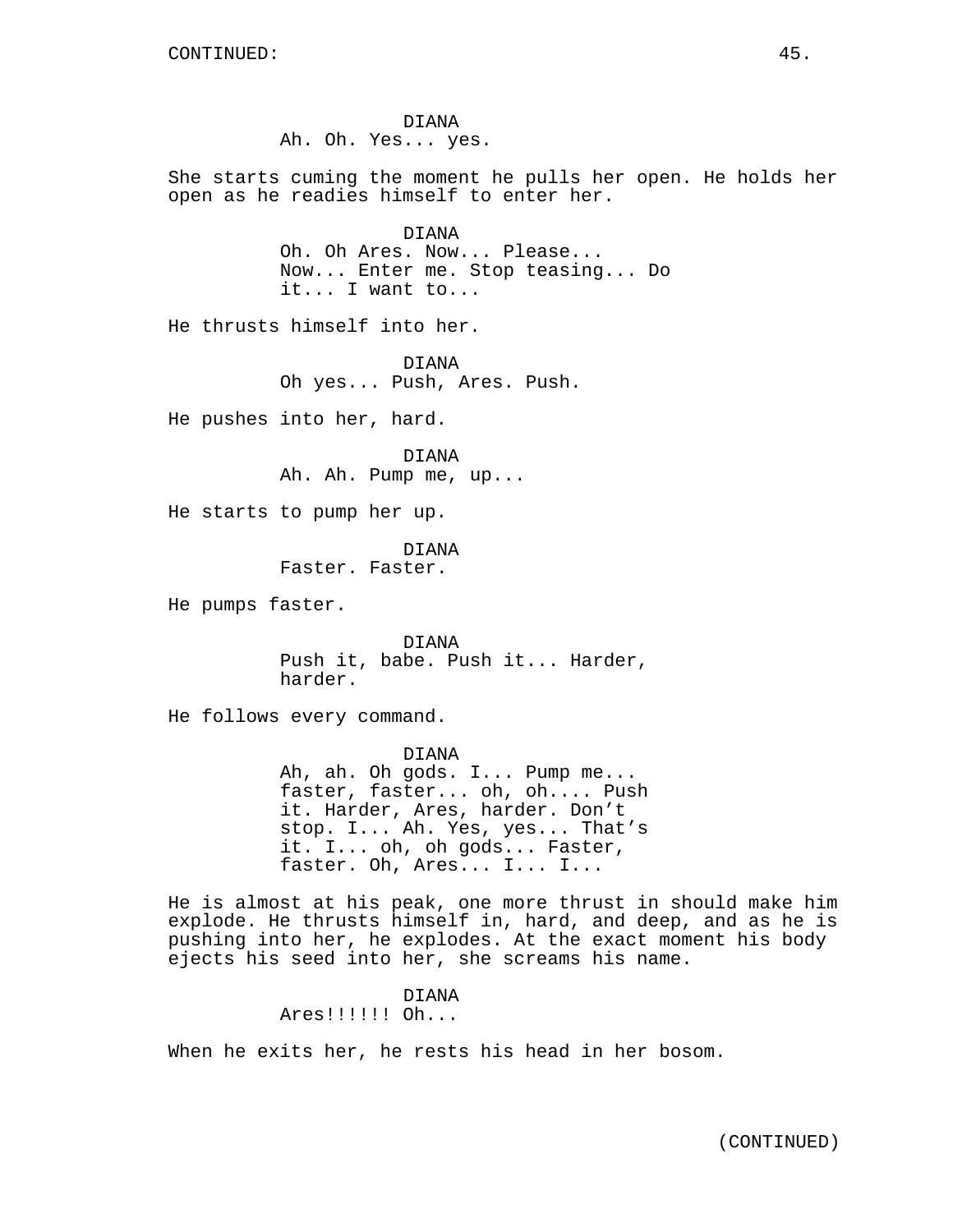DIANA
Ah. Oh. Yes... yes.

She starts cuming the moment he pulls her open. He holds her open as he readies himself to enter her.

DIANA
Oh. Oh Ares. Now... Please... Now... Enter me. Stop teasing... Do it... I want to...

He thrusts himself into her.

DIANA
Oh yes... Push, Ares. Push.

He pushes into her, hard.

DIANA
Ah. Ah. Pump me, up...

He starts to pump her up.

DIANA
Faster. Faster.

He pumps faster.

DIANA
Push it, babe. Push it... Harder, harder.

He follows every command.

DIANA
Ah, ah. Oh gods. I... Pump me... faster, faster... oh, oh.... Push it. Harder, Ares, harder. Don't stop. I... Ah. Yes, yes... That's it. I... oh, oh gods... Faster, faster. Oh, Ares... I... I...

He is almost at his peak, one more thrust in should make him explode. He thrusts himself in, hard, and deep, and as he is pushing into her, he explodes. At the exact moment his body ejects his seed into her, she screams his name.

DIANA
Ares!!!!!! Oh...

When he exits her, he rests his head in her bosom.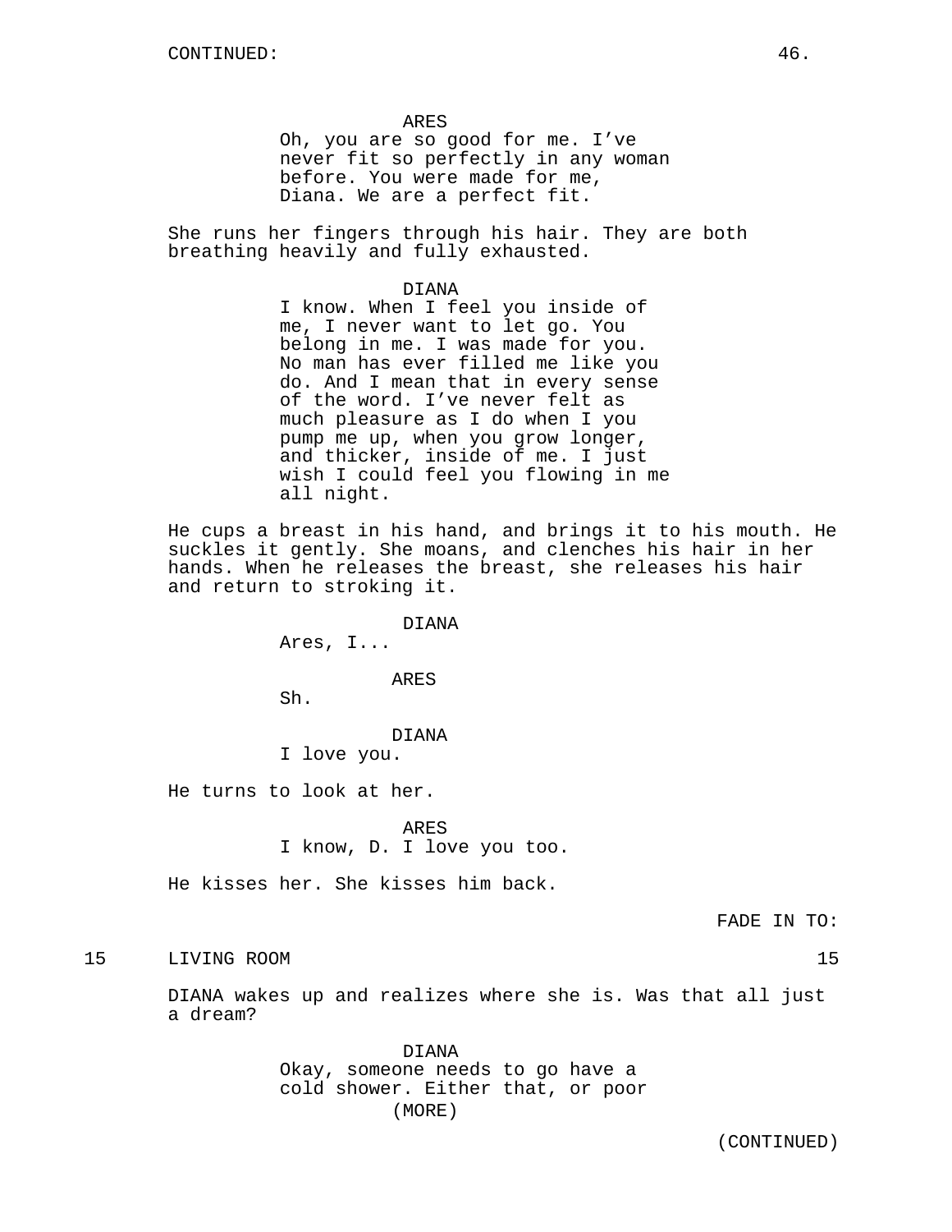ARES

Oh, you are so good for me. I've never fit so perfectly in any woman before. You were made for me, Diana. We are a perfect fit.

She runs her fingers through his hair. They are both breathing heavily and fully exhausted.

DIANA

I know. When I feel you inside of me, I never want to let go. You belong in me. I was made for you. No man has ever filled me like you do. And I mean that in every sense of the word. I've never felt as much pleasure as I do when I you pump me up, when you grow longer, and thicker, inside of me. I just wish I could feel you flowing in me all night.

He cups a breast in his hand, and brings it to his mouth. He suckles it gently. She moans, and clenches his hair in her hands. When he releases the breast, she releases his hair and return to stroking it.

DIANA

Ares, I...

ARES

Sh.

DIANA

I love you.

He turns to look at her.

ARES

I know, D. I love you too.

He kisses her. She kisses him back.

FADE IN TO:

15 LIVING ROOM 15

DIANA wakes up and realizes where she is. Was that all just a dream?

DIANA

Okay, someone needs to go have a cold shower. Either that, or poor

(MORE)

(CONTINUED)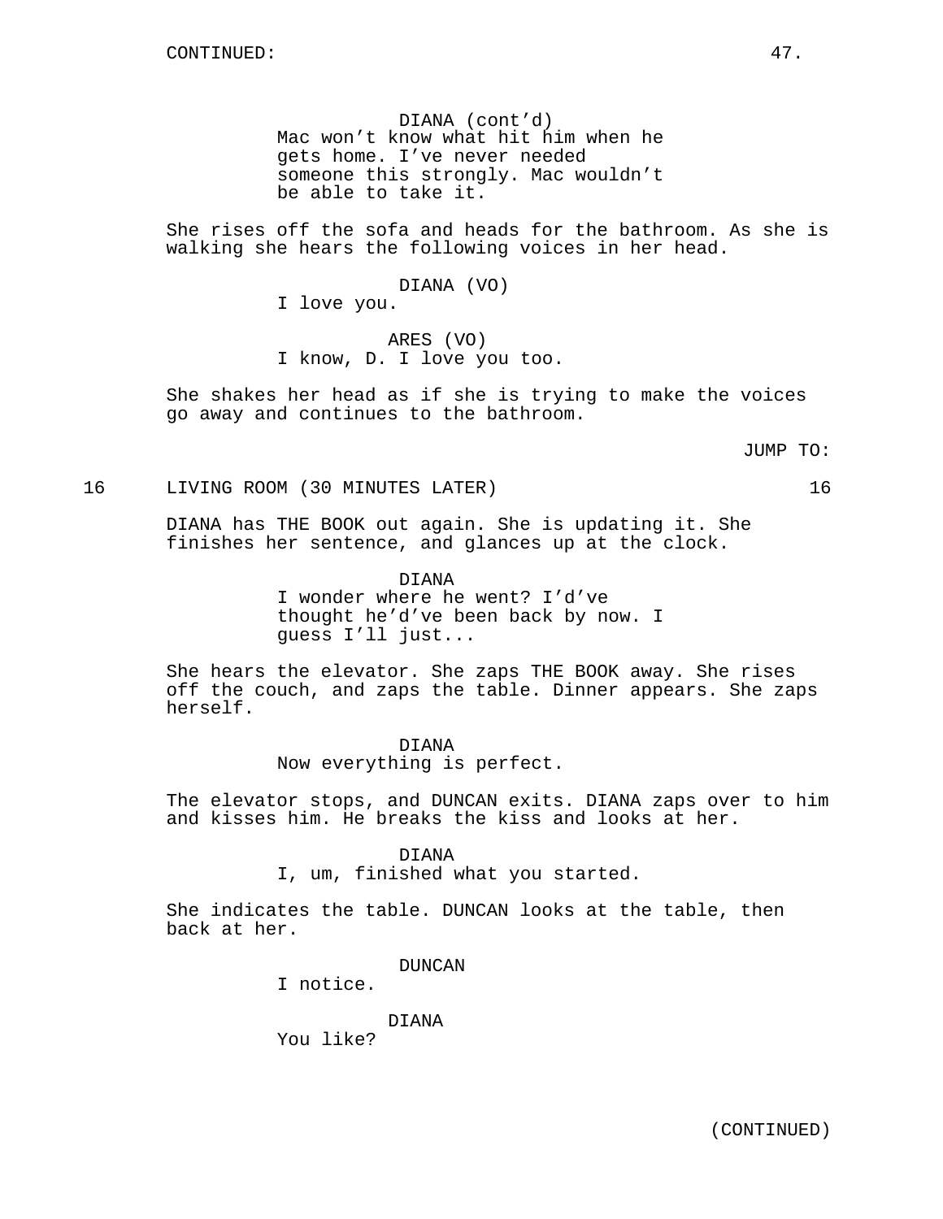DIANA (cont'd)
Mac won't know what hit him when he gets home. I've never needed someone this strongly. Mac wouldn't be able to take it.

She rises off the sofa and heads for the bathroom. As she is walking she hears the following voices in her head.

DIANA (VO)
I love you.

ARES (VO)
I know, D. I love you too.

She shakes her head as if she is trying to make the voices go away and continues to the bathroom.

JUMP TO:

16 LIVING ROOM (30 MINUTES LATER) 16

DIANA has THE BOOK out again. She is updating it. She finishes her sentence, and glances up at the clock.

DIANA
I wonder where he went? I'd've thought he'd've been back by now. I guess I'll just...

She hears the elevator. She zaps THE BOOK away. She rises off the couch, and zaps the table. Dinner appears. She zaps herself.

DIANA
Now everything is perfect.

The elevator stops, and DUNCAN exits. DIANA zaps over to him and kisses him. He breaks the kiss and looks at her.

DIANA
I, um, finished what you started.

She indicates the table. DUNCAN looks at the table, then back at her.

DUNCAN
I notice.

DIANA
You like?

(CONTINUED)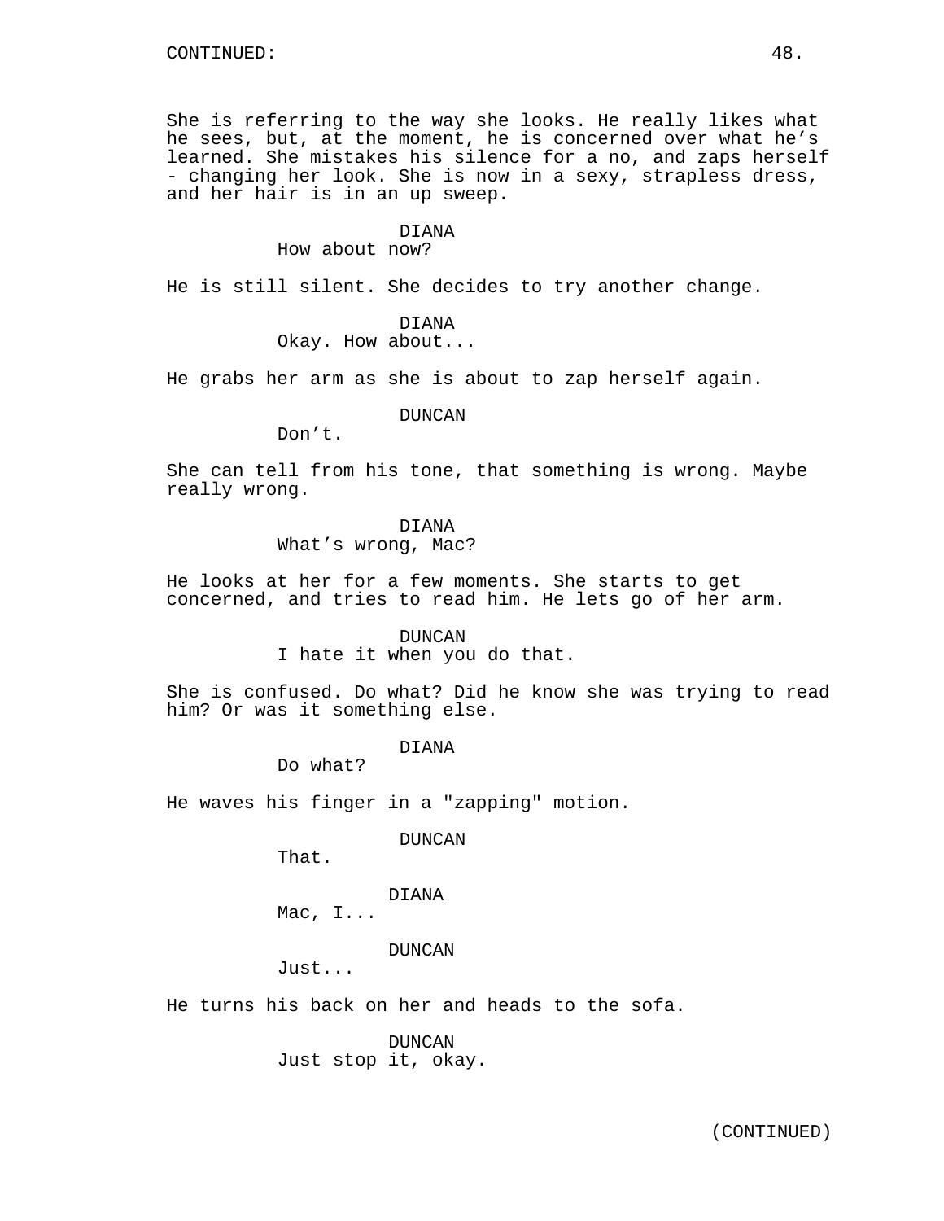She is referring to the way she looks. He really likes what he sees, but, at the moment, he is concerned over what he's learned. She mistakes his silence for a no, and zaps herself - changing her look. She is now in a sexy, strapless dress, and her hair is in an up sweep.

DIANA
How about now?

He is still silent. She decides to try another change.

DIANA
Okay. How about...

He grabs her arm as she is about to zap herself again.

DUNCAN
Don't.

She can tell from his tone, that something is wrong. Maybe really wrong.

DIANA
What's wrong, Mac?

He looks at her for a few moments. She starts to get concerned, and tries to read him. He lets go of her arm.

DUNCAN
I hate it when you do that.

She is confused. Do what? Did he know she was trying to read him? Or was it something else.

DIANA
Do what?

He waves his finger in a "zapping" motion.

DUNCAN
That.

DIANA
Mac, I...

DUNCAN
Just...

He turns his back on her and heads to the sofa.

DUNCAN
Just stop it, okay.

(CONTINUED)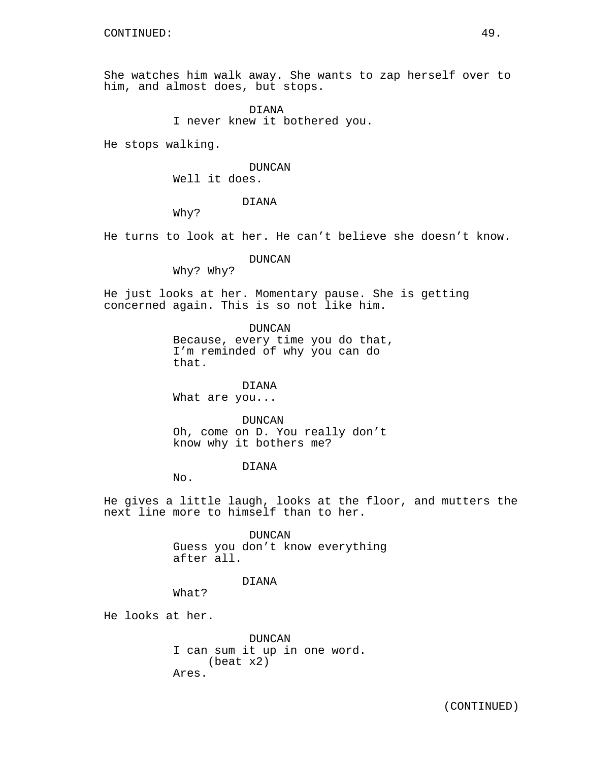CONTINUED:

She watches him walk away. She wants to zap herself over to him, and almost does, but stops.

DIANA
I never knew it bothered you.

He stops walking.

DUNCAN
Well it does.

DIANA
Why?

He turns to look at her. He can't believe she doesn't know.

DUNCAN
Why? Why?

He just looks at her. Momentary pause. She is getting concerned again. This is so not like him.

DUNCAN
Because, every time you do that, I'm reminded of why you can do that.

DIANA
What are you...

DUNCAN
Oh, come on D. You really don't know why it bothers me?

DIANA
No.

He gives a little laugh, looks at the floor, and mutters the next line more to himself than to her.

DUNCAN
Guess you don't know everything after all.

DIANA
What?

He looks at her.

DUNCAN
I can sum it up in one word.
(beat x2)
Ares.

(CONTINUED)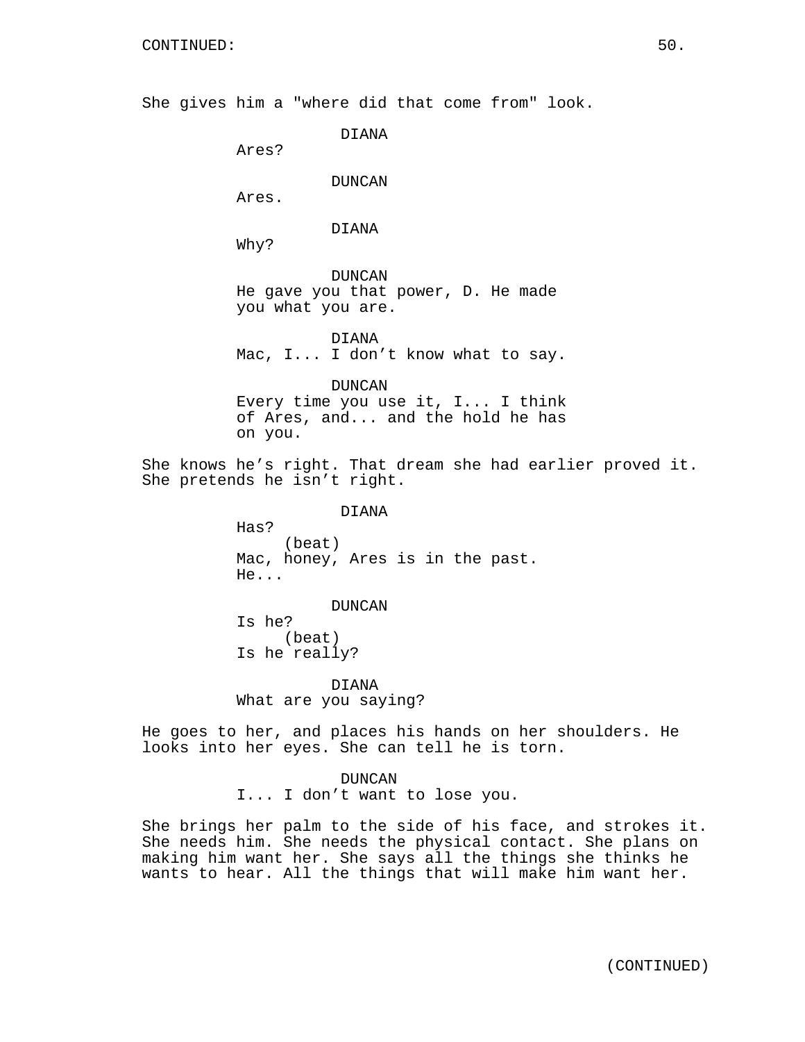She gives him a "where did that come from" look.

DIANA
Ares?

DUNCAN
Ares.

DIANA
Why?

DUNCAN
He gave you that power, D. He made you what you are.

DIANA
Mac, I... I don't know what to say.

DUNCAN
Every time you use it, I... I think of Ares, and... and the hold he has on you.

She knows he's right. That dream she had earlier proved it. She pretends he isn't right.

DIANA
Has?
(beat)
Mac, honey, Ares is in the past. He...

DUNCAN
Is he?
(beat)
Is he really?

DIANA
What are you saying?

He goes to her, and places his hands on her shoulders. He looks into her eyes. She can tell he is torn.

DUNCAN
I... I don't want to lose you.

She brings her palm to the side of his face, and strokes it. She needs him. She needs the physical contact. She plans on making him want her. She says all the things she thinks he wants to hear. All the things that will make him want her.

(CONTINUED)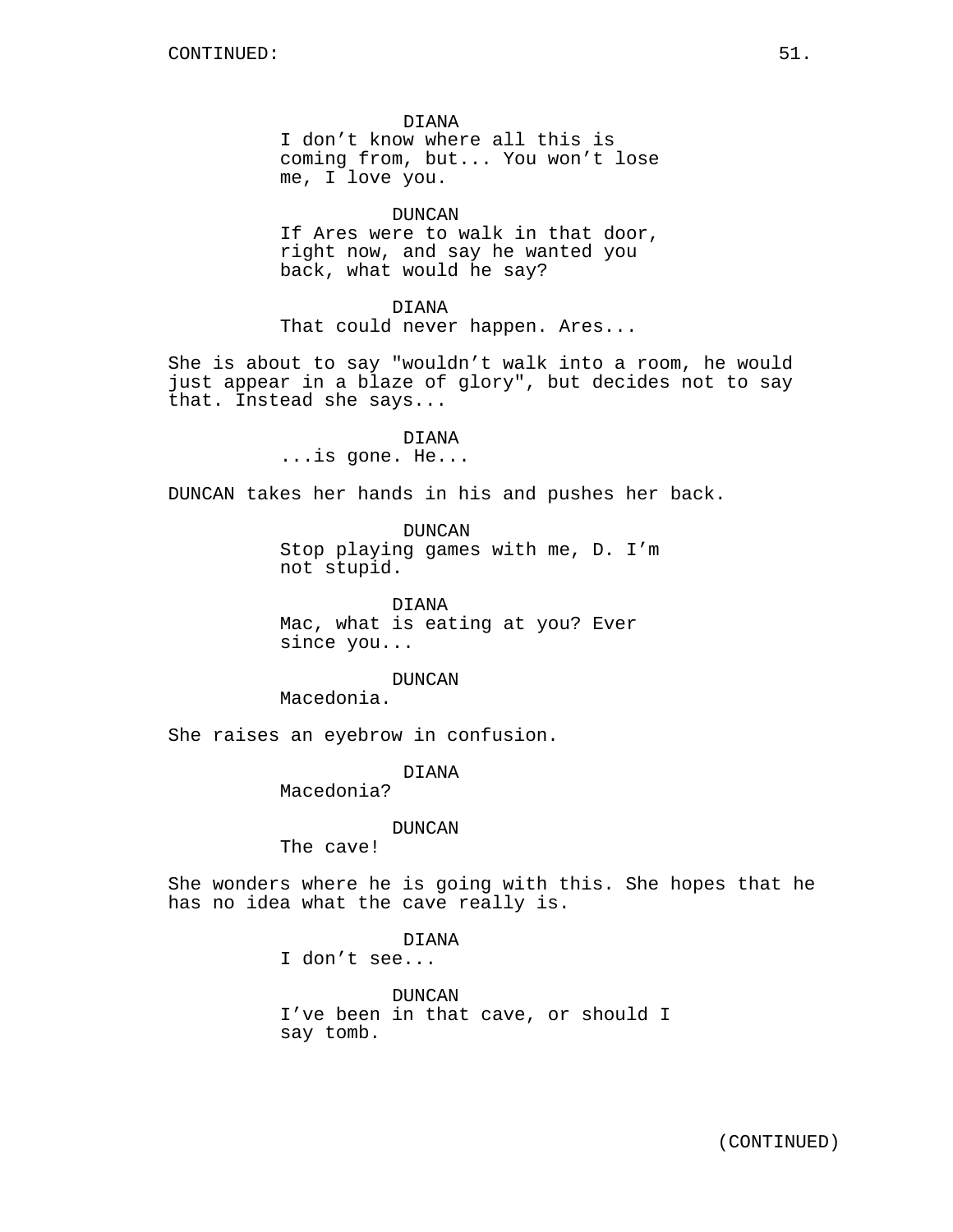DIANA
I don't know where all this is coming from, but... You won't lose me, I love you.

DUNCAN
If Ares were to walk in that door, right now, and say he wanted you back, what would he say?

DIANA
That could never happen. Ares...

She is about to say "wouldn't walk into a room, he would just appear in a blaze of glory", but decides not to say that. Instead she says...

DIANA
...is gone. He...

DUNCAN takes her hands in his and pushes her back.

DUNCAN
Stop playing games with me, D. I'm not stupid.

DIANA
Mac, what is eating at you? Ever since you...

DUNCAN
Macedonia.

She raises an eyebrow in confusion.

DIANA
Macedonia?

DUNCAN
The cave!

She wonders where he is going with this. She hopes that he has no idea what the cave really is.

DIANA
I don't see...

DUNCAN
I've been in that cave, or should I say tomb.

(CONTINUED)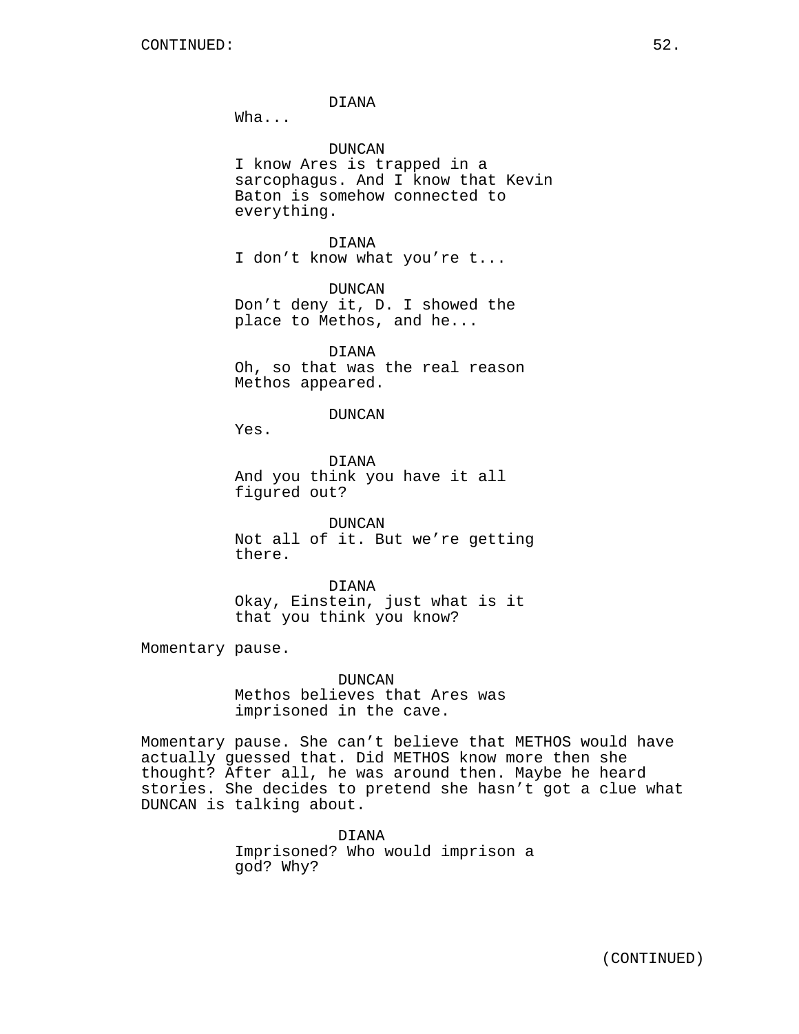CONTINUED:

DIANA
Wha...

DUNCAN
I know Ares is trapped in a sarcophagus. And I know that Kevin Baton is somehow connected to everything.

DIANA
I don't know what you're t...

DUNCAN
Don't deny it, D. I showed the place to Methos, and he...

DIANA
Oh, so that was the real reason Methos appeared.

DUNCAN
Yes.

DIANA
And you think you have it all figured out?

DUNCAN
Not all of it. But we're getting there.

DIANA
Okay, Einstein, just what is it that you think you know?

Momentary pause.

DUNCAN
Methos believes that Ares was imprisoned in the cave.

Momentary pause. She can't believe that METHOS would have actually guessed that. Did METHOS know more then she thought? After all, he was around then. Maybe he heard stories. She decides to pretend she hasn't got a clue what DUNCAN is talking about.

DIANA
Imprisoned? Who would imprison a god? Why?

(CONTINUED)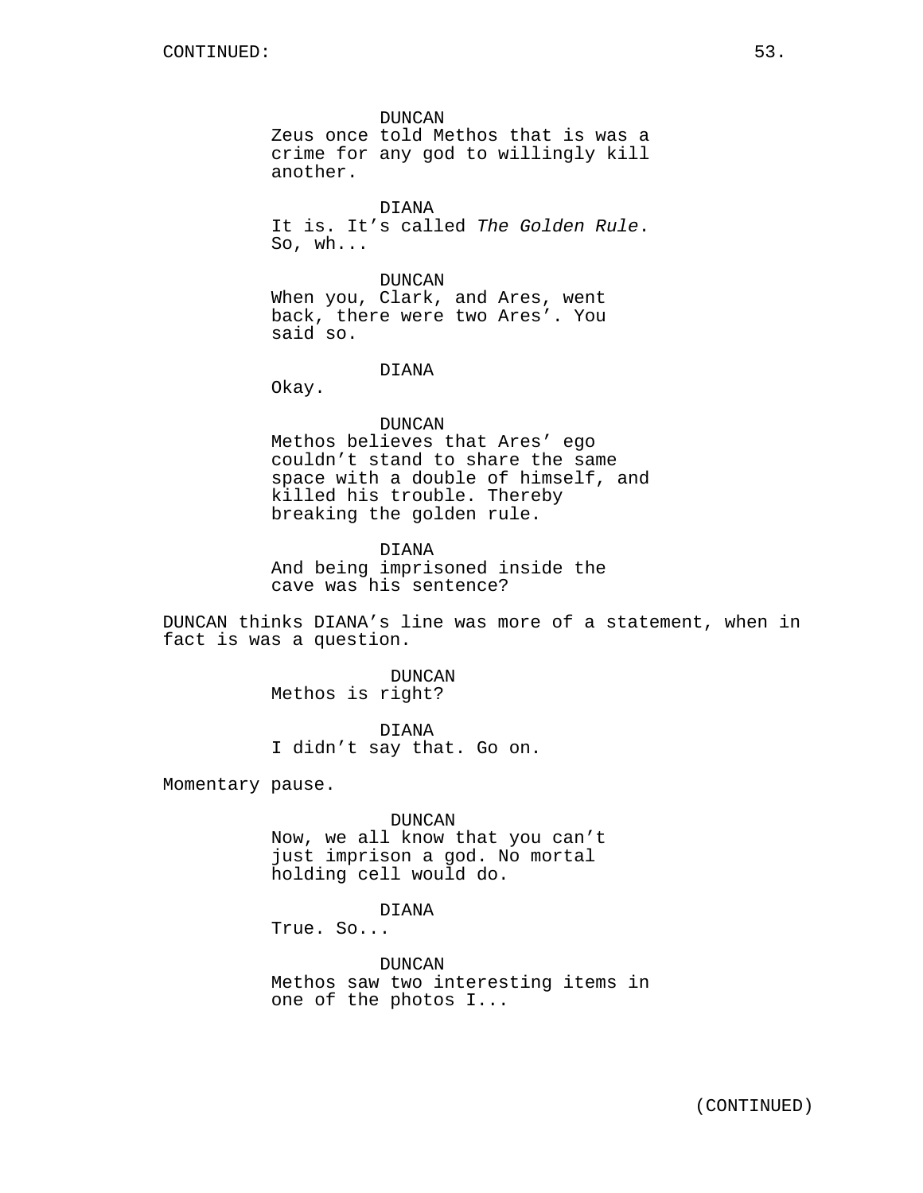DUNCAN
Zeus once told Methos that is was a crime for any god to willingly kill another.

DIANA
It is. It's called *The Golden Rule*. So, wh...

DUNCAN
When you, Clark, and Ares, went back, there were two Ares'. You said so.

DIANA
Okay.

DUNCAN
Methos believes that Ares' ego couldn't stand to share the same space with a double of himself, and killed his trouble. Thereby breaking the golden rule.

DIANA
And being imprisoned inside the cave was his sentence?

DUNCAN thinks DIANA's line was more of a statement, when in fact is was a question.

DUNCAN
Methos is right?

DIANA
I didn't say that. Go on.

Momentary pause.

DUNCAN
Now, we all know that you can't just imprison a god. No mortal holding cell would do.

DIANA
True. So...

DUNCAN
Methos saw two interesting items in one of the photos I...

(CONTINUED)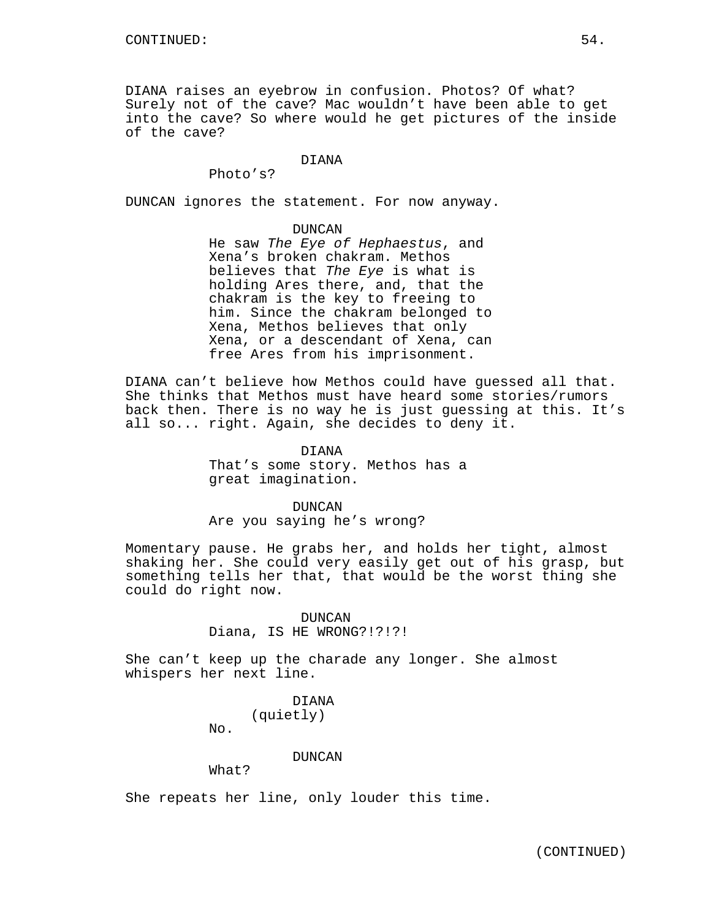CONTINUED:

DIANA raises an eyebrow in confusion. Photos? Of what? Surely not of the cave? Mac wouldn't have been able to get into the cave? So where would he get pictures of the inside of the cave?

DIANA
Photo's?

DUNCAN ignores the statement. For now anyway.

DUNCAN
He saw *The Eye of Hephaestus*, and Xena's broken chakram. Methos believes that *The Eye* is what is holding Ares there, and, that the chakram is the key to freeing to him. Since the chakram belonged to Xena, Methos believes that only Xena, or a descendant of Xena, can free Ares from his imprisonment.

DIANA can't believe how Methos could have guessed all that. She thinks that Methos must have heard some stories/rumors back then. There is no way he is just guessing at this. It's all so... right. Again, she decides to deny it.

DIANA
That's some story. Methos has a great imagination.

DUNCAN
Are you saying he's wrong?

Momentary pause. He grabs her, and holds her tight, almost shaking her. She could very easily get out of his grasp, but something tells her that, that would be the worst thing she could do right now.

DUNCAN
Diana, IS HE WRONG?!?!?!

She can't keep up the charade any longer. She almost whispers her next line.

DIANA
(quietly)
No.

DUNCAN
What?

She repeats her line, only louder this time.

(CONTINUED)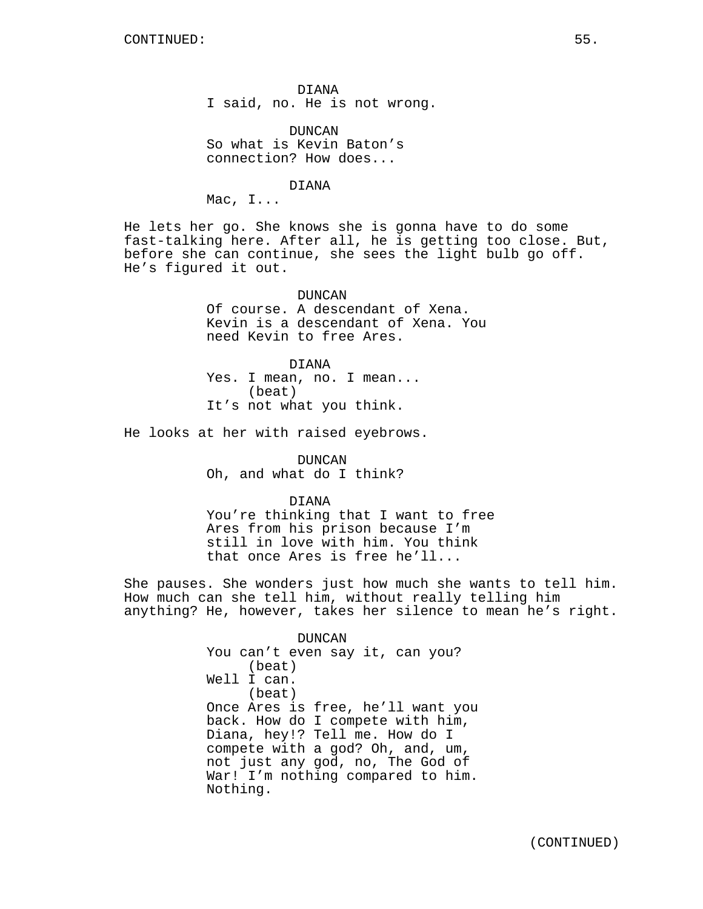DIANA
I said, no. He is not wrong.

DUNCAN
So what is Kevin Baton's connection? How does...

DIANA
Mac, I...

He lets her go. She knows she is gonna have to do some fast-talking here. After all, he is getting too close. But, before she can continue, she sees the light bulb go off. He's figured it out.

DUNCAN
Of course. A descendant of Xena. Kevin is a descendant of Xena. You need Kevin to free Ares.

DIANA
Yes. I mean, no. I mean...
(beat)
It's not what you think.

He looks at her with raised eyebrows.

DUNCAN
Oh, and what do I think?

DIANA
You're thinking that I want to free Ares from his prison because I'm still in love with him. You think that once Ares is free he'll...

She pauses. She wonders just how much she wants to tell him. How much can she tell him, without really telling him anything? He, however, takes her silence to mean he's right.

DUNCAN
You can't even say it, can you?
(beat)
Well I can.
(beat)
Once Ares is free, he'll want you back. How do I compete with him, Diana, hey!? Tell me. How do I compete with a god? Oh, and, um, not just any god, no, The God of War! I'm nothing compared to him. Nothing.

(CONTINUED)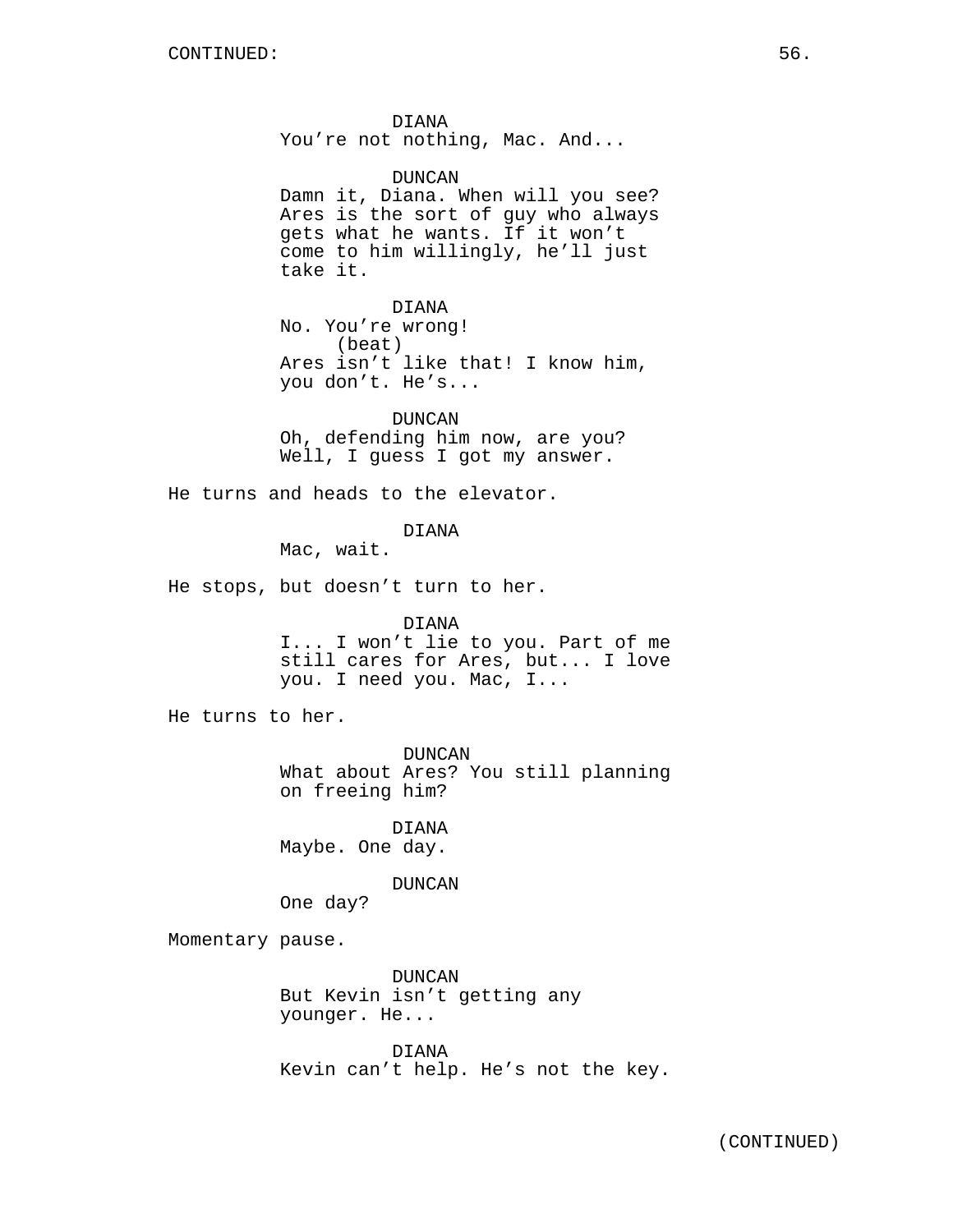DIANA
You're not nothing, Mac. And...

DUNCAN
Damn it, Diana. When will you see? Ares is the sort of guy who always gets what he wants. If it won't come to him willingly, he'll just take it.

DIANA
No. You're wrong!
(beat)
Ares isn't like that! I know him, you don't. He's...

DUNCAN
Oh, defending him now, are you? Well, I guess I got my answer.

He turns and heads to the elevator.

DIANA
Mac, wait.

He stops, but doesn't turn to her.

DIANA
I... I won't lie to you. Part of me still cares for Ares, but... I love you. I need you. Mac, I...

He turns to her.

DUNCAN
What about Ares? You still planning on freeing him?

DIANA
Maybe. One day.

DUNCAN
One day?

Momentary pause.

DUNCAN
But Kevin isn't getting any younger. He...

DIANA
Kevin can't help. He's not the key.

(CONTINUED)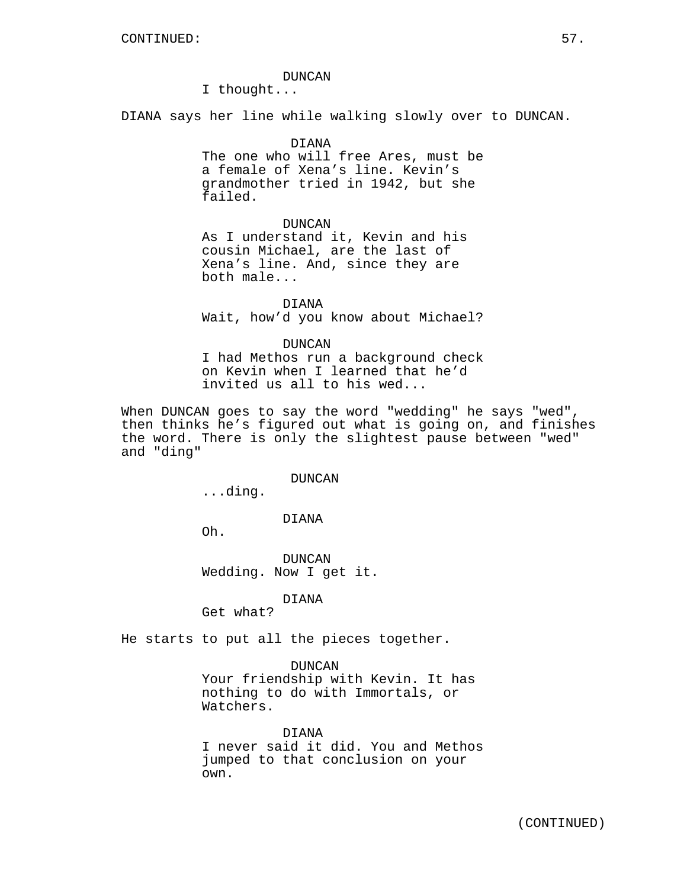DUNCAN
I thought...

DIANA says her line while walking slowly over to DUNCAN.

DIANA
The one who will free Ares, must be a female of Xena's line. Kevin's grandmother tried in 1942, but she failed.

DUNCAN
As I understand it, Kevin and his cousin Michael, are the last of Xena's line. And, since they are both male...

DIANA
Wait, how'd you know about Michael?

DUNCAN
I had Methos run a background check on Kevin when I learned that he'd invited us all to his wed...

When DUNCAN goes to say the word "wedding" he says "wed", then thinks he's figured out what is going on, and finishes the word. There is only the slightest pause between "wed" and "ding"

DUNCAN
...ding.

DIANA
Oh.

DUNCAN
Wedding. Now I get it.

DIANA
Get what?

He starts to put all the pieces together.

DUNCAN
Your friendship with Kevin. It has nothing to do with Immortals, or Watchers.

DIANA
I never said it did. You and Methos jumped to that conclusion on your own.

(CONTINUED)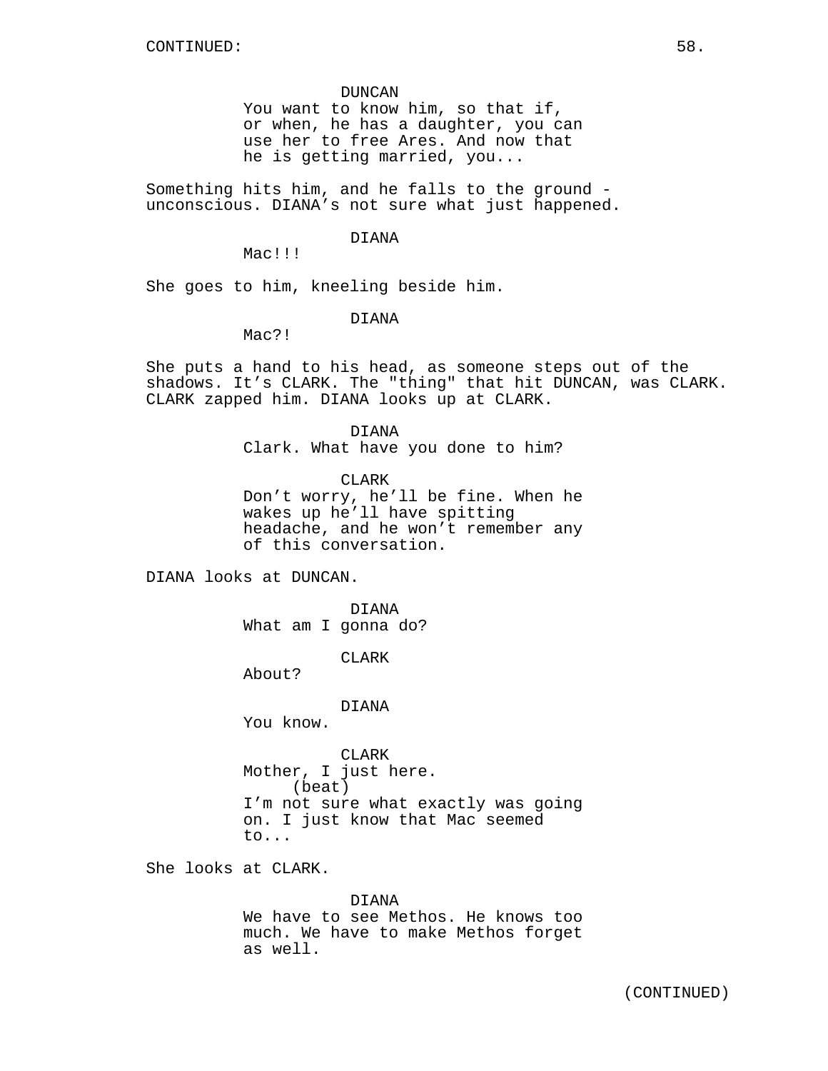CONTINUED:

DUNCAN
You want to know him, so that if, or when, he has a daughter, you can use her to free Ares. And now that he is getting married, you...

Something hits him, and he falls to the ground - unconscious. DIANA's not sure what just happened.

DIANA
Mac!!!

She goes to him, kneeling beside him.

DIANA
Mac?!

She puts a hand to his head, as someone steps out of the shadows. It's CLARK. The "thing" that hit DUNCAN, was CLARK. CLARK zapped him. DIANA looks up at CLARK.

DIANA
Clark. What have you done to him?

CLARK
Don't worry, he'll be fine. When he wakes up he'll have spitting headache, and he won't remember any of this conversation.

DIANA looks at DUNCAN.

DIANA
What am I gonna do?

CLARK
About?

DIANA
You know.

CLARK
Mother, I just here.
(beat)
I'm not sure what exactly was going on. I just know that Mac seemed to...

She looks at CLARK.

DIANA
We have to see Methos. He knows too much. We have to make Methos forget as well.

(CONTINUED)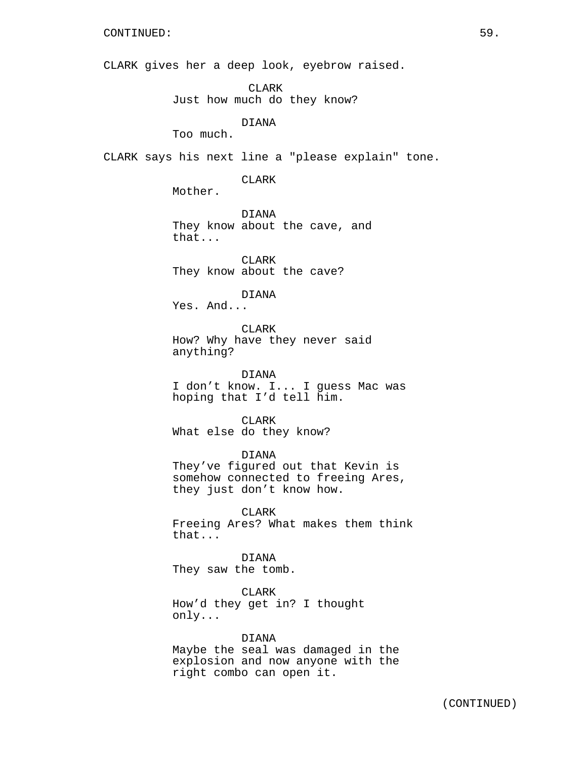CLARK gives her a deep look, eyebrow raised.

CLARK
Just how much do they know?

DIANA
Too much.

CLARK says his next line a "please explain" tone.

CLARK
Mother.

DIANA
They know about the cave, and that...

CLARK
They know about the cave?

DIANA
Yes. And...

CLARK
How? Why have they never said anything?

DIANA
I don't know. I... I guess Mac was hoping that I'd tell him.

CLARK
What else do they know?

DIANA
They've figured out that Kevin is somehow connected to freeing Ares, they just don't know how.

CLARK
Freeing Ares? What makes them think that...

DIANA
They saw the tomb.

CLARK
How'd they get in? I thought only...

DIANA
Maybe the seal was damaged in the explosion and now anyone with the right combo can open it.

(CONTINUED)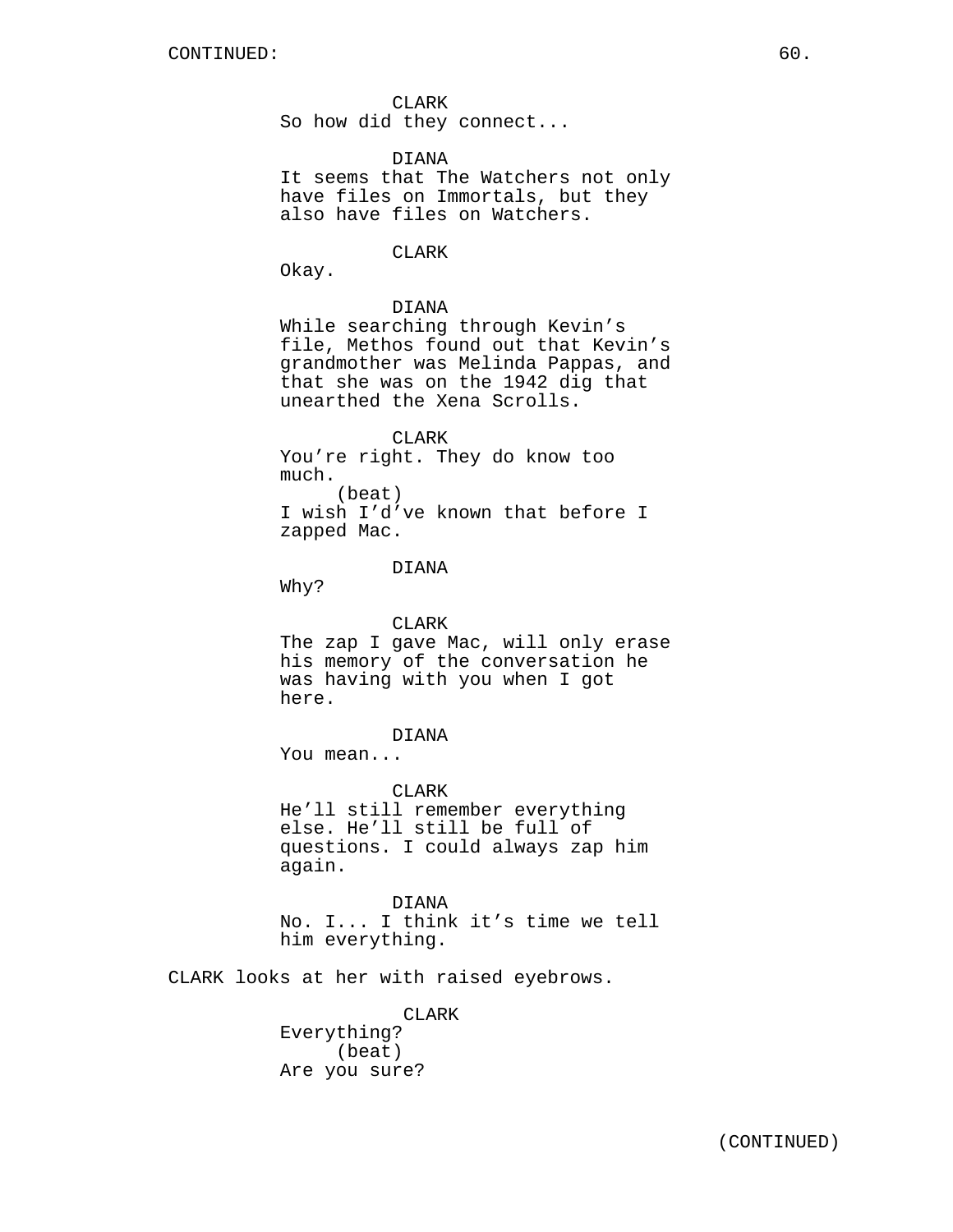CONTINUED:

CLARK
So how did they connect...

DIANA
It seems that The Watchers not only have files on Immortals, but they also have files on Watchers.

CLARK
Okay.

DIANA
While searching through Kevin's file, Methos found out that Kevin's grandmother was Melinda Pappas, and that she was on the 1942 dig that unearthed the Xena Scrolls.

CLARK
You're right. They do know too much.
(beat)
I wish I'd've known that before I zapped Mac.

DIANA
Why?

CLARK
The zap I gave Mac, will only erase his memory of the conversation he was having with you when I got here.

DIANA
You mean...

CLARK
He'll still remember everything else. He'll still be full of questions. I could always zap him again.

DIANA
No. I... I think it's time we tell him everything.

CLARK looks at her with raised eyebrows.

CLARK
Everything?
(beat)
Are you sure?

(CONTINUED)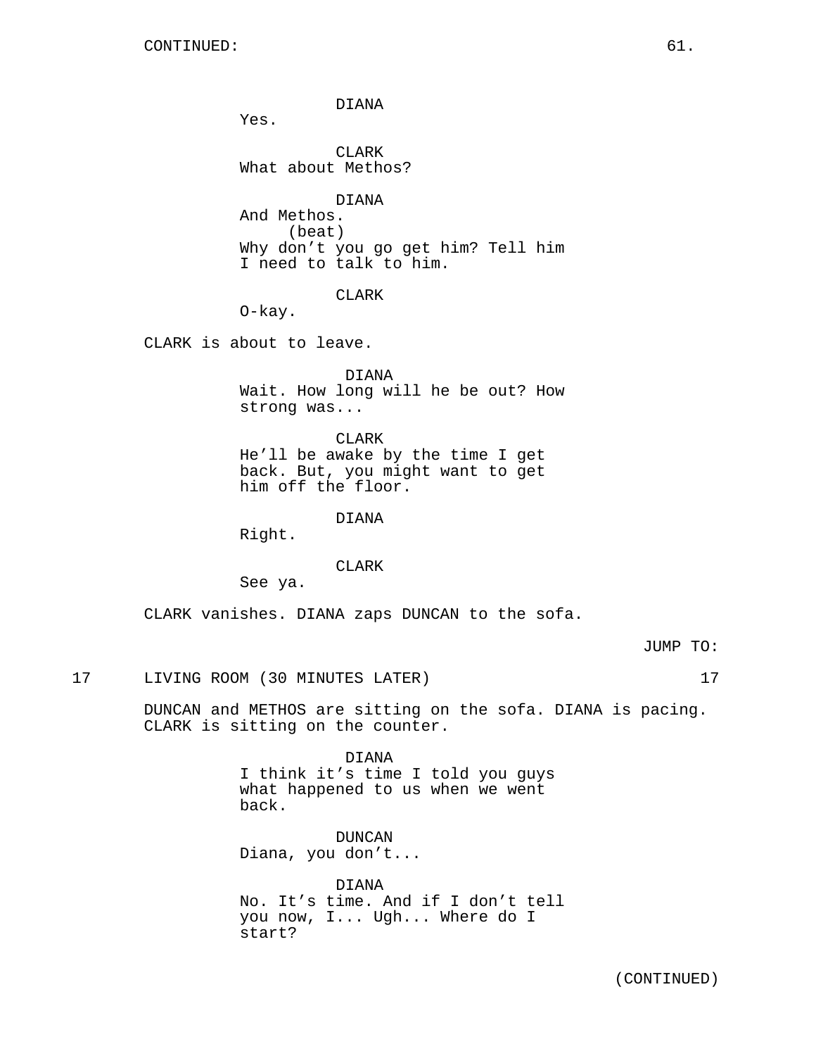CONTINUED:

DIANA
Yes.

CLARK
What about Methos?

DIANA
And Methos.
(beat)
Why don't you go get him? Tell him I need to talk to him.

CLARK
O-kay.

CLARK is about to leave.

DIANA
Wait. How long will he be out? How strong was...

CLARK
He'll be awake by the time I get back. But, you might want to get him off the floor.

DIANA
Right.

CLARK
See ya.

CLARK vanishes. DIANA zaps DUNCAN to the sofa.

JUMP TO:

17 LIVING ROOM (30 MINUTES LATER) 17

DUNCAN and METHOS are sitting on the sofa. DIANA is pacing. CLARK is sitting on the counter.

DIANA
I think it's time I told you guys what happened to us when we went back.

DUNCAN
Diana, you don't...

DIANA
No. It's time. And if I don't tell you now, I... Ugh... Where do I start?

(CONTINUED)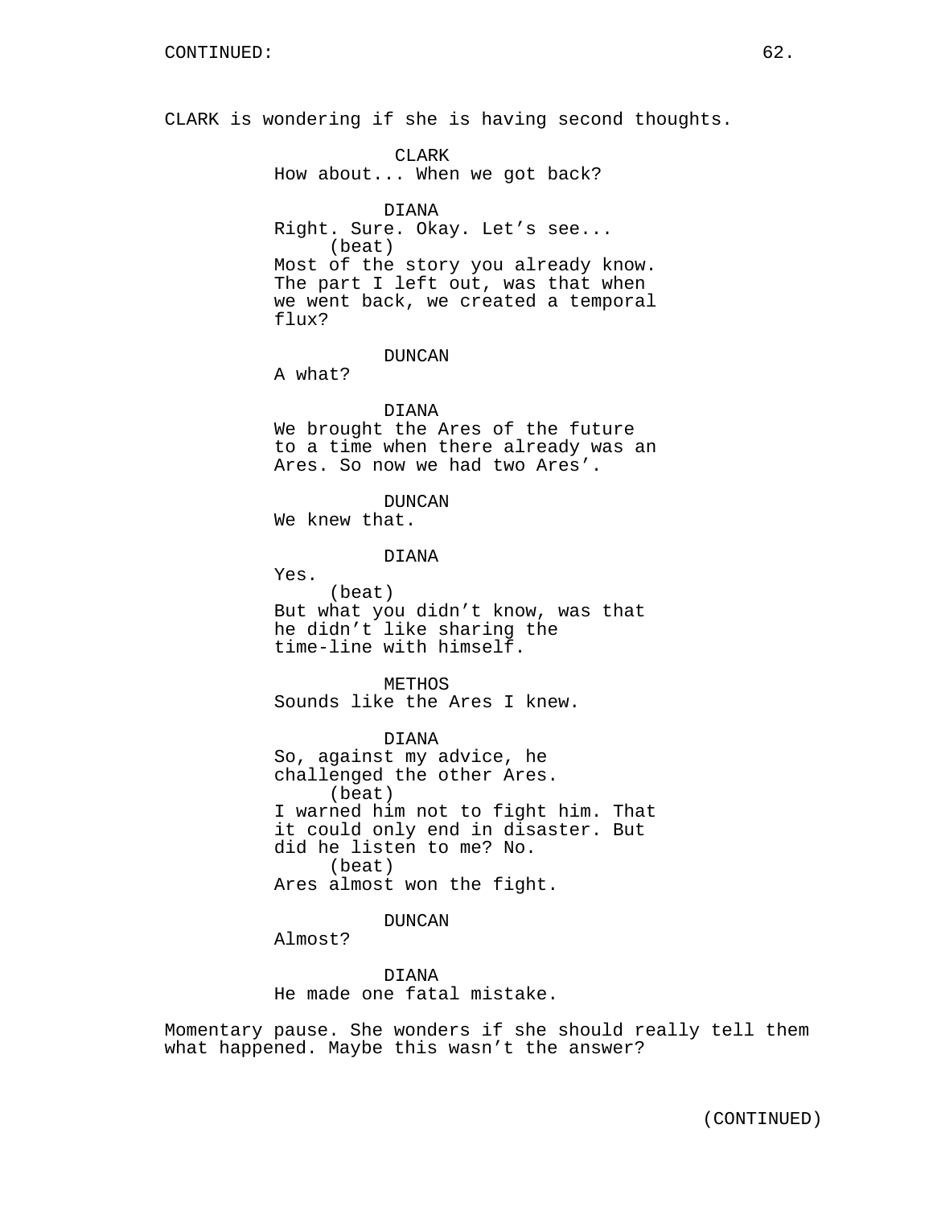CLARK is wondering if she is having second thoughts.

CLARK
How about... When we got back?

DIANA
Right. Sure. Okay. Let's see...
(beat)
Most of the story you already know. The part I left out, was that when we went back, we created a temporal flux?

DUNCAN
A what?

DIANA
We brought the Ares of the future to a time when there already was an Ares. So now we had two Ares'.

DUNCAN
We knew that.

DIANA
Yes.
(beat)
But what you didn't know, was that he didn't like sharing the time-line with himself.

METHOS
Sounds like the Ares I knew.

DIANA
So, against my advice, he challenged the other Ares.
(beat)
I warned him not to fight him. That it could only end in disaster. But did he listen to me? No.
(beat)
Ares almost won the fight.

DUNCAN
Almost?

DIANA
He made one fatal mistake.

Momentary pause. She wonders if she should really tell them what happened. Maybe this wasn't the answer?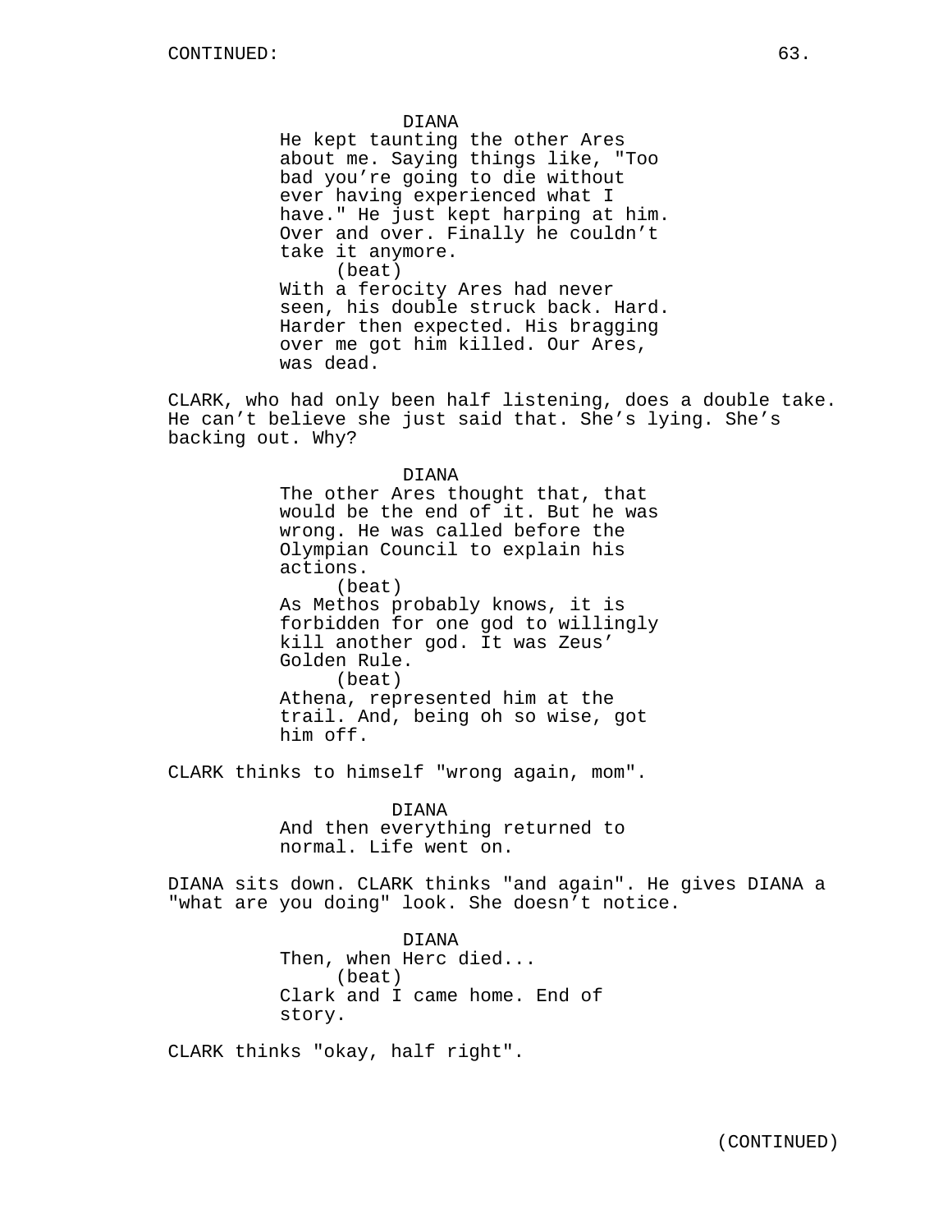DIANA

He kept taunting the other Ares about me. Saying things like, "Too bad you're going to die without ever having experienced what I have." He just kept harping at him. Over and over. Finally he couldn't take it anymore.

(beat)

With a ferocity Ares had never seen, his double struck back. Hard. Harder then expected. His bragging over me got him killed. Our Ares, was dead.

CLARK, who had only been half listening, does a double take. He can't believe she just said that. She's lying. She's backing out. Why?

DIANA

The other Ares thought that, that would be the end of it. But he was wrong. He was called before the Olympian Council to explain his actions.

(beat)

As Methos probably knows, it is forbidden for one god to willingly kill another god. It was Zeus' Golden Rule.

(beat)

Athena, represented him at the trail. And, being oh so wise, got him off.

CLARK thinks to himself "wrong again, mom".

DIANA

And then everything returned to normal. Life went on.

DIANA sits down. CLARK thinks "and again". He gives DIANA a "what are you doing" look. She doesn't notice.

DIANA

Then, when Herc died...

(beat)

Clark and I came home. End of story.

CLARK thinks "okay, half right".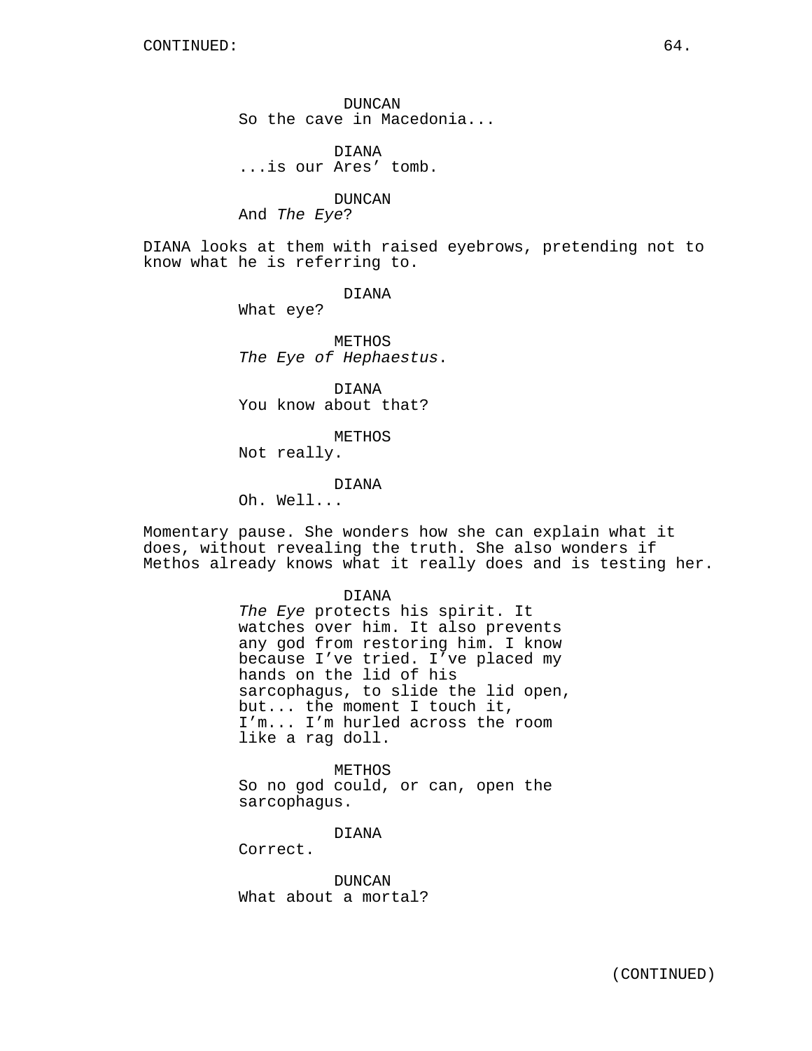CONTINUED:

DUNCAN
So the cave in Macedonia...

DIANA
...is our Ares' tomb.

DUNCAN
And *The Eye*?

DIANA looks at them with raised eyebrows, pretending not to know what he is referring to.

DIANA
What eye?

METHOS
*The Eye of Hephaestus*.

DIANA
You know about that?

METHOS
Not really.

DIANA
Oh. Well...

Momentary pause. She wonders how she can explain what it does, without revealing the truth. She also wonders if Methos already knows what it really does and is testing her.

DIANA
*The Eye* protects his spirit. It watches over him. It also prevents any god from restoring him. I know because I've tried. I've placed my hands on the lid of his sarcophagus, to slide the lid open, but... the moment I touch it, I'm... I'm hurled across the room like a rag doll.

METHOS
So no god could, or can, open the sarcophagus.

DIANA
Correct.

DUNCAN
What about a mortal?

(CONTINUED)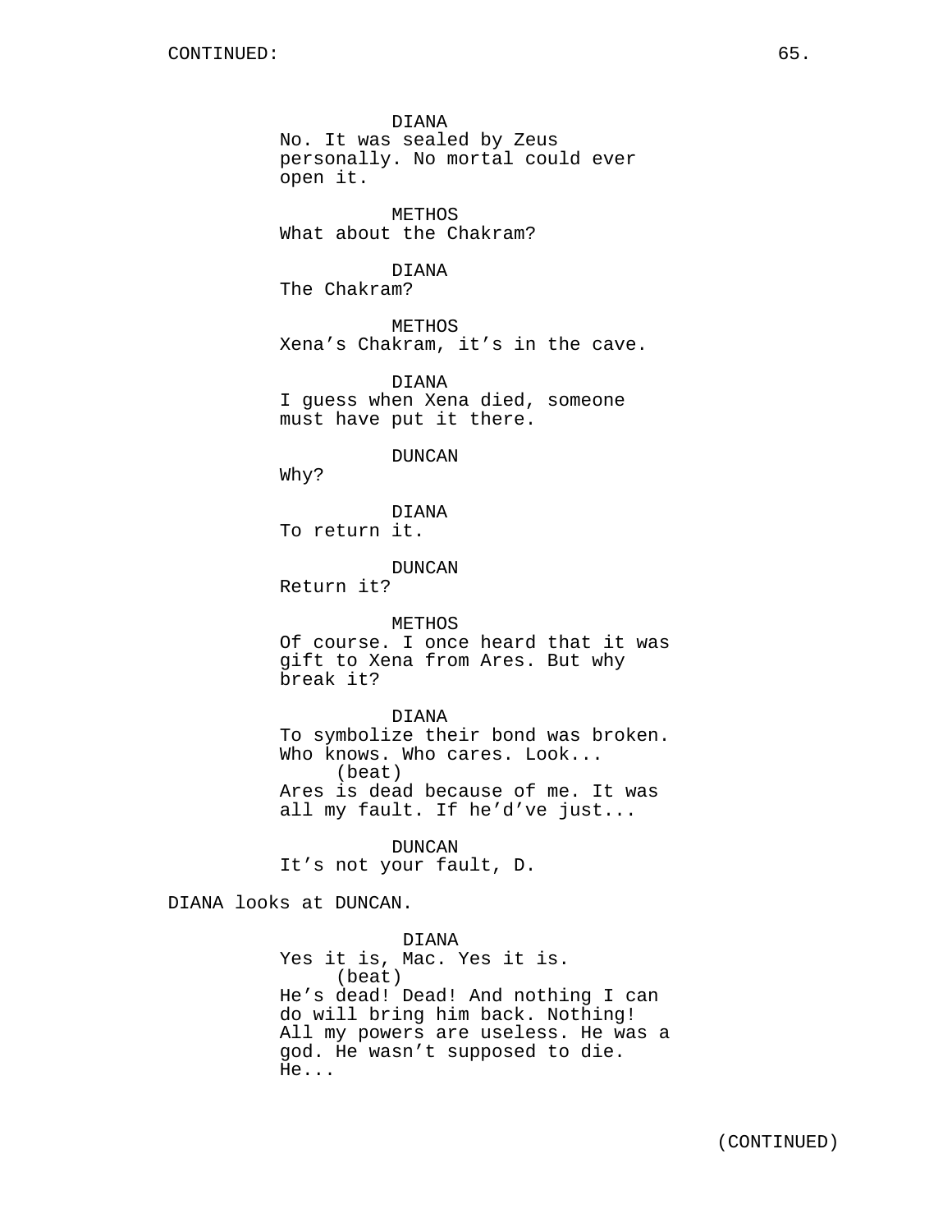DIANA
No. It was sealed by Zeus personally. No mortal could ever open it.

METHOS
What about the Chakram?

DIANA
The Chakram?

METHOS
Xena's Chakram, it's in the cave.

DIANA
I guess when Xena died, someone must have put it there.

DUNCAN
Why?

DIANA
To return it.

DUNCAN
Return it?

METHOS
Of course. I once heard that it was gift to Xena from Ares. But why break it?

DIANA
To symbolize their bond was broken. Who knows. Who cares. Look...
(beat)
Ares is dead because of me. It was all my fault. If he'd've just...

DUNCAN
It's not your fault, D.

DIANA looks at DUNCAN.

DIANA
Yes it is, Mac. Yes it is.
(beat)
He's dead! Dead! And nothing I can do will bring him back. Nothing! All my powers are useless. He was a god. He wasn't supposed to die. He...

(CONTINUED)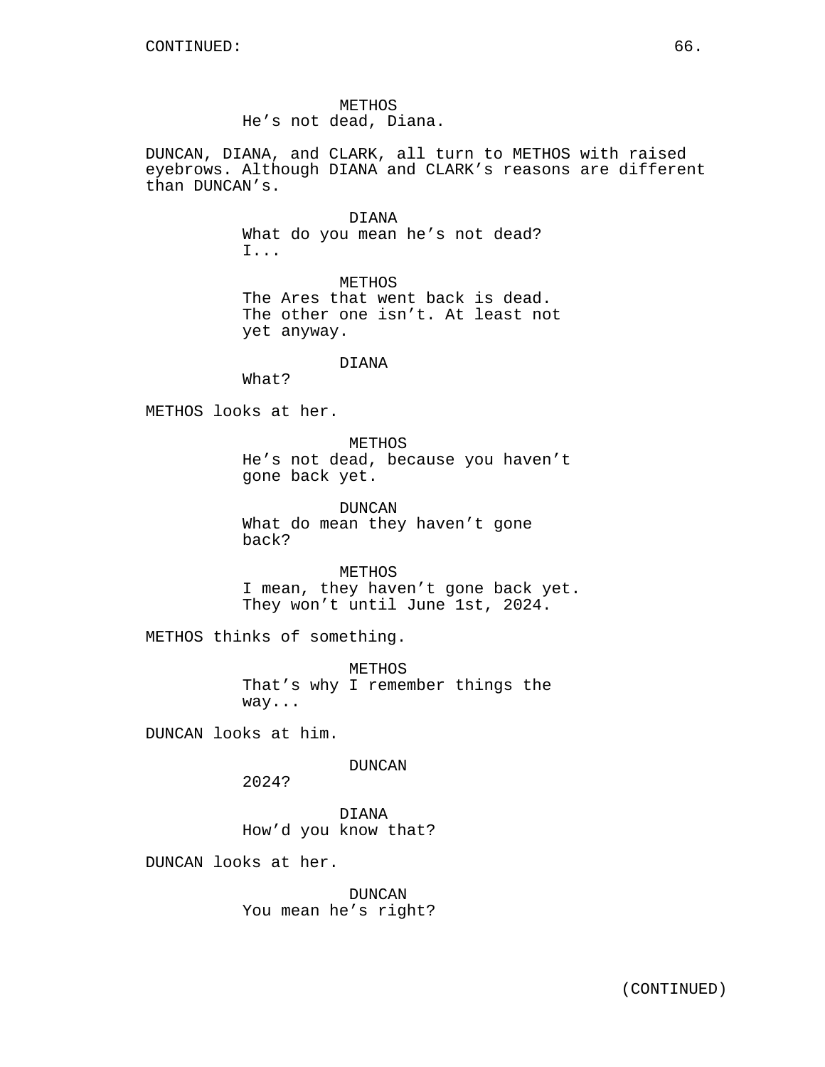CONTINUED:

METHOS
He's not dead, Diana.

DUNCAN, DIANA, and CLARK, all turn to METHOS with raised eyebrows. Although DIANA and CLARK's reasons are different than DUNCAN's.

DIANA
What do you mean he's not dead?
I...

METHOS
The Ares that went back is dead.
The other one isn't. At least not yet anyway.

DIANA
What?

METHOS looks at her.

METHOS
He's not dead, because you haven't gone back yet.

DUNCAN
What do mean they haven't gone back?

METHOS
I mean, they haven't gone back yet.
They won't until June 1st, 2024.

METHOS thinks of something.

METHOS
That's why I remember things the way...

DUNCAN looks at him.

DUNCAN
2024?

DIANA
How'd you know that?

DUNCAN looks at her.

DUNCAN
You mean he's right?

(CONTINUED)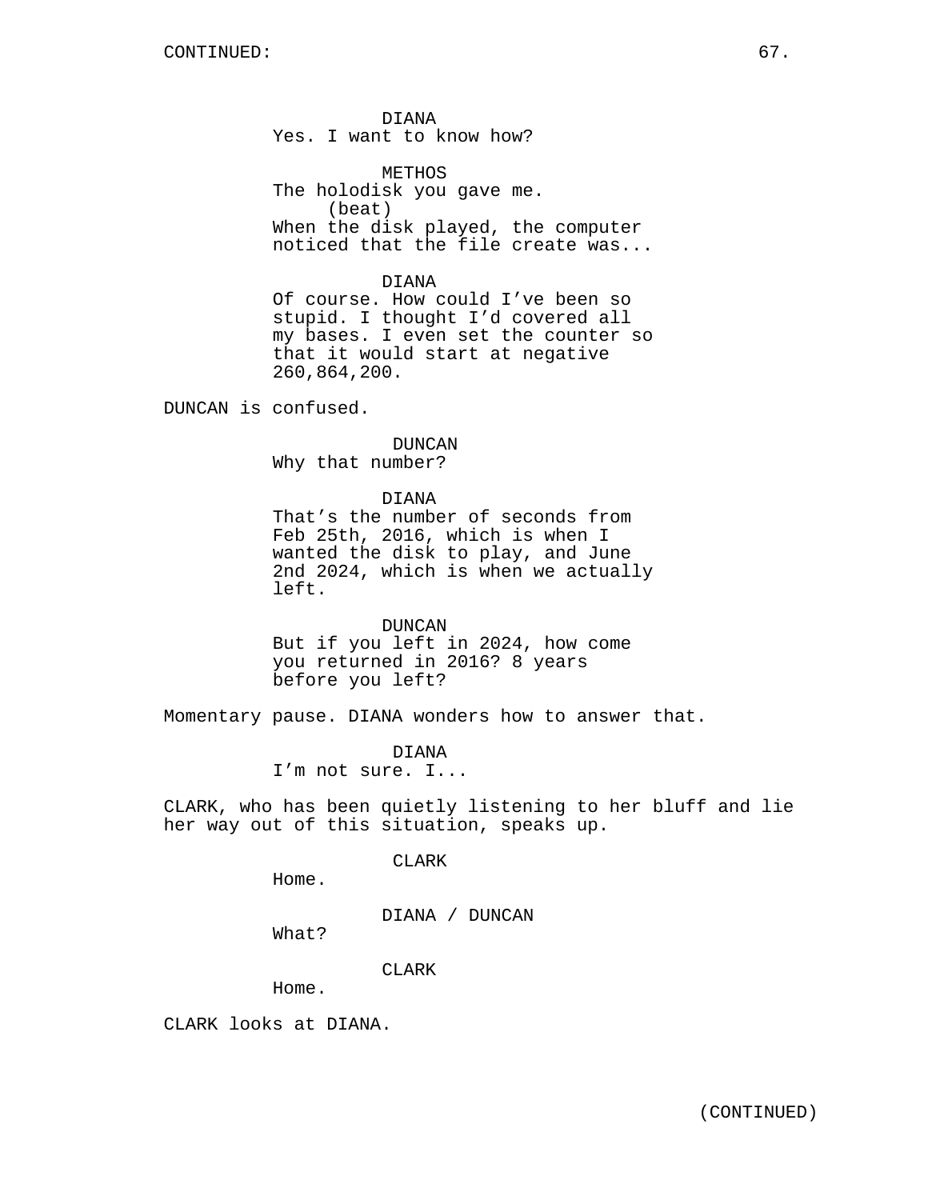DIANA
Yes. I want to know how?

METHOS
The holodisk you gave me.
(beat)
When the disk played, the computer noticed that the file create was...

DIANA
Of course. How could I've been so stupid. I thought I'd covered all my bases. I even set the counter so that it would start at negative 260,864,200.

DUNCAN is confused.

DUNCAN
Why that number?

DIANA
That's the number of seconds from Feb 25th, 2016, which is when I wanted the disk to play, and June 2nd 2024, which is when we actually left.

DUNCAN
But if you left in 2024, how come you returned in 2016? 8 years before you left?

Momentary pause. DIANA wonders how to answer that.

DIANA
I'm not sure. I...

CLARK, who has been quietly listening to her bluff and lie her way out of this situation, speaks up.

CLARK
Home.

DIANA / DUNCAN
What?

CLARK
Home.

CLARK looks at DIANA.

(CONTINUED)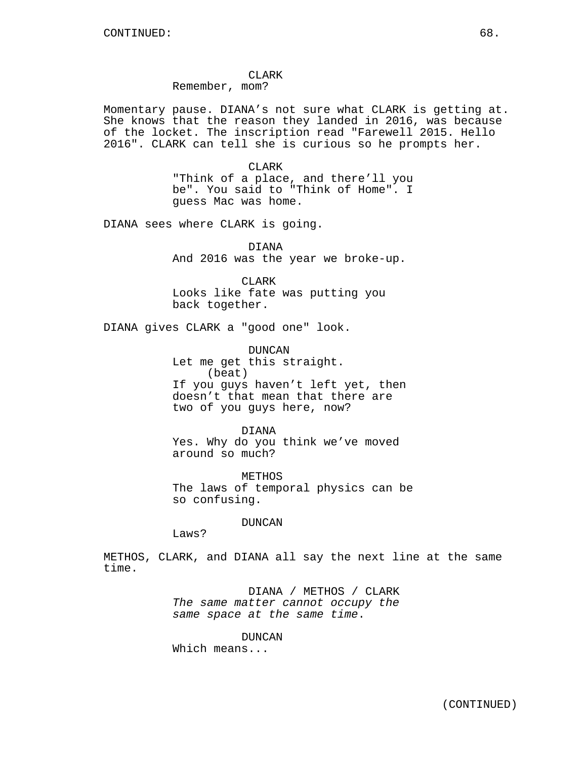CONTINUED:

CLARK
Remember, mom?

Momentary pause. DIANA's not sure what CLARK is getting at. She knows that the reason they landed in 2016, was because of the locket. The inscription read "Farewell 2015. Hello 2016". CLARK can tell she is curious so he prompts her.

CLARK
"Think of a place, and there'll you be". You said to "Think of Home". I guess Mac was home.

DIANA sees where CLARK is going.

DIANA
And 2016 was the year we broke-up.

CLARK
Looks like fate was putting you back together.

DIANA gives CLARK a "good one" look.

DUNCAN
Let me get this straight.
(beat)
If you guys haven't left yet, then doesn't that mean that there are two of you guys here, now?

DIANA
Yes. Why do you think we've moved around so much?

METHOS
The laws of temporal physics can be so confusing.

DUNCAN
Laws?

METHOS, CLARK, and DIANA all say the next line at the same time.

DIANA / METHOS / CLARK
*The same matter cannot occupy the same space at the same time*.

DUNCAN
Which means...

(CONTINUED)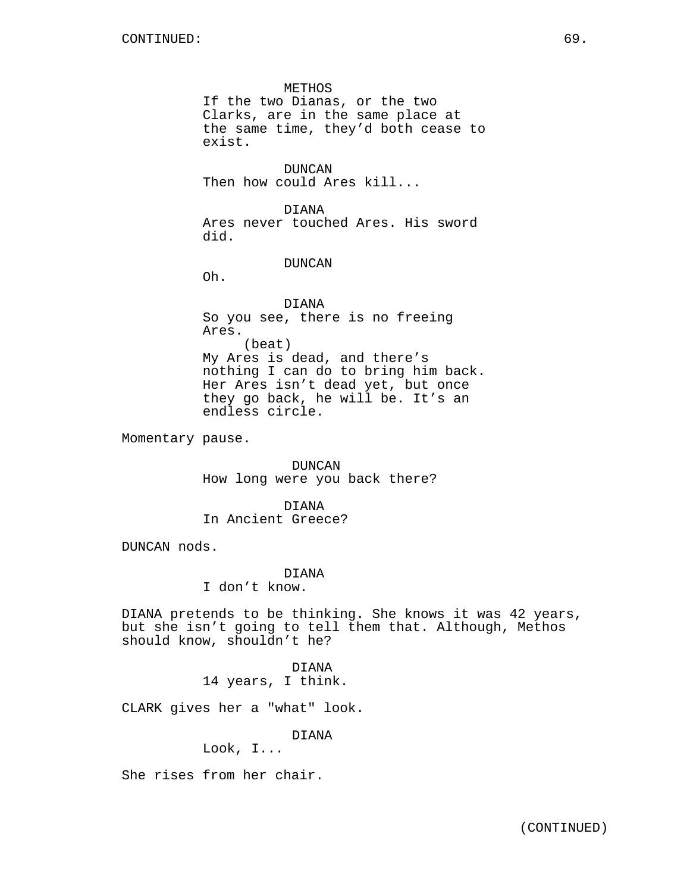CONTINUED:

METHOS
If the two Dianas, or the two Clarks, are in the same place at the same time, they'd both cease to exist.

DUNCAN
Then how could Ares kill...

DIANA
Ares never touched Ares. His sword did.

DUNCAN
Oh.

DIANA
So you see, there is no freeing Ares.
(beat)
My Ares is dead, and there's nothing I can do to bring him back. Her Ares isn't dead yet, but once they go back, he will be. It's an endless circle.

Momentary pause.

DUNCAN
How long were you back there?

DIANA
In Ancient Greece?

DUNCAN nods.

DIANA
I don't know.

DIANA pretends to be thinking. She knows it was 42 years, but she isn't going to tell them that. Although, Methos should know, shouldn't he?

DIANA
14 years, I think.

CLARK gives her a "what" look.

DIANA
Look, I...

She rises from her chair.

(CONTINUED)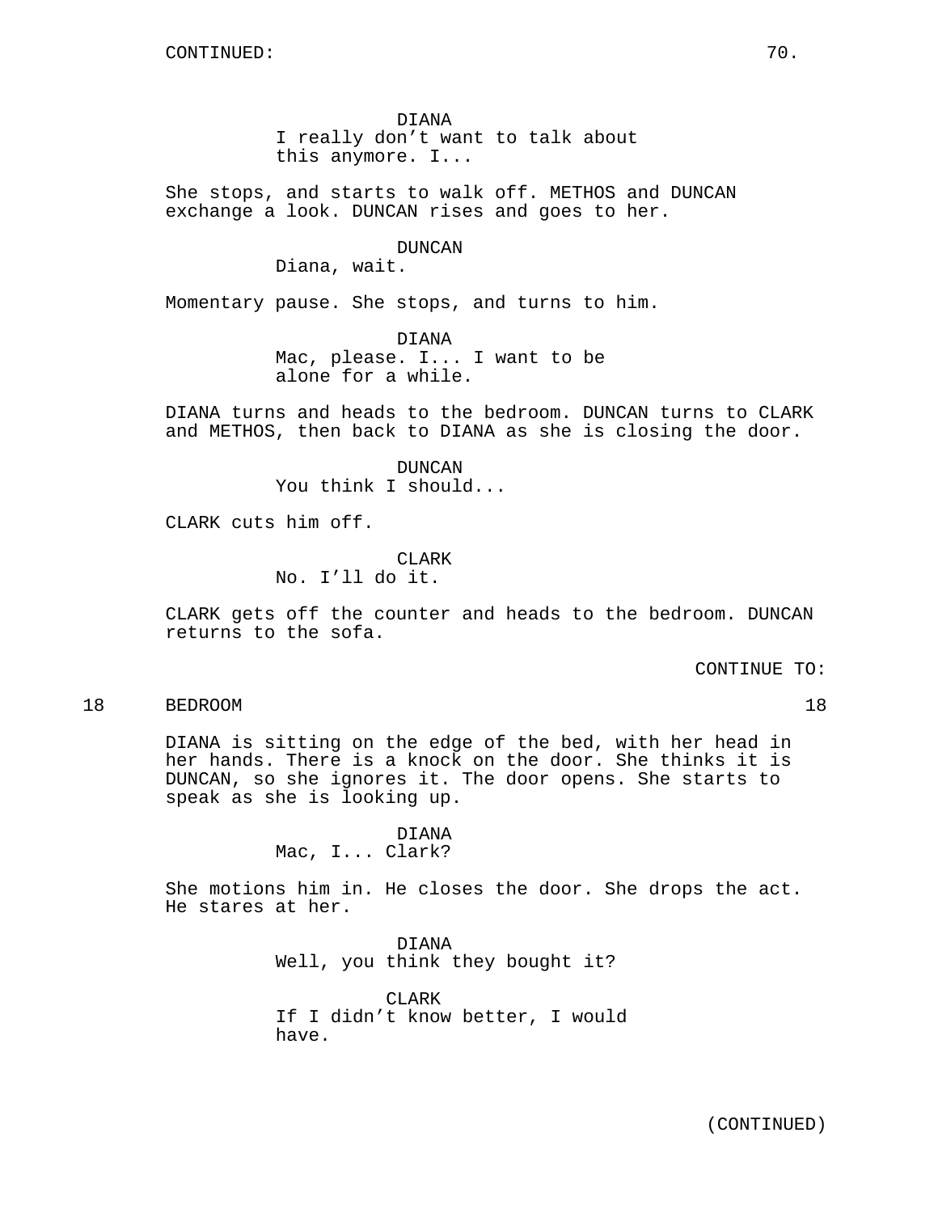DIANA
I really don't want to talk about this anymore. I...

She stops, and starts to walk off. METHOS and DUNCAN exchange a look. DUNCAN rises and goes to her.

DUNCAN
Diana, wait.

Momentary pause. She stops, and turns to him.

DIANA
Mac, please. I... I want to be alone for a while.

DIANA turns and heads to the bedroom. DUNCAN turns to CLARK and METHOS, then back to DIANA as she is closing the door.

DUNCAN
You think I should...

CLARK cuts him off.

CLARK
No. I'll do it.

CLARK gets off the counter and heads to the bedroom. DUNCAN returns to the sofa.

CONTINUE TO:

18 BEDROOM 18

DIANA is sitting on the edge of the bed, with her head in her hands. There is a knock on the door. She thinks it is DUNCAN, so she ignores it. The door opens. She starts to speak as she is looking up.

DIANA
Mac, I... Clark?

She motions him in. He closes the door. She drops the act. He stares at her.

DIANA
Well, you think they bought it?

CLARK
If I didn't know better, I would have.

(CONTINUED)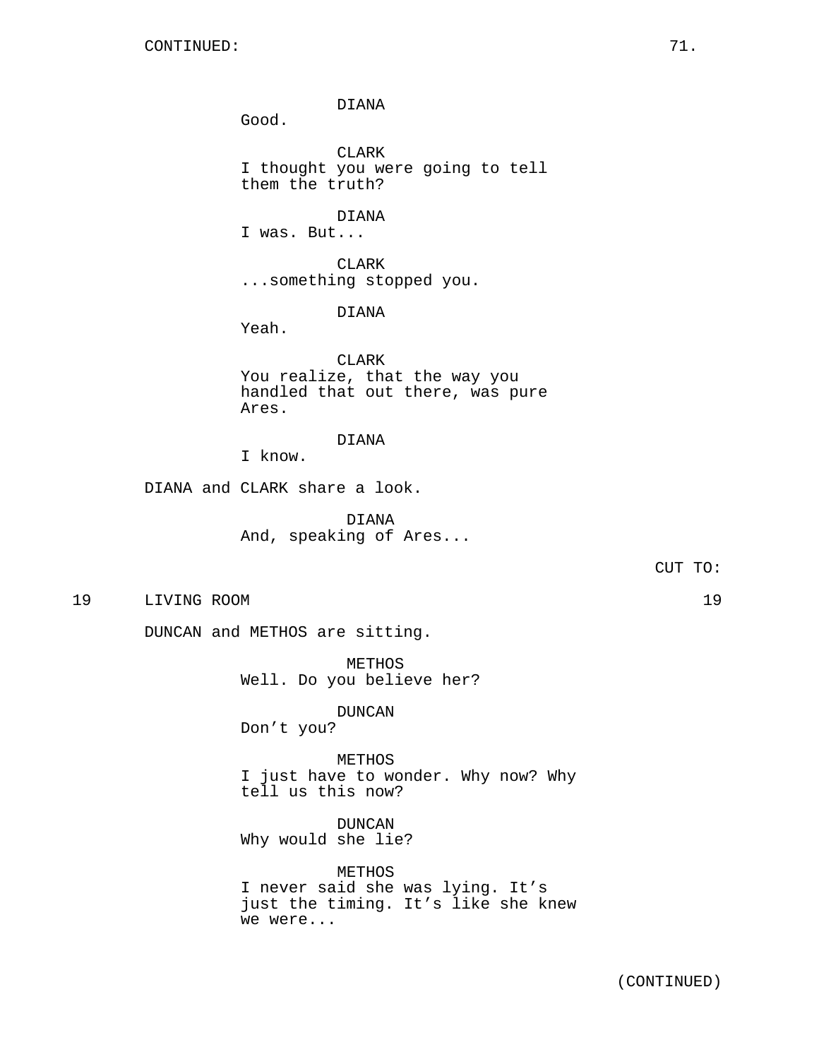DIANA
Good.

CLARK
I thought you were going to tell them the truth?

DIANA
I was. But...

CLARK
...something stopped you.

DIANA
Yeah.

CLARK
You realize, that the way you handled that out there, was pure Ares.

DIANA
I know.

DIANA and CLARK share a look.

DIANA
And, speaking of Ares...

CUT TO:

19 LIVING ROOM 19

DUNCAN and METHOS are sitting.

METHOS
Well. Do you believe her?

DUNCAN
Don't you?

METHOS
I just have to wonder. Why now? Why tell us this now?

DUNCAN
Why would she lie?

METHOS
I never said she was lying. It's just the timing. It's like she knew we were...

(CONTINUED)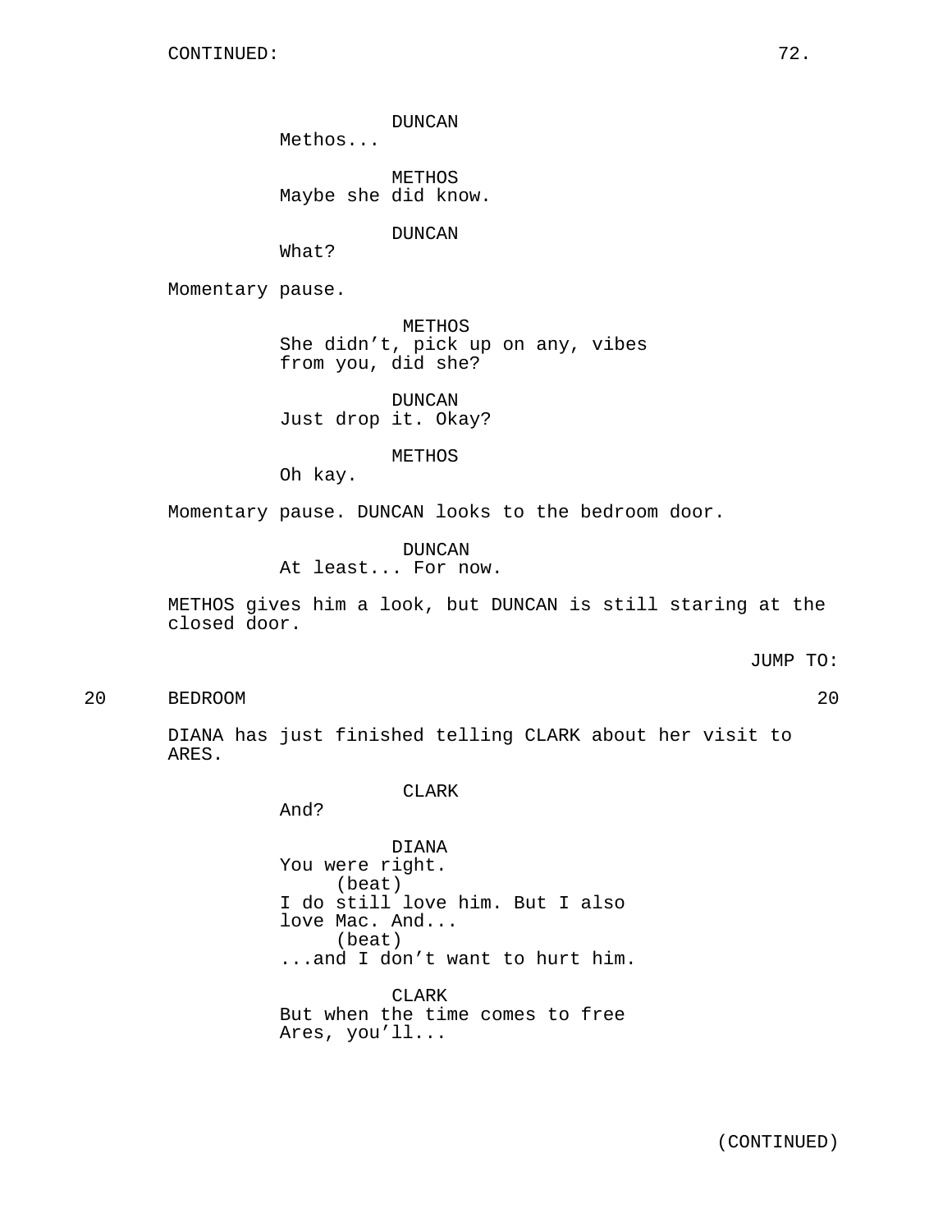CONTINUED:

DUNCAN
Methos...

METHOS
Maybe she did know.

DUNCAN
What?

Momentary pause.

METHOS
She didn't, pick up on any, vibes from you, did she?

DUNCAN
Just drop it. Okay?

METHOS
Oh kay.

Momentary pause. DUNCAN looks to the bedroom door.

DUNCAN
At least... For now.

METHOS gives him a look, but DUNCAN is still staring at the closed door.

JUMP TO:

20 BEDROOM 20

DIANA has just finished telling CLARK about her visit to ARES.

CLARK
And?

DIANA
You were right.
(beat)
I do still love him. But I also love Mac. And...
(beat)
...and I don't want to hurt him.

CLARK
But when the time comes to free Ares, you'll...

(CONTINUED)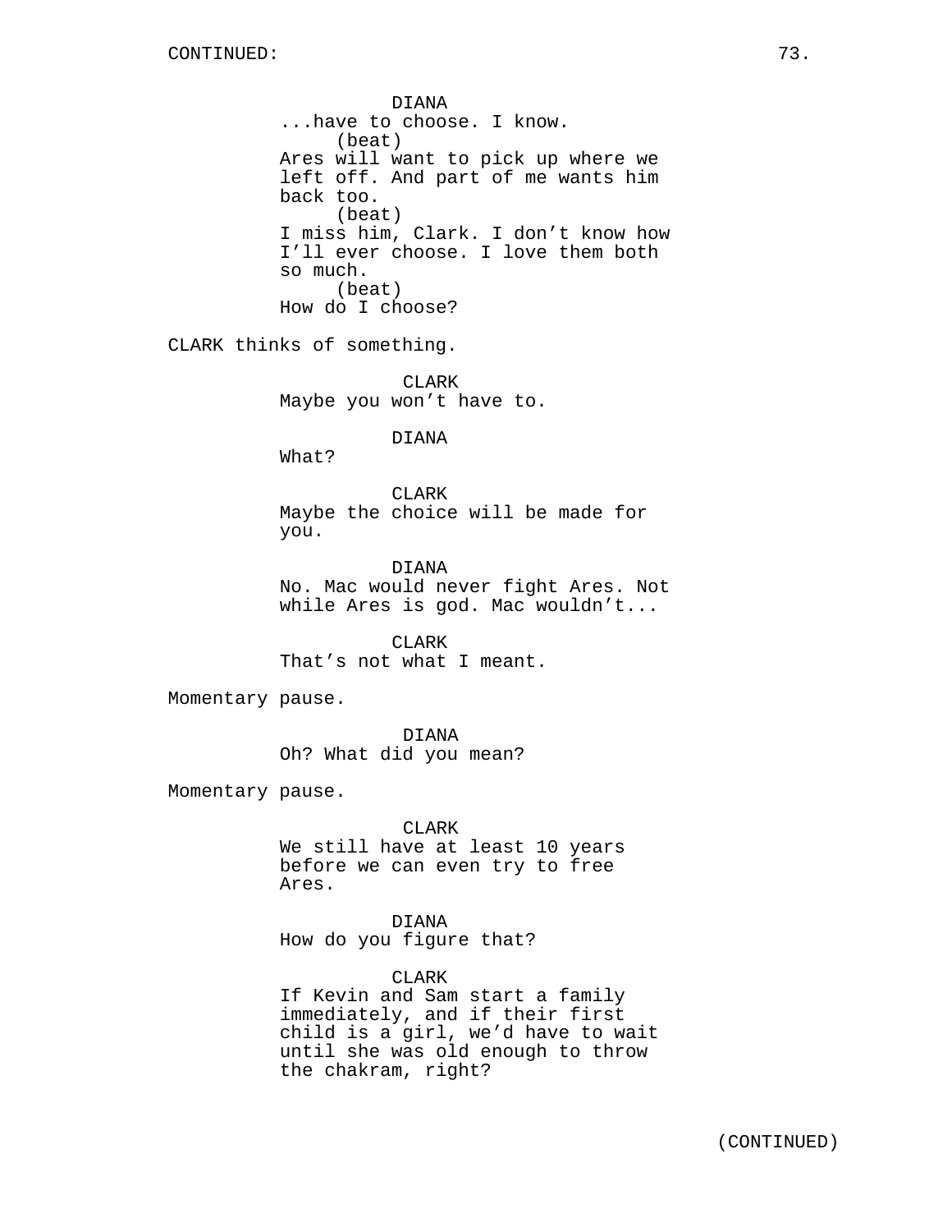DIANA
...have to choose. I know.
(beat)
Ares will want to pick up where we left off. And part of me wants him back too.
(beat)
I miss him, Clark. I don't know how I'll ever choose. I love them both so much.
(beat)
How do I choose?

CLARK thinks of something.

CLARK
Maybe you won't have to.

DIANA
What?

CLARK
Maybe the choice will be made for you.

DIANA
No. Mac would never fight Ares. Not while Ares is god. Mac wouldn't...

CLARK
That's not what I meant.

Momentary pause.

DIANA
Oh? What did you mean?

Momentary pause.

CLARK
We still have at least 10 years before we can even try to free Ares.

DIANA
How do you figure that?

CLARK
If Kevin and Sam start a family immediately, and if their first child is a girl, we'd have to wait until she was old enough to throw the chakram, right?

(CONTINUED)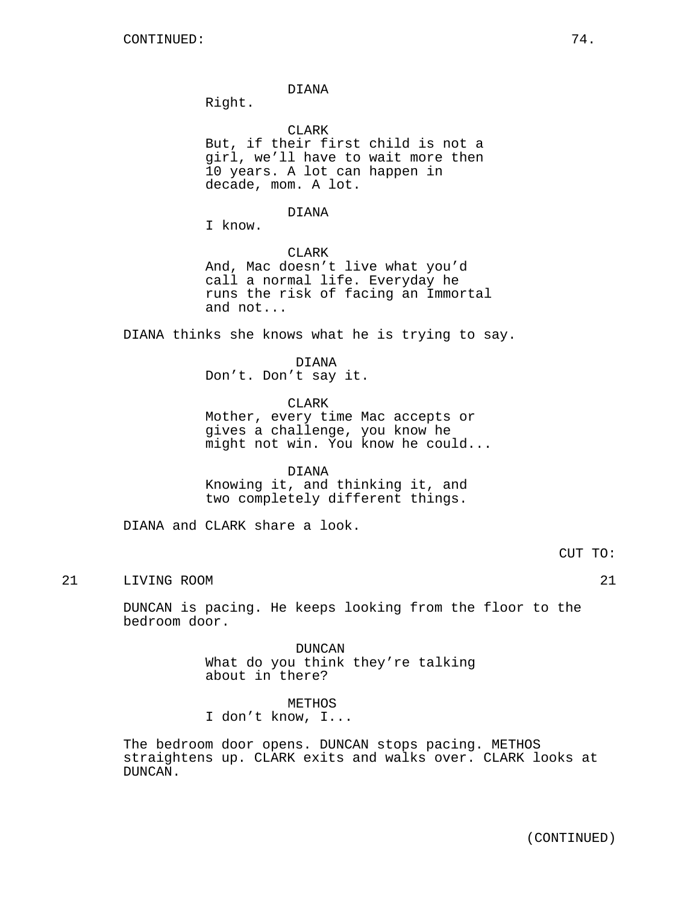CONTINUED:

DIANA
Right.

CLARK
But, if their first child is not a girl, we'll have to wait more then 10 years. A lot can happen in decade, mom. A lot.

DIANA
I know.

CLARK
And, Mac doesn't live what you'd call a normal life. Everyday he runs the risk of facing an Immortal and not...

DIANA thinks she knows what he is trying to say.

DIANA
Don't. Don't say it.

CLARK
Mother, every time Mac accepts or gives a challenge, you know he might not win. You know he could...

DIANA
Knowing it, and thinking it, and two completely different things.

DIANA and CLARK share a look.

CUT TO:

21 LIVING ROOM 21

DUNCAN is pacing. He keeps looking from the floor to the bedroom door.

DUNCAN
What do you think they're talking about in there?

METHOS
I don't know, I...

The bedroom door opens. DUNCAN stops pacing. METHOS straightens up. CLARK exits and walks over. CLARK looks at DUNCAN.

(CONTINUED)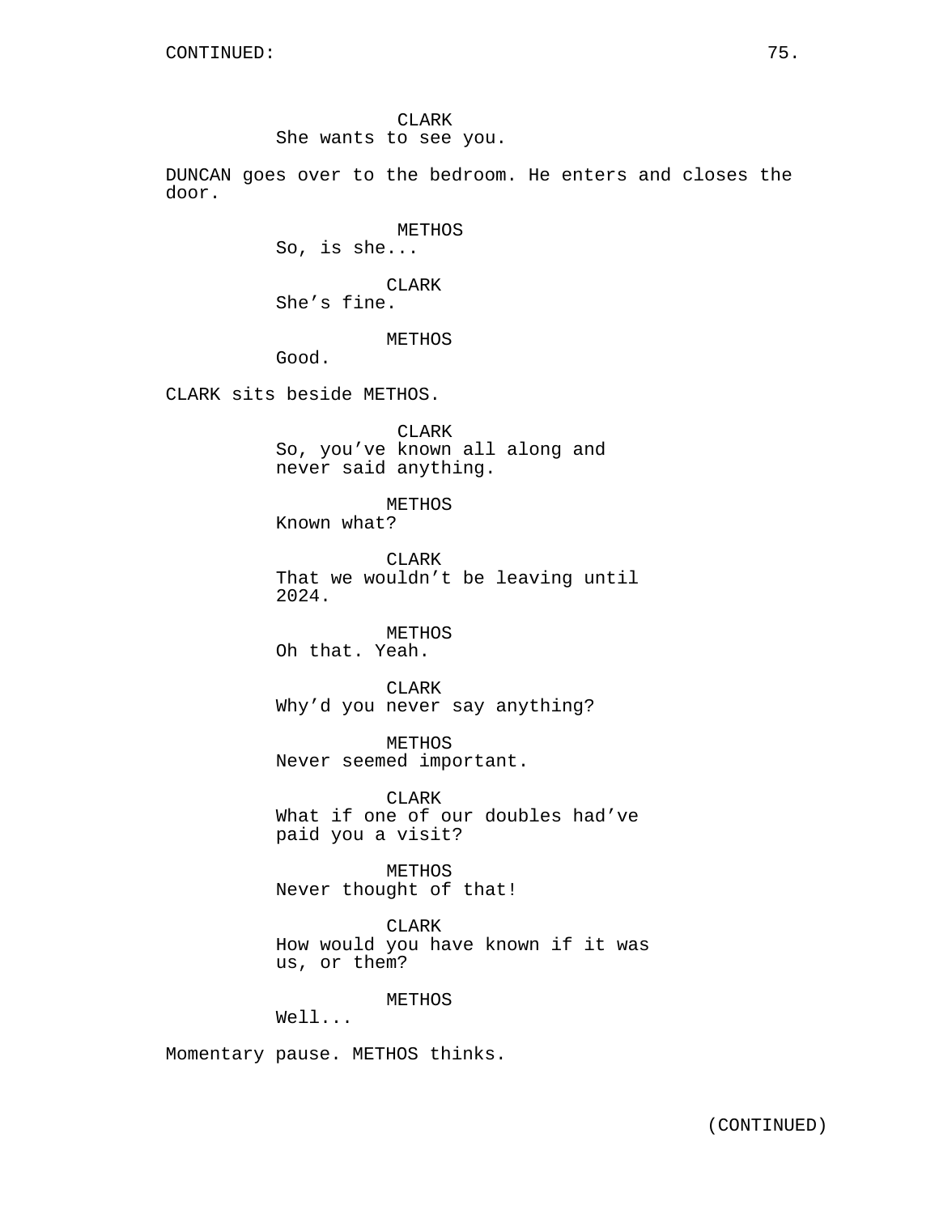CLARK
She wants to see you.

DUNCAN goes over to the bedroom. He enters and closes the door.

METHOS
So, is she...

CLARK
She's fine.

METHOS
Good.

CLARK sits beside METHOS.

CLARK
So, you've known all along and never said anything.

METHOS
Known what?

CLARK
That we wouldn't be leaving until 2024.

METHOS
Oh that. Yeah.

CLARK
Why'd you never say anything?

METHOS
Never seemed important.

CLARK
What if one of our doubles had've paid you a visit?

METHOS
Never thought of that!

CLARK
How would you have known if it was us, or them?

METHOS
Well...

Momentary pause. METHOS thinks.

(CONTINUED)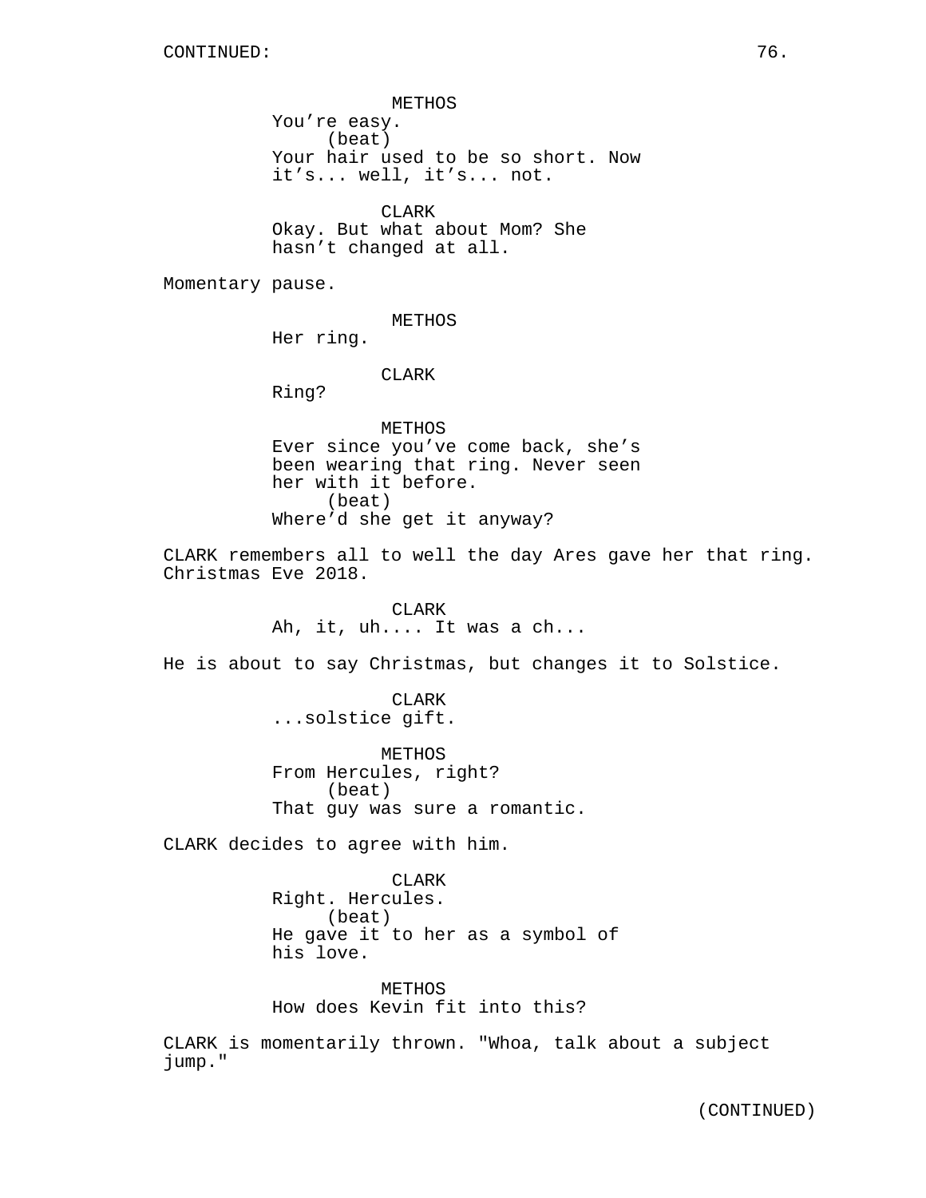CONTINUED:

METHOS
You're easy.
(beat)
Your hair used to be so short. Now it's... well, it's... not.

CLARK
Okay. But what about Mom? She hasn't changed at all.

Momentary pause.

METHOS
Her ring.

CLARK
Ring?

METHOS
Ever since you've come back, she's been wearing that ring. Never seen her with it before.
(beat)
Where'd she get it anyway?

CLARK remembers all to well the day Ares gave her that ring. Christmas Eve 2018.

CLARK
Ah, it, uh.... It was a ch...

He is about to say Christmas, but changes it to Solstice.

CLARK
...solstice gift.

METHOS
From Hercules, right?
(beat)
That guy was sure a romantic.

CLARK decides to agree with him.

CLARK
Right. Hercules.
(beat)
He gave it to her as a symbol of his love.

METHOS
How does Kevin fit into this?

CLARK is momentarily thrown. "Whoa, talk about a subject jump."

(CONTINUED)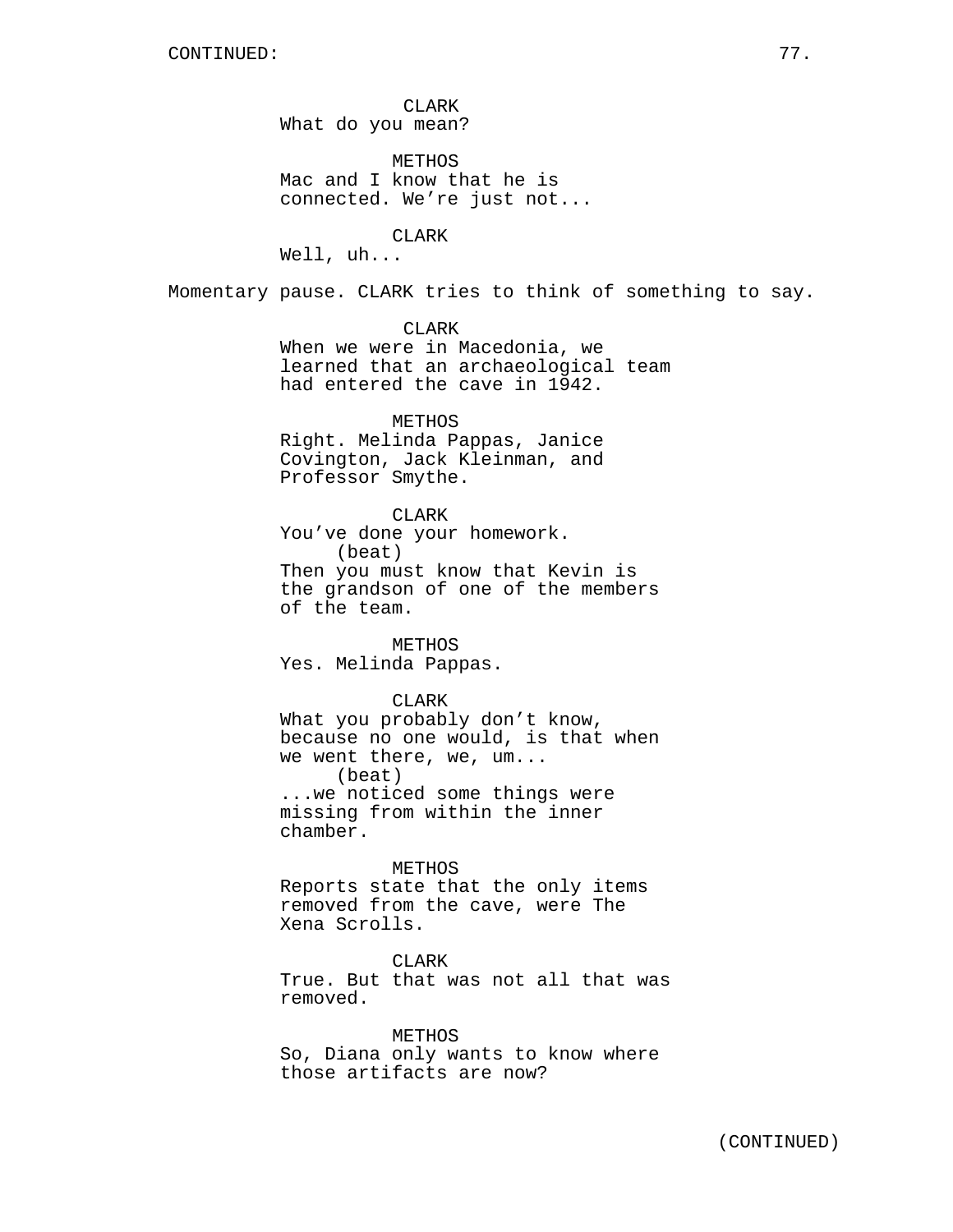CONTINUED:

CLARK
What do you mean?

METHOS
Mac and I know that he is connected. We're just not...

CLARK
Well, uh...

Momentary pause. CLARK tries to think of something to say.

CLARK
When we were in Macedonia, we learned that an archaeological team had entered the cave in 1942.

METHOS
Right. Melinda Pappas, Janice Covington, Jack Kleinman, and Professor Smythe.

CLARK
You've done your homework.
(beat)
Then you must know that Kevin is the grandson of one of the members of the team.

METHOS
Yes. Melinda Pappas.

CLARK
What you probably don't know, because no one would, is that when we went there, we, um...
(beat)
...we noticed some things were missing from within the inner chamber.

METHOS
Reports state that the only items removed from the cave, were The Xena Scrolls.

CLARK
True. But that was not all that was removed.

METHOS
So, Diana only wants to know where those artifacts are now?

(CONTINUED)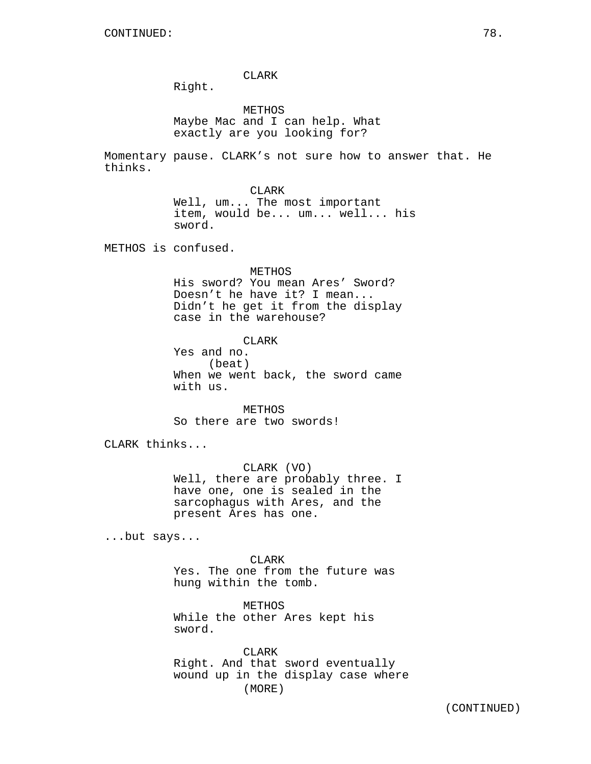CONTINUED:

CLARK
Right.

METHOS
Maybe Mac and I can help. What exactly are you looking for?

Momentary pause. CLARK's not sure how to answer that. He thinks.

CLARK
Well, um... The most important item, would be... um... well... his sword.

METHOS is confused.

METHOS
His sword? You mean Ares' Sword? Doesn't he have it? I mean... Didn't he get it from the display case in the warehouse?

CLARK
Yes and no.
(beat)
When we went back, the sword came with us.

METHOS
So there are two swords!

CLARK thinks...

CLARK (VO)
Well, there are probably three. I have one, one is sealed in the sarcophagus with Ares, and the present Ares has one.

...but says...

CLARK
Yes. The one from the future was hung within the tomb.

METHOS
While the other Ares kept his sword.

CLARK
Right. And that sword eventually wound up in the display case where
(MORE)

(CONTINUED)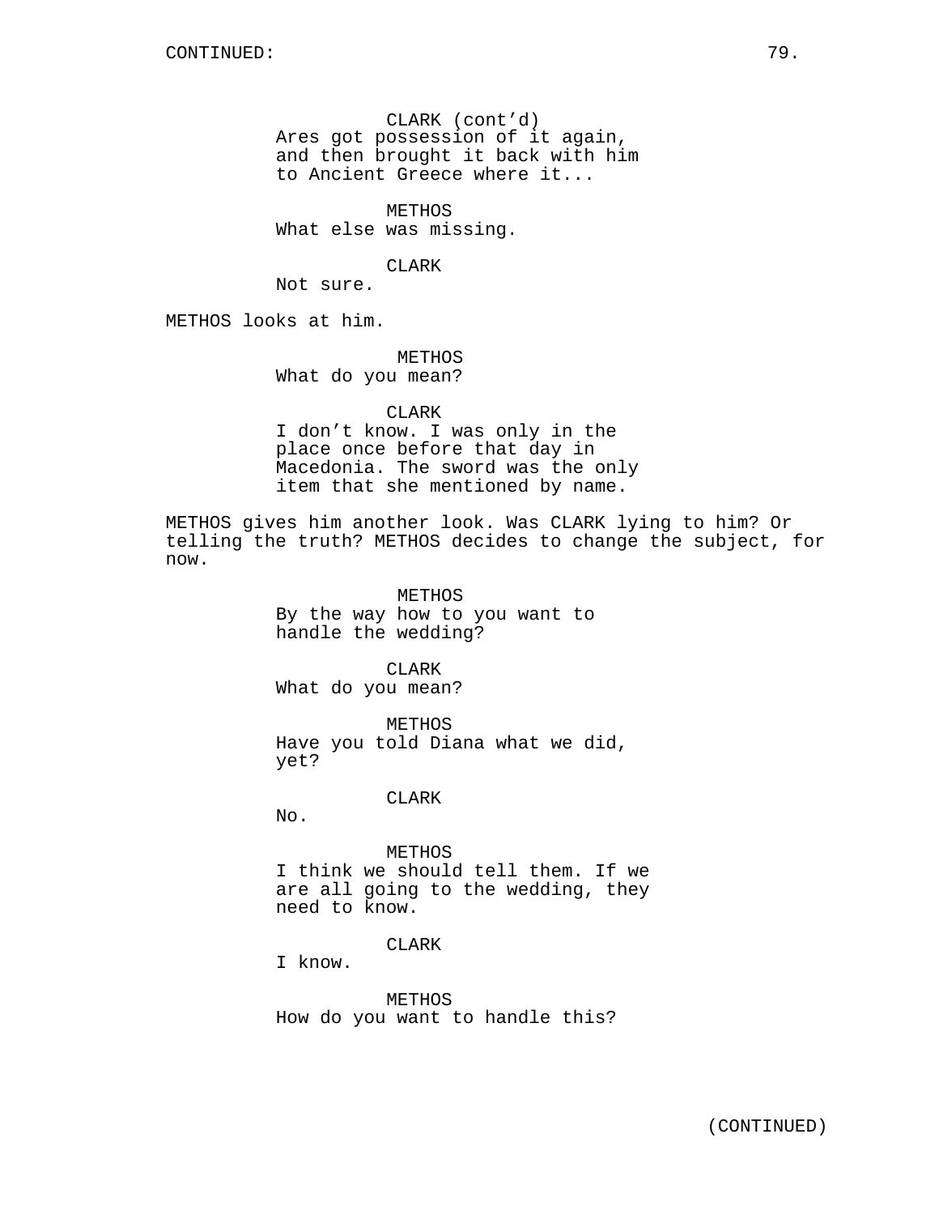CLARK (cont’d)
Ares got possession of it again, and then brought it back with him to Ancient Greece where it...

METHOS
What else was missing.

CLARK
Not sure.

METHOS looks at him.

METHOS
What do you mean?

CLARK
I don’t know. I was only in the place once before that day in Macedonia. The sword was the only item that she mentioned by name.

METHOS gives him another look. Was CLARK lying to him? Or telling the truth? METHOS decides to change the subject, for now.

METHOS
By the way how to you want to handle the wedding?

CLARK
What do you mean?

METHOS
Have you told Diana what we did, yet?

CLARK
No.

METHOS
I think we should tell them. If we are all going to the wedding, they need to know.

CLARK
I know.

METHOS
How do you want to handle this?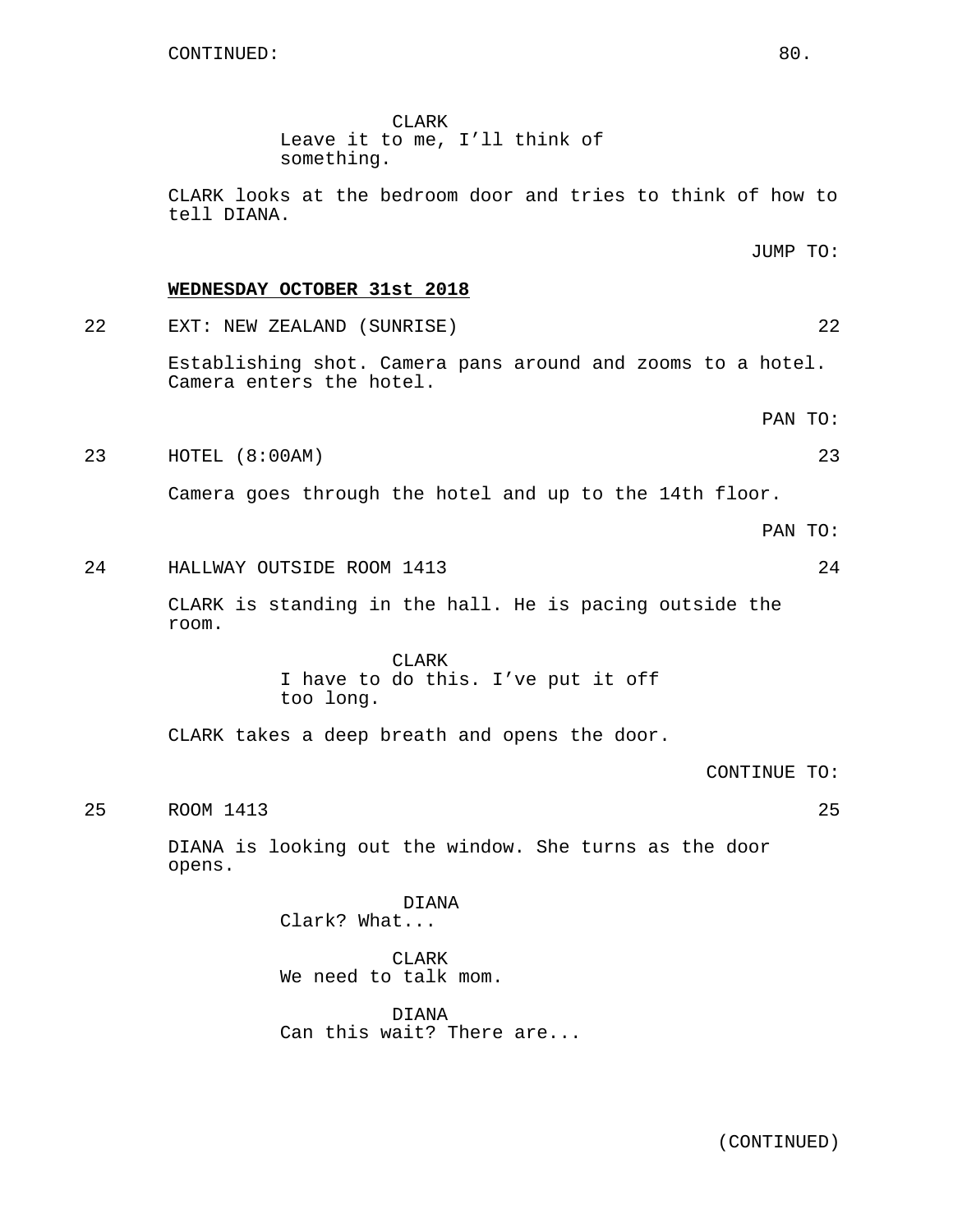CONTINUED:

CLARK
Leave it to me, I'll think of something.

CLARK looks at the bedroom door and tries to think of how to tell DIANA.

JUMP TO:

**WEDNESDAY OCTOBER 31st 2018**

22 EXT: NEW ZEALAND (SUNRISE) 22

Establishing shot. Camera pans around and zooms to a hotel. Camera enters the hotel.

PAN TO:

23 HOTEL (8:00AM) 23

Camera goes through the hotel and up to the 14th floor.

PAN TO:

24 HALLWAY OUTSIDE ROOM 1413 24

CLARK is standing in the hall. He is pacing outside the room.

CLARK
I have to do this. I've put it off too long.

CLARK takes a deep breath and opens the door.

CONTINUE TO:

25 ROOM 1413 25

DIANA is looking out the window. She turns as the door opens.

DIANA
Clark? What...

CLARK
We need to talk mom.

DIANA
Can this wait? There are...

(CONTINUED)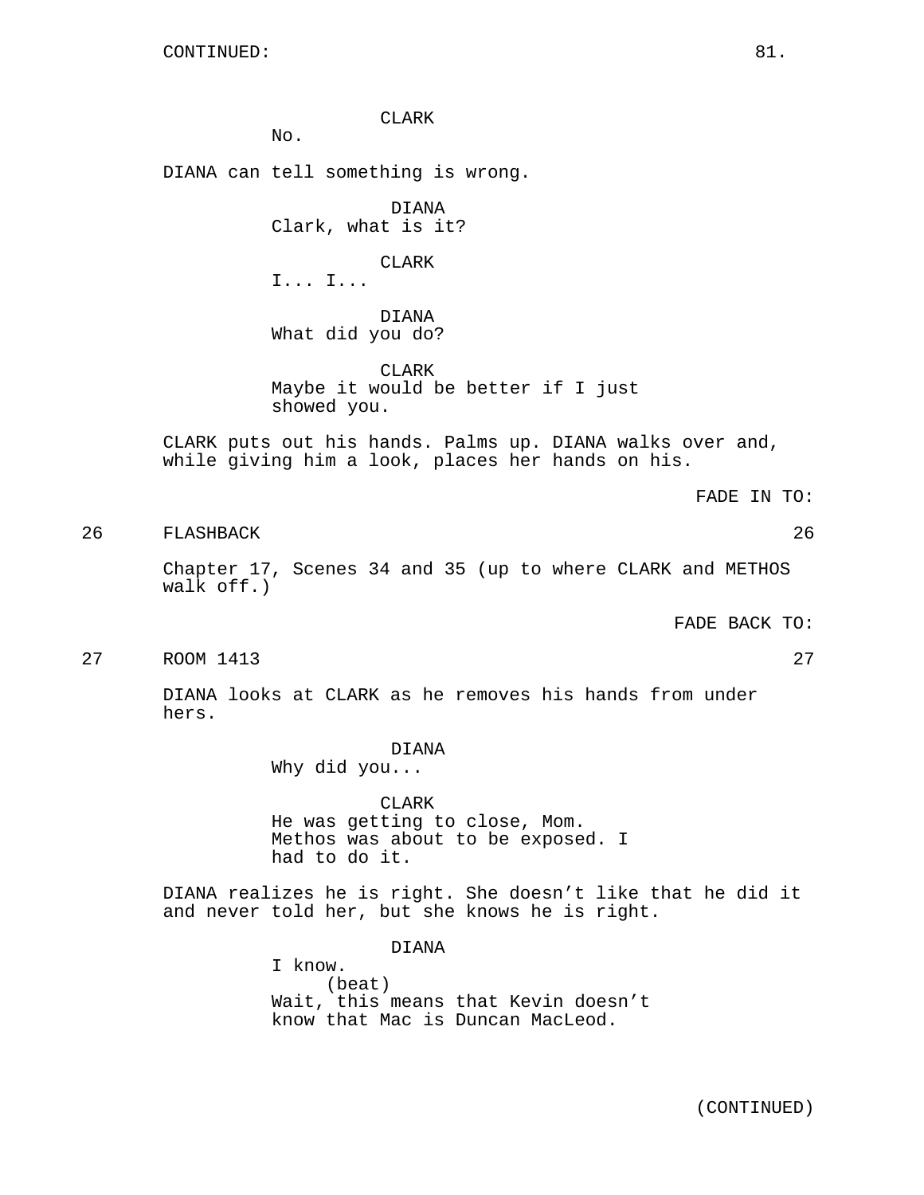CONTINUED:

CLARK
No.

DIANA can tell something is wrong.

DIANA
Clark, what is it?

CLARK
I... I...

DIANA
What did you do?

CLARK
Maybe it would be better if I just showed you.

CLARK puts out his hands. Palms up. DIANA walks over and, while giving him a look, places her hands on his.

FADE IN TO:

26 FLASHBACK 26

Chapter 17, Scenes 34 and 35 (up to where CLARK and METHOS walk off.)

FADE BACK TO:

27 ROOM 1413 27

DIANA looks at CLARK as he removes his hands from under hers.

DIANA
Why did you...

CLARK
He was getting to close, Mom. Methos was about to be exposed. I had to do it.

DIANA realizes he is right. She doesn't like that he did it and never told her, but she knows he is right.

DIANA
I know.
(beat)
Wait, this means that Kevin doesn't know that Mac is Duncan MacLeod.

(CONTINUED)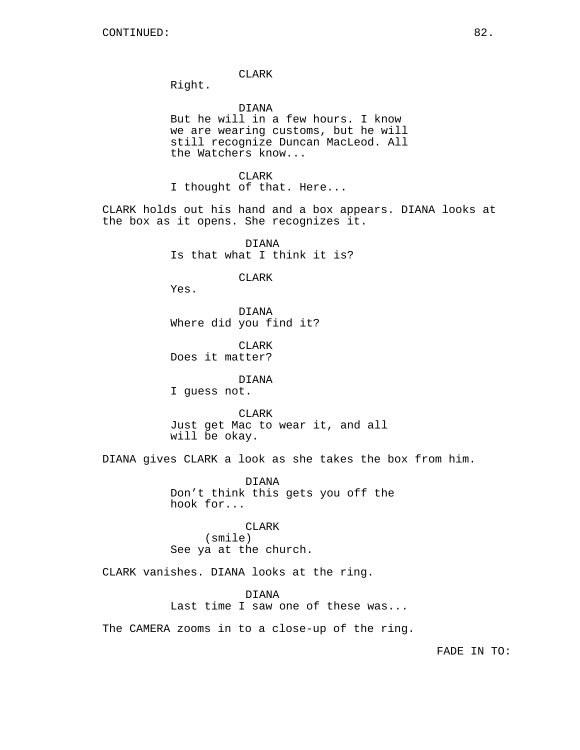CONTINUED:

CLARK
Right.

DIANA
But he will in a few hours. I know we are wearing customs, but he will still recognize Duncan MacLeod. All the Watchers know...

CLARK
I thought of that. Here...

CLARK holds out his hand and a box appears. DIANA looks at the box as it opens. She recognizes it.

DIANA
Is that what I think it is?

CLARK
Yes.

DIANA
Where did you find it?

CLARK
Does it matter?

DIANA
I guess not.

CLARK
Just get Mac to wear it, and all will be okay.

DIANA gives CLARK a look as she takes the box from him.

DIANA
Don't think this gets you off the hook for...

CLARK
(smile)
See ya at the church.

CLARK vanishes. DIANA looks at the ring.

DIANA
Last time I saw one of these was...

The CAMERA zooms in to a close-up of the ring.

FADE IN TO: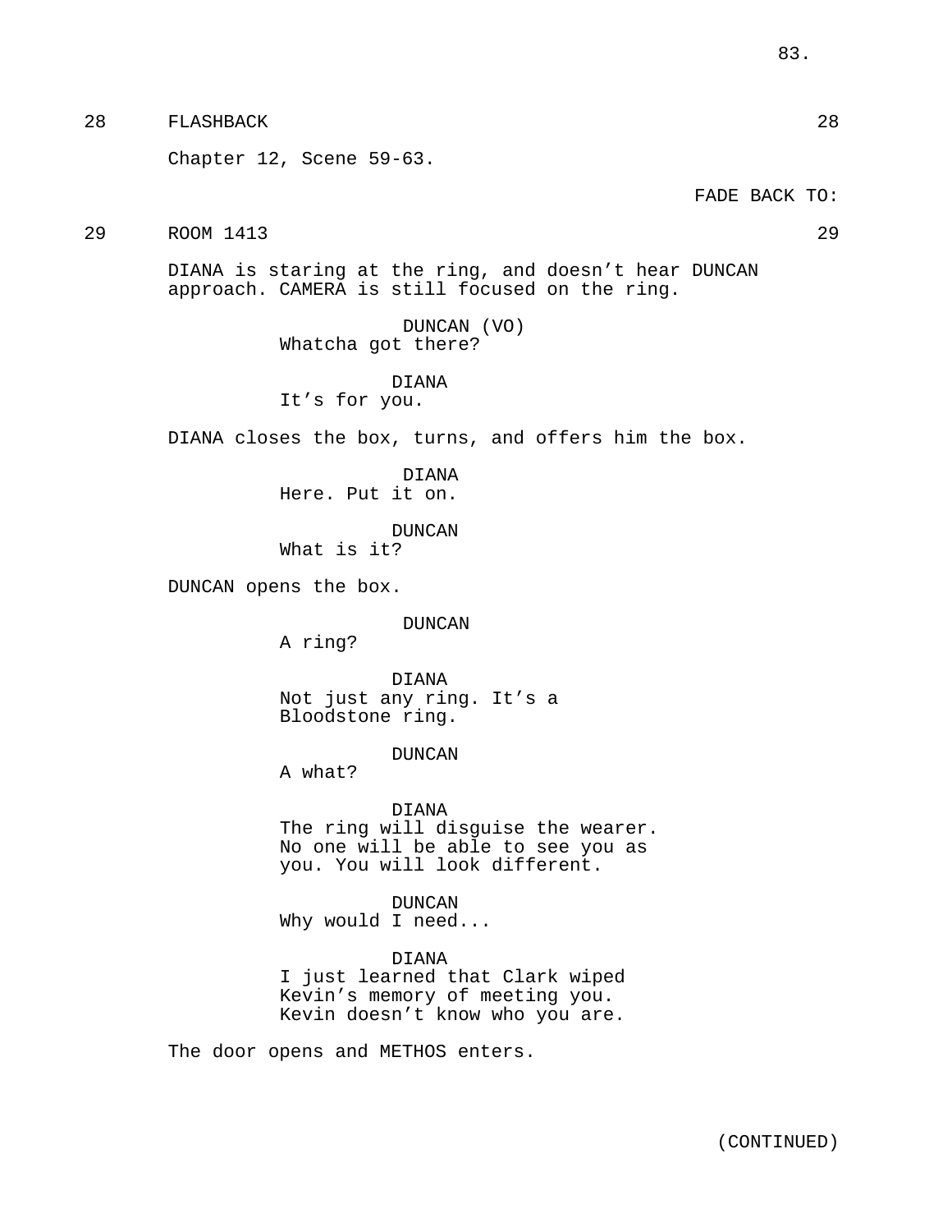28 FLASHBACK 28

Chapter 12, Scene 59-63.

FADE BACK TO:

29 ROOM 1413 29

DIANA is staring at the ring, and doesn't hear DUNCAN approach. CAMERA is still focused on the ring.

DUNCAN (VO)
Whatcha got there?

DIANA
It's for you.

DIANA closes the box, turns, and offers him the box.

DIANA
Here. Put it on.

DUNCAN
What is it?

DUNCAN opens the box.

DUNCAN
A ring?

DIANA
Not just any ring. It's a Bloodstone ring.

DUNCAN
A what?

DIANA
The ring will disguise the wearer. No one will be able to see you as you. You will look different.

DUNCAN
Why would I need...

DIANA
I just learned that Clark wiped Kevin's memory of meeting you. Kevin doesn't know who you are.

The door opens and METHOS enters.

(CONTINUED)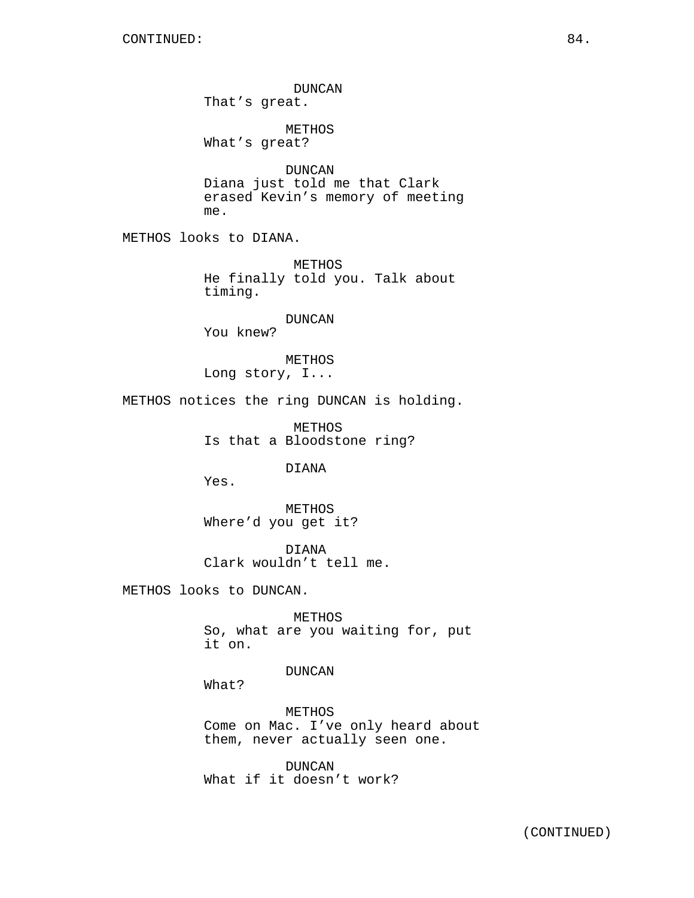CONTINUED:

DUNCAN
That's great.

METHOS
What's great?

DUNCAN
Diana just told me that Clark erased Kevin's memory of meeting me.

METHOS looks to DIANA.

METHOS
He finally told you. Talk about timing.

DUNCAN
You knew?

METHOS
Long story, I...

METHOS notices the ring DUNCAN is holding.

METHOS
Is that a Bloodstone ring?

DIANA
Yes.

METHOS
Where'd you get it?

DIANA
Clark wouldn't tell me.

METHOS looks to DUNCAN.

METHOS
So, what are you waiting for, put it on.

DUNCAN
What?

METHOS
Come on Mac. I've only heard about them, never actually seen one.

DUNCAN
What if it doesn't work?

(CONTINUED)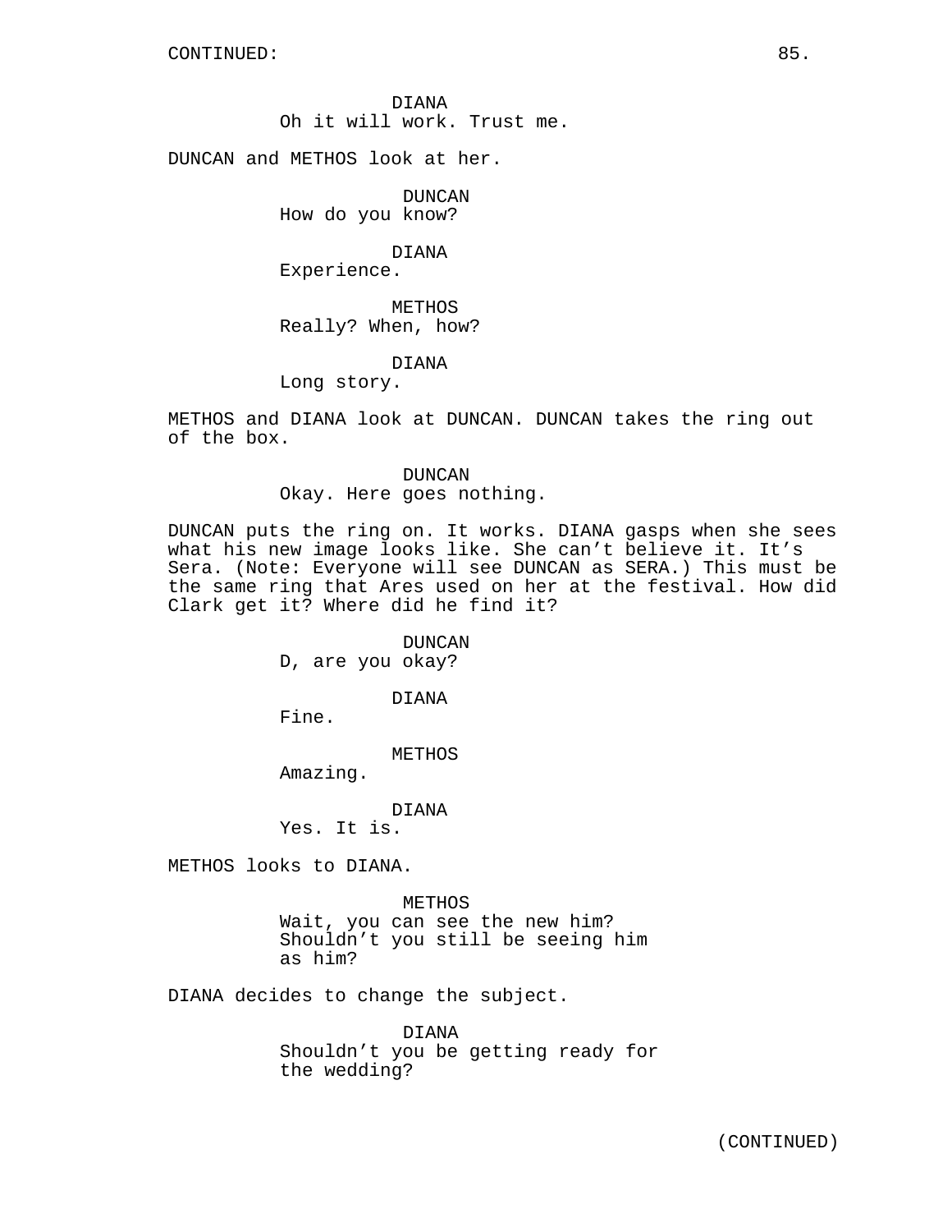CONTINUED:

DIANA
Oh it will work. Trust me.

DUNCAN and METHOS look at her.

DUNCAN
How do you know?

DIANA
Experience.

METHOS
Really? When, how?

DIANA
Long story.

METHOS and DIANA look at DUNCAN. DUNCAN takes the ring out of the box.

DUNCAN
Okay. Here goes nothing.

DUNCAN puts the ring on. It works. DIANA gasps when she sees what his new image looks like. She can't believe it. It's Sera. (Note: Everyone will see DUNCAN as SERA.) This must be the same ring that Ares used on her at the festival. How did Clark get it? Where did he find it?

DUNCAN
D, are you okay?

DIANA
Fine.

METHOS
Amazing.

DIANA
Yes. It is.

METHOS looks to DIANA.

METHOS
Wait, you can see the new him? Shouldn't you still be seeing him as him?

DIANA decides to change the subject.

DIANA
Shouldn't you be getting ready for the wedding?

(CONTINUED)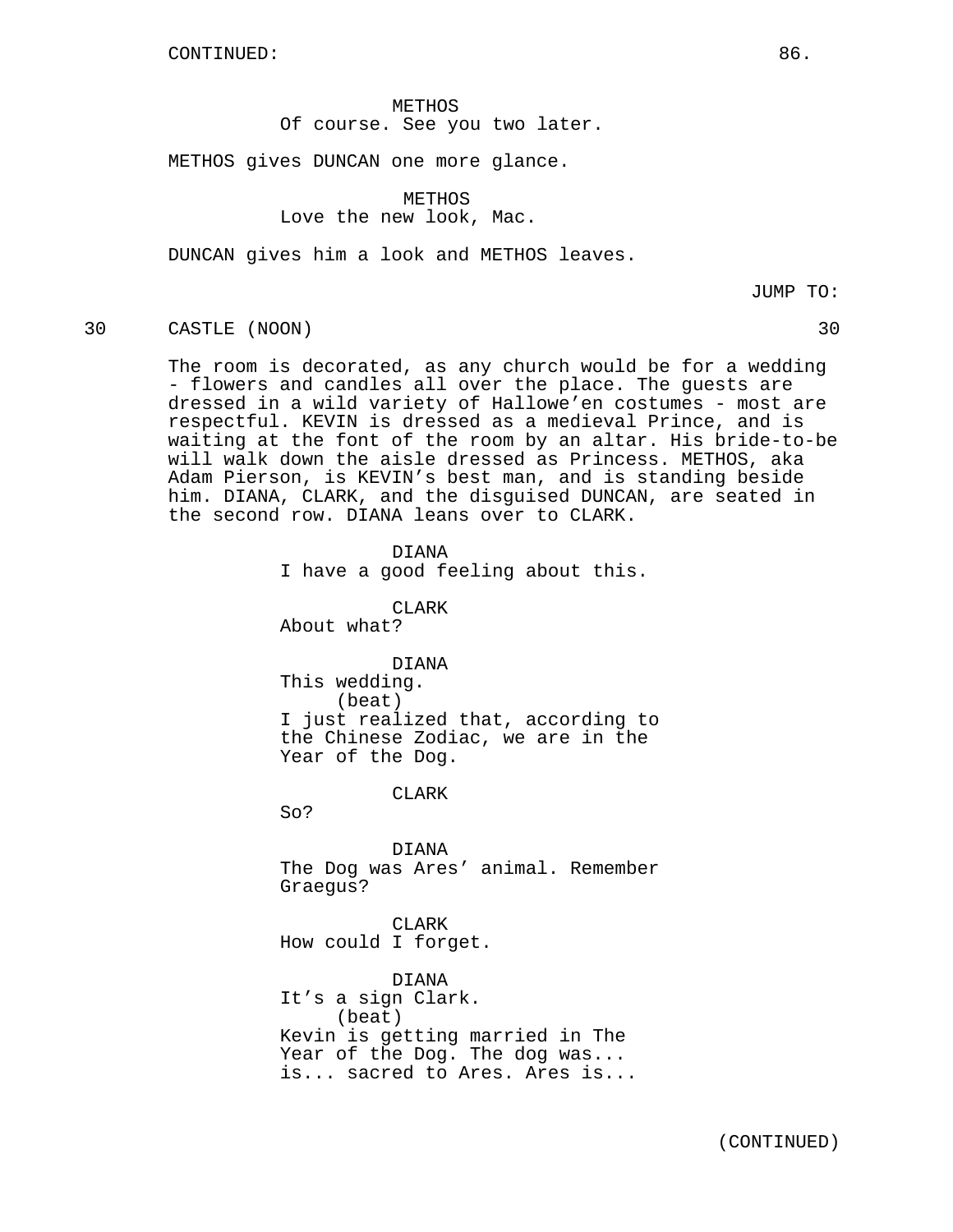CONTINUED:

METHOS
Of course. See you two later.

METHOS gives DUNCAN one more glance.

METHOS
Love the new look, Mac.

DUNCAN gives him a look and METHOS leaves.

JUMP TO:

30 CASTLE (NOON) 30

The room is decorated, as any church would be for a wedding - flowers and candles all over the place. The guests are dressed in a wild variety of Hallowe'en costumes - most are respectful. KEVIN is dressed as a medieval Prince, and is waiting at the font of the room by an altar. His bride-to-be will walk down the aisle dressed as Princess. METHOS, aka Adam Pierson, is KEVIN's best man, and is standing beside him. DIANA, CLARK, and the disguised DUNCAN, are seated in the second row. DIANA leans over to CLARK.

DIANA
I have a good feeling about this.

CLARK
About what?

DIANA
This wedding.
(beat)
I just realized that, according to the Chinese Zodiac, we are in the Year of the Dog.

CLARK
So?

DIANA
The Dog was Ares' animal. Remember Graegus?

CLARK
How could I forget.

DIANA
It's a sign Clark.
(beat)
Kevin is getting married in The Year of the Dog. The dog was... is... sacred to Ares. Ares is...

(CONTINUED)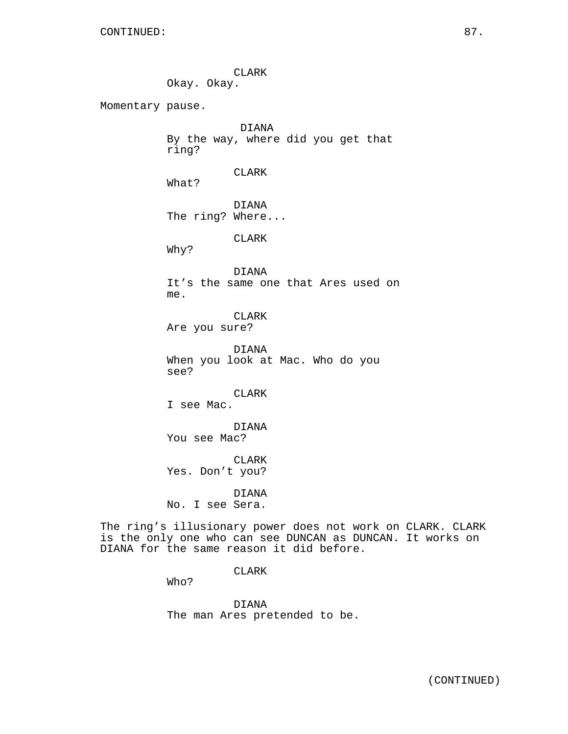CLARK
Okay. Okay.

Momentary pause.

DIANA
By the way, where did you get that ring?

CLARK
What?

DIANA
The ring? Where...

CLARK
Why?

DIANA
It's the same one that Ares used on me.

CLARK
Are you sure?

DIANA
When you look at Mac. Who do you see?

CLARK
I see Mac.

DIANA
You see Mac?

CLARK
Yes. Don't you?

DIANA
No. I see Sera.

The ring's illusionary power does not work on CLARK. CLARK is the only one who can see DUNCAN as DUNCAN. It works on DIANA for the same reason it did before.

CLARK
Who?

DIANA
The man Ares pretended to be.

(CONTINUED)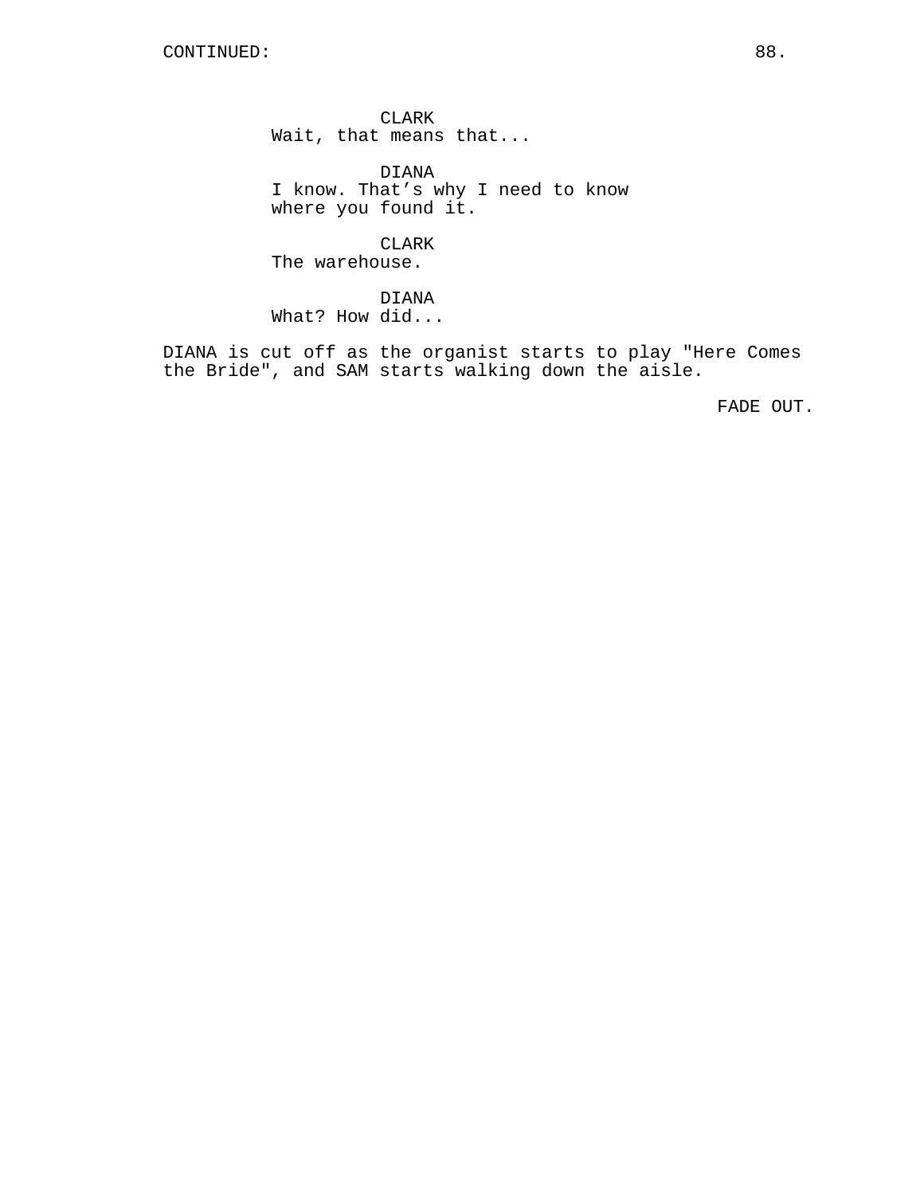CONTINUED:

CLARK
Wait, that means that...

DIANA
I know. That’s why I need to know where you found it.

CLARK
The warehouse.

DIANA
What? How did...

DIANA is cut off as the organist starts to play "Here Comes the Bride", and SAM starts walking down the aisle.

FADE OUT.